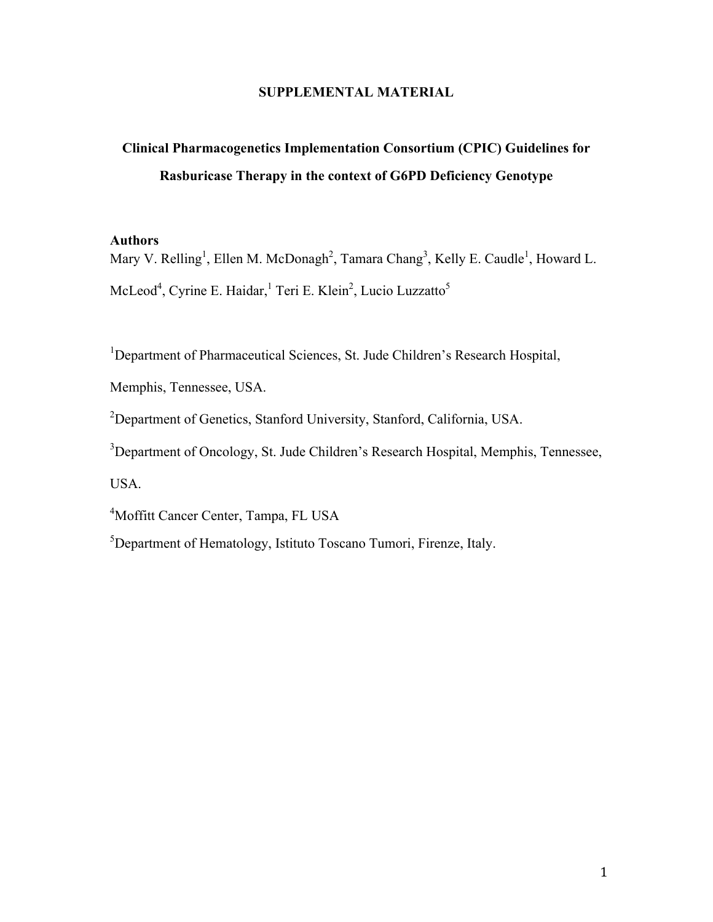**SUPPLEMENTAL MATERIAL**

# Clinical Pharmacogenetics Implementation Consortium (CPIC) Guidelines for Rasburicase Therapy in the context of G6PD Deficiency Genotype

**Authors**

Mary V. Relling[1], Ellen M. McDonagh[2], Tamara Chang[3], Kelly E. Caudle[1], Howard L. McLeod[4], Cyrine E. Haidar,[1] Teri E. Klein[2], Lucio Luzzatto[5]

[1]Department of Pharmaceutical Sciences, St. Jude Children's Research Hospital, Memphis, Tennessee, USA.

[2]Department of Genetics, Stanford University, Stanford, California, USA.

[3]Department of Oncology, St. Jude Children's Research Hospital, Memphis, Tennessee, USA.

[4]Moffitt Cancer Center, Tampa, FL USA

[5]Department of Hematology, Istituto Toscano Tumori, Firenze, Italy.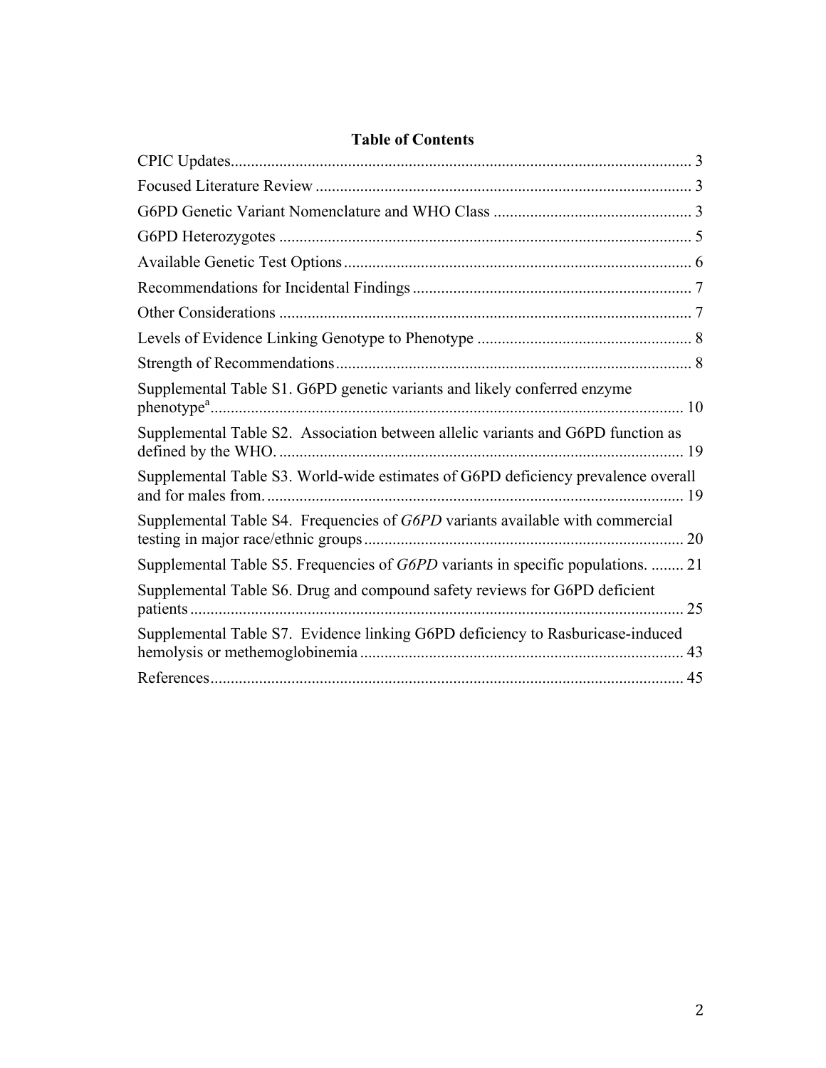# Table of Contents

CPIC Updates ..... 3

Focused Literature Review ..... 3

G6PD Genetic Variant Nomenclature and WHO Class ..... 3

G6PD Heterozygotes ..... 5

Available Genetic Test Options ..... 6

Recommendations for Incidental Findings ..... 7

Other Considerations ..... 7

Levels of Evidence Linking Genotype to Phenotype ..... 8

Strength of Recommendations ..... 8

Supplemental Table S1. G6PD genetic variants and likely conferred enzyme phenotype[a] ..... 10

Supplemental Table S2. Association between allelic variants and G6PD function as defined by the WHO. ..... 19

Supplemental Table S3. World-wide estimates of G6PD deficiency prevalence overall and for males from. ..... 19

Supplemental Table S4. Frequencies of *G6PD* variants available with commercial testing in major race/ethnic groups ..... 20

Supplemental Table S5. Frequencies of *G6PD* variants in specific populations. ..... 21

Supplemental Table S6. Drug and compound safety reviews for G6PD deficient patients ..... 25

Supplemental Table S7. Evidence linking G6PD deficiency to Rasburicase-induced hemolysis or methemoglobinemia ..... 43

References ..... 45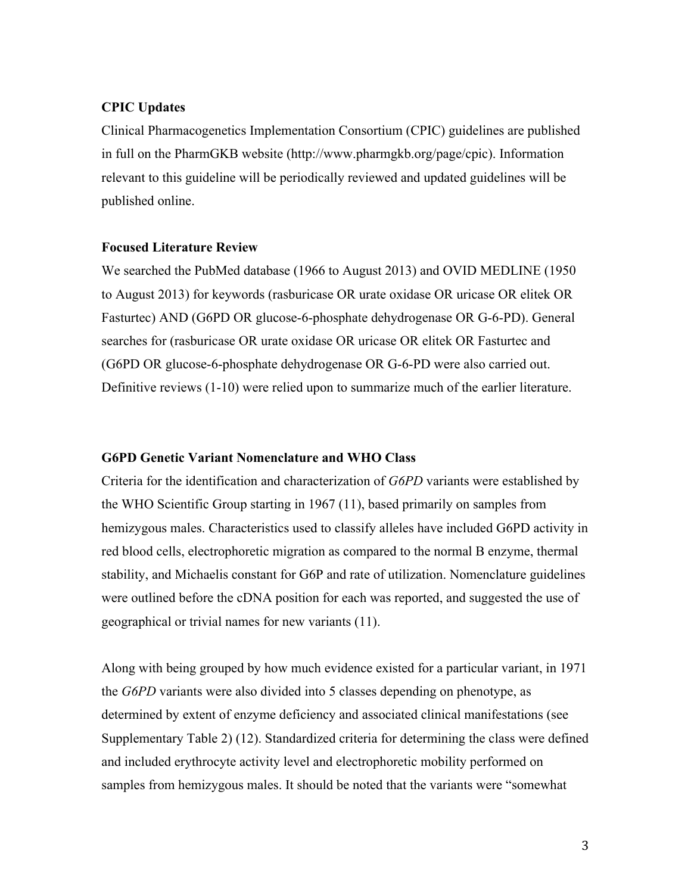### CPIC Updates

Clinical Pharmacogenetics Implementation Consortium (CPIC) guidelines are published in full on the PharmGKB website (http://www.pharmgkb.org/page/cpic). Information relevant to this guideline will be periodically reviewed and updated guidelines will be published online.

### Focused Literature Review

We searched the PubMed database (1966 to August 2013) and OVID MEDLINE (1950 to August 2013) for keywords (rasburicase OR urate oxidase OR uricase OR elitek OR Fasturtec) AND (G6PD OR glucose-6-phosphate dehydrogenase OR G-6-PD). General searches for (rasburicase OR urate oxidase OR uricase OR elitek OR Fasturtec and (G6PD OR glucose-6-phosphate dehydrogenase OR G-6-PD were also carried out. Definitive reviews (1-10) were relied upon to summarize much of the earlier literature.

### G6PD Genetic Variant Nomenclature and WHO Class

Criteria for the identification and characterization of *G6PD* variants were established by the WHO Scientific Group starting in 1967 (11), based primarily on samples from hemizygous males. Characteristics used to classify alleles have included G6PD activity in red blood cells, electrophoretic migration as compared to the normal B enzyme, thermal stability, and Michaelis constant for G6P and rate of utilization. Nomenclature guidelines were outlined before the cDNA position for each was reported, and suggested the use of geographical or trivial names for new variants (11).

Along with being grouped by how much evidence existed for a particular variant, in 1971 the *G6PD* variants were also divided into 5 classes depending on phenotype, as determined by extent of enzyme deficiency and associated clinical manifestations (see Supplementary Table 2) (12). Standardized criteria for determining the class were defined and included erythrocyte activity level and electrophoretic mobility performed on samples from hemizygous males. It should be noted that the variants were "somewhat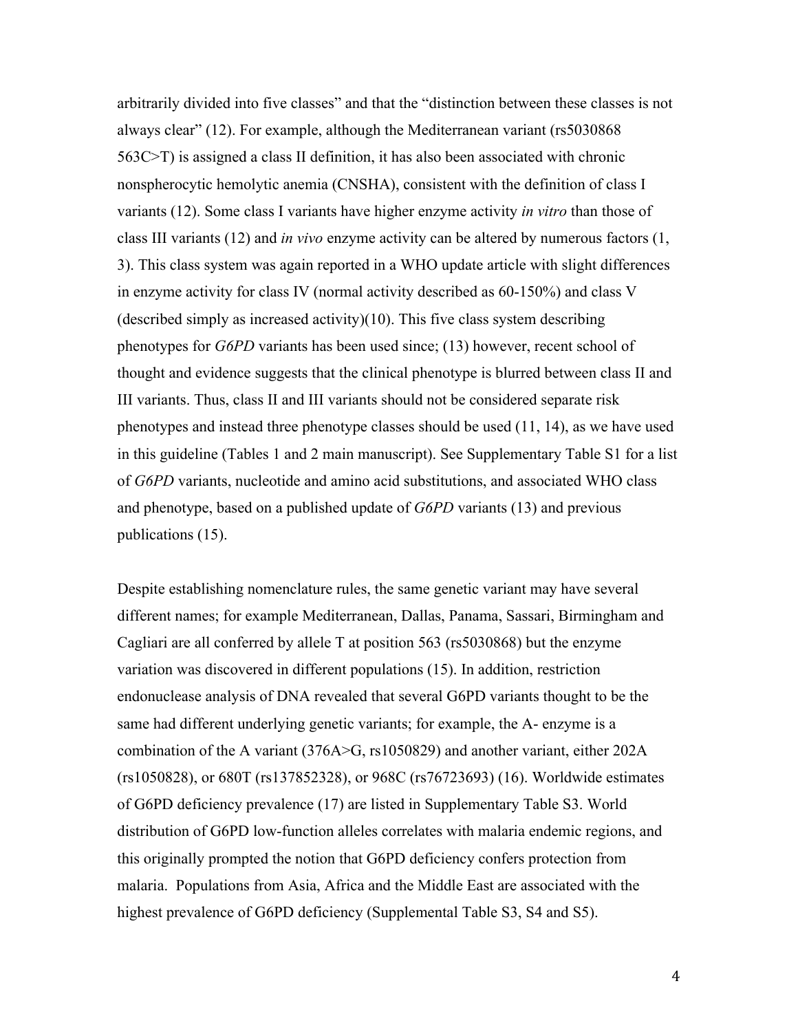arbitrarily divided into five classes" and that the "distinction between these classes is not always clear" (12). For example, although the Mediterranean variant (rs5030868 563C>T) is assigned a class II definition, it has also been associated with chronic nonspherocytic hemolytic anemia (CNSHA), consistent with the definition of class I variants (12). Some class I variants have higher enzyme activity *in vitro* than those of class III variants (12) and *in vivo* enzyme activity can be altered by numerous factors (1, 3). This class system was again reported in a WHO update article with slight differences in enzyme activity for class IV (normal activity described as 60-150%) and class V (described simply as increased activity)(10). This five class system describing phenotypes for *G6PD* variants has been used since; (13) however, recent school of thought and evidence suggests that the clinical phenotype is blurred between class II and III variants. Thus, class II and III variants should not be considered separate risk phenotypes and instead three phenotype classes should be used (11, 14), as we have used in this guideline (Tables 1 and 2 main manuscript). See Supplementary Table S1 for a list of *G6PD* variants, nucleotide and amino acid substitutions, and associated WHO class and phenotype, based on a published update of *G6PD* variants (13) and previous publications (15).

Despite establishing nomenclature rules, the same genetic variant may have several different names; for example Mediterranean, Dallas, Panama, Sassari, Birmingham and Cagliari are all conferred by allele T at position 563 (rs5030868) but the enzyme variation was discovered in different populations (15). In addition, restriction endonuclease analysis of DNA revealed that several G6PD variants thought to be the same had different underlying genetic variants; for example, the A- enzyme is a combination of the A variant (376A>G, rs1050829) and another variant, either 202A (rs1050828), or 680T (rs137852328), or 968C (rs76723693) (16). Worldwide estimates of G6PD deficiency prevalence (17) are listed in Supplementary Table S3. World distribution of G6PD low-function alleles correlates with malaria endemic regions, and this originally prompted the notion that G6PD deficiency confers protection from malaria. Populations from Asia, Africa and the Middle East are associated with the highest prevalence of G6PD deficiency (Supplemental Table S3, S4 and S5).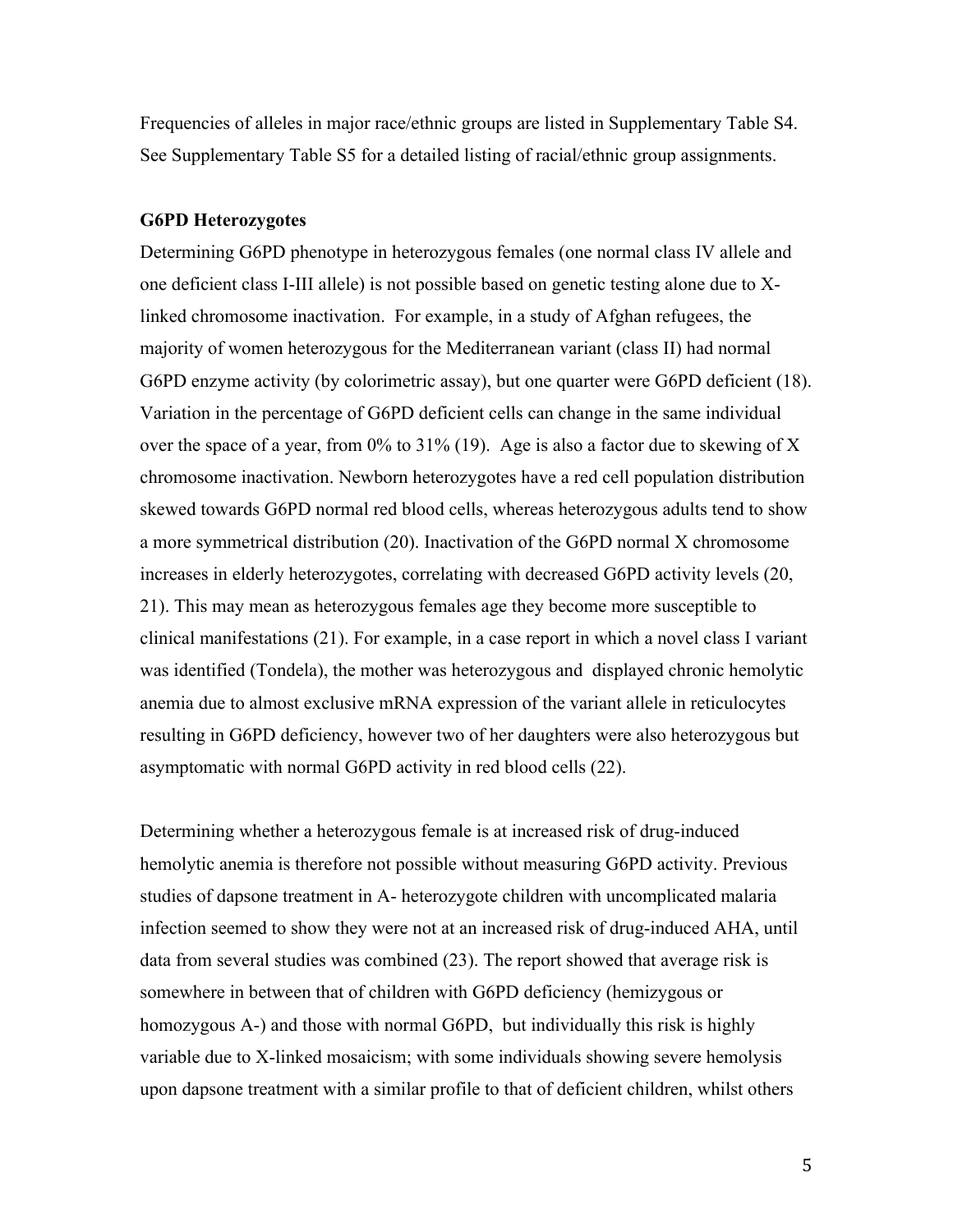Frequencies of alleles in major race/ethnic groups are listed in Supplementary Table S4. See Supplementary Table S5 for a detailed listing of racial/ethnic group assignments.

**G6PD Heterozygotes**

Determining G6PD phenotype in heterozygous females (one normal class IV allele and one deficient class I-III allele) is not possible based on genetic testing alone due to X-linked chromosome inactivation. For example, in a study of Afghan refugees, the majority of women heterozygous for the Mediterranean variant (class II) had normal G6PD enzyme activity (by colorimetric assay), but one quarter were G6PD deficient (18). Variation in the percentage of G6PD deficient cells can change in the same individual over the space of a year, from 0% to 31% (19). Age is also a factor due to skewing of X chromosome inactivation. Newborn heterozygotes have a red cell population distribution skewed towards G6PD normal red blood cells, whereas heterozygous adults tend to show a more symmetrical distribution (20). Inactivation of the G6PD normal X chromosome increases in elderly heterozygotes, correlating with decreased G6PD activity levels (20, 21). This may mean as heterozygous females age they become more susceptible to clinical manifestations (21). For example, in a case report in which a novel class I variant was identified (Tondela), the mother was heterozygous and displayed chronic hemolytic anemia due to almost exclusive mRNA expression of the variant allele in reticulocytes resulting in G6PD deficiency, however two of her daughters were also heterozygous but asymptomatic with normal G6PD activity in red blood cells (22).

Determining whether a heterozygous female is at increased risk of drug-induced hemolytic anemia is therefore not possible without measuring G6PD activity. Previous studies of dapsone treatment in A- heterozygote children with uncomplicated malaria infection seemed to show they were not at an increased risk of drug-induced AHA, until data from several studies was combined (23). The report showed that average risk is somewhere in between that of children with G6PD deficiency (hemizygous or homozygous A-) and those with normal G6PD, but individually this risk is highly variable due to X-linked mosaicism; with some individuals showing severe hemolysis upon dapsone treatment with a similar profile to that of deficient children, whilst others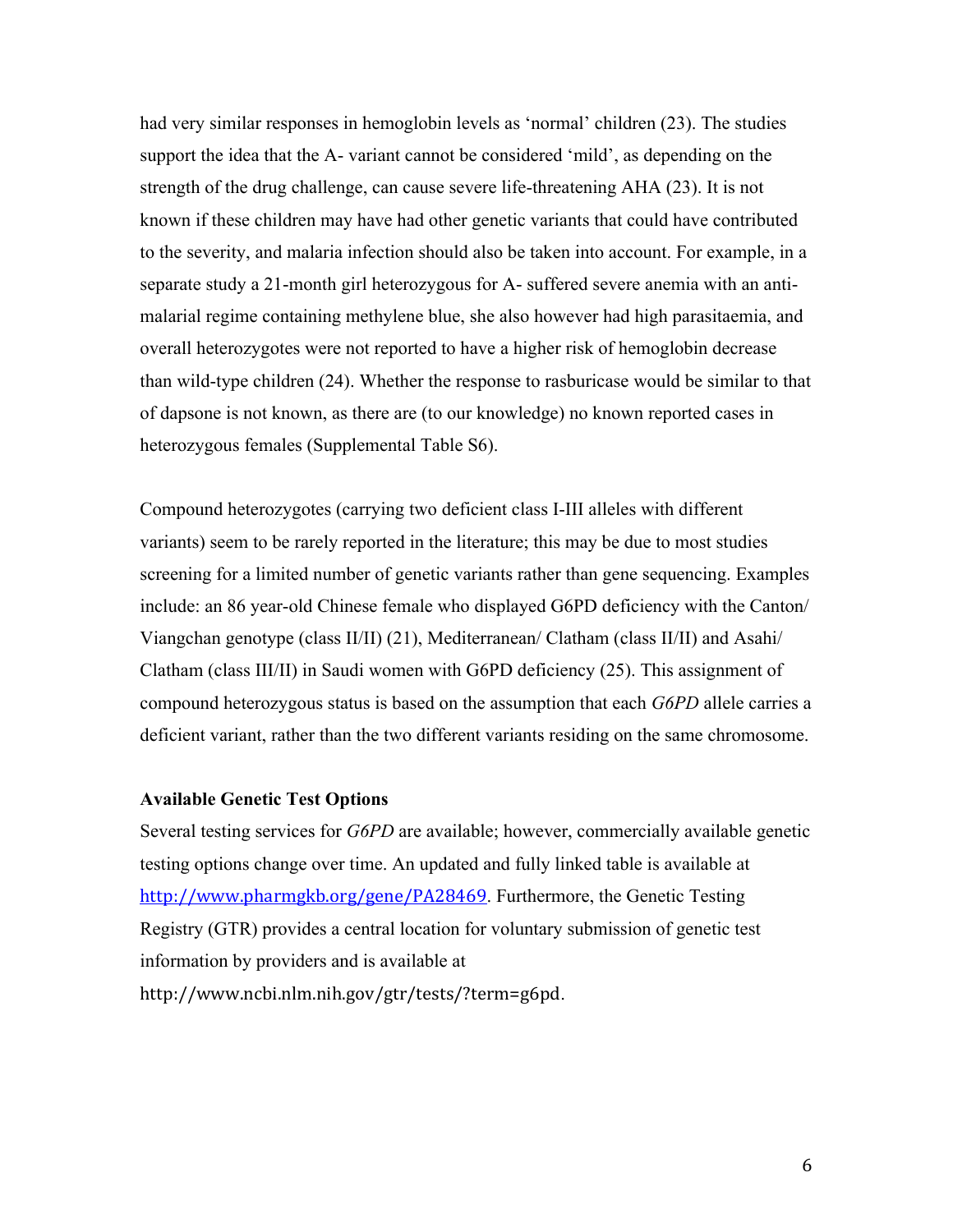had very similar responses in hemoglobin levels as 'normal' children (23). The studies support the idea that the A- variant cannot be considered 'mild', as depending on the strength of the drug challenge, can cause severe life-threatening AHA (23). It is not known if these children may have had other genetic variants that could have contributed to the severity, and malaria infection should also be taken into account. For example, in a separate study a 21-month girl heterozygous for A- suffered severe anemia with an anti-malarial regime containing methylene blue, she also however had high parasitaemia, and overall heterozygotes were not reported to have a higher risk of hemoglobin decrease than wild-type children (24). Whether the response to rasburicase would be similar to that of dapsone is not known, as there are (to our knowledge) no known reported cases in heterozygous females (Supplemental Table S6).

Compound heterozygotes (carrying two deficient class I-III alleles with different variants) seem to be rarely reported in the literature; this may be due to most studies screening for a limited number of genetic variants rather than gene sequencing. Examples include: an 86 year-old Chinese female who displayed G6PD deficiency with the Canton/ Viangchan genotype (class II/II) (21), Mediterranean/ Clatham (class II/II) and Asahi/ Clatham (class III/II) in Saudi women with G6PD deficiency (25). This assignment of compound heterozygous status is based on the assumption that each *G6PD* allele carries a deficient variant, rather than the two different variants residing on the same chromosome.

### Available Genetic Test Options

Several testing services for *G6PD* are available; however, commercially available genetic testing options change over time. An updated and fully linked table is available at http://www.pharmgkb.org/gene/PA28469. Furthermore, the Genetic Testing Registry (GTR) provides a central location for voluntary submission of genetic test information by providers and is available at http://www.ncbi.nlm.nih.gov/gtr/tests/?term=g6pd.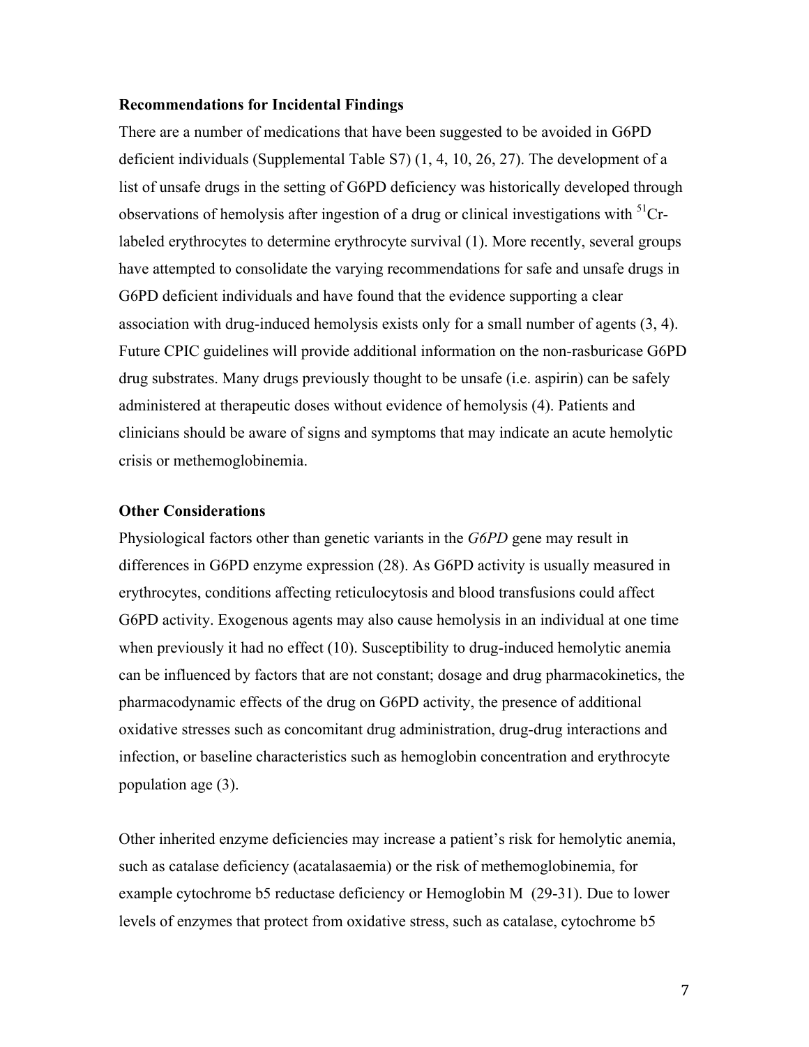**Recommendations for Incidental Findings**

There are a number of medications that have been suggested to be avoided in G6PD deficient individuals (Supplemental Table S7) (1, 4, 10, 26, 27). The development of a list of unsafe drugs in the setting of G6PD deficiency was historically developed through observations of hemolysis after ingestion of a drug or clinical investigations with $^{51}$Cr-labeled erythrocytes to determine erythrocyte survival (1). More recently, several groups have attempted to consolidate the varying recommendations for safe and unsafe drugs in G6PD deficient individuals and have found that the evidence supporting a clear association with drug-induced hemolysis exists only for a small number of agents (3, 4). Future CPIC guidelines will provide additional information on the non-rasburicase G6PD drug substrates. Many drugs previously thought to be unsafe (i.e. aspirin) can be safely administered at therapeutic doses without evidence of hemolysis (4). Patients and clinicians should be aware of signs and symptoms that may indicate an acute hemolytic crisis or methemoglobinemia.

**Other Considerations**

Physiological factors other than genetic variants in the *G6PD* gene may result in differences in G6PD enzyme expression (28). As G6PD activity is usually measured in erythrocytes, conditions affecting reticulocytosis and blood transfusions could affect G6PD activity. Exogenous agents may also cause hemolysis in an individual at one time when previously it had no effect (10). Susceptibility to drug-induced hemolytic anemia can be influenced by factors that are not constant; dosage and drug pharmacokinetics, the pharmacodynamic effects of the drug on G6PD activity, the presence of additional oxidative stresses such as concomitant drug administration, drug-drug interactions and infection, or baseline characteristics such as hemoglobin concentration and erythrocyte population age (3).

Other inherited enzyme deficiencies may increase a patient's risk for hemolytic anemia, such as catalase deficiency (acatalasaemia) or the risk of methemoglobinemia, for example cytochrome b5 reductase deficiency or Hemoglobin M (29-31). Due to lower levels of enzymes that protect from oxidative stress, such as catalase, cytochrome b5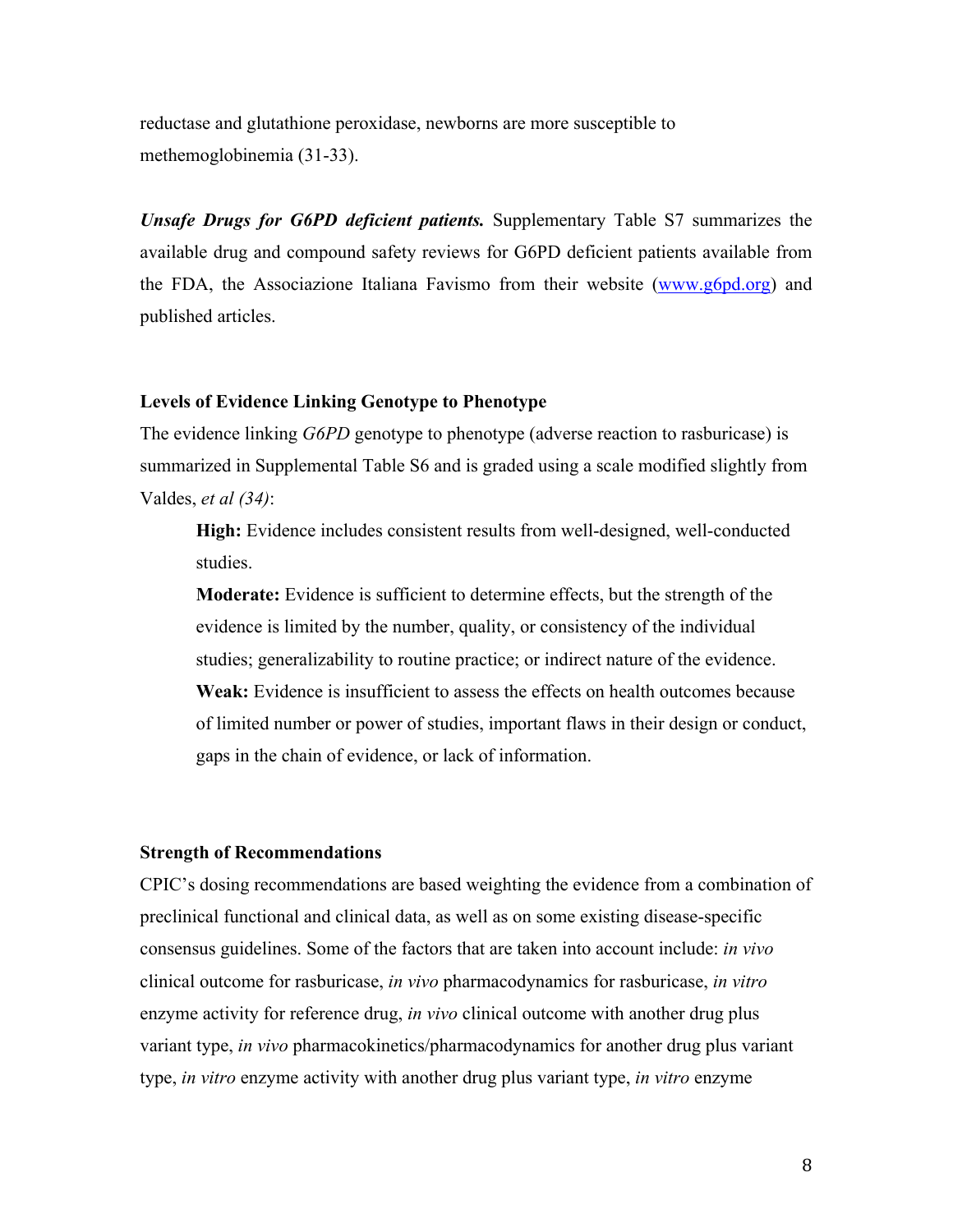reductase and glutathione peroxidase, newborns are more susceptible to methemoglobinemia (31-33).

***Unsafe Drugs for G6PD deficient patients.*** Supplementary Table S7 summarizes the available drug and compound safety reviews for G6PD deficient patients available from the FDA, the Associazione Italiana Favismo from their website (www.g6pd.org) and published articles.

### Levels of Evidence Linking Genotype to Phenotype

The evidence linking *G6PD* genotype to phenotype (adverse reaction to rasburicase) is summarized in Supplemental Table S6 and is graded using a scale modified slightly from Valdes, *et al (34)*:

> **High:** Evidence includes consistent results from well-designed, well-conducted studies.
>
> **Moderate:** Evidence is sufficient to determine effects, but the strength of the evidence is limited by the number, quality, or consistency of the individual studies; generalizability to routine practice; or indirect nature of the evidence.
>
> **Weak:** Evidence is insufficient to assess the effects on health outcomes because of limited number or power of studies, important flaws in their design or conduct, gaps in the chain of evidence, or lack of information.

### Strength of Recommendations

CPIC's dosing recommendations are based weighting the evidence from a combination of preclinical functional and clinical data, as well as on some existing disease-specific consensus guidelines. Some of the factors that are taken into account include: *in vivo* clinical outcome for rasburicase, *in vivo* pharmacodynamics for rasburicase, *in vitro* enzyme activity for reference drug, *in vivo* clinical outcome with another drug plus variant type, *in vivo* pharmacokinetics/pharmacodynamics for another drug plus variant type, *in vitro* enzyme activity with another drug plus variant type, *in vitro* enzyme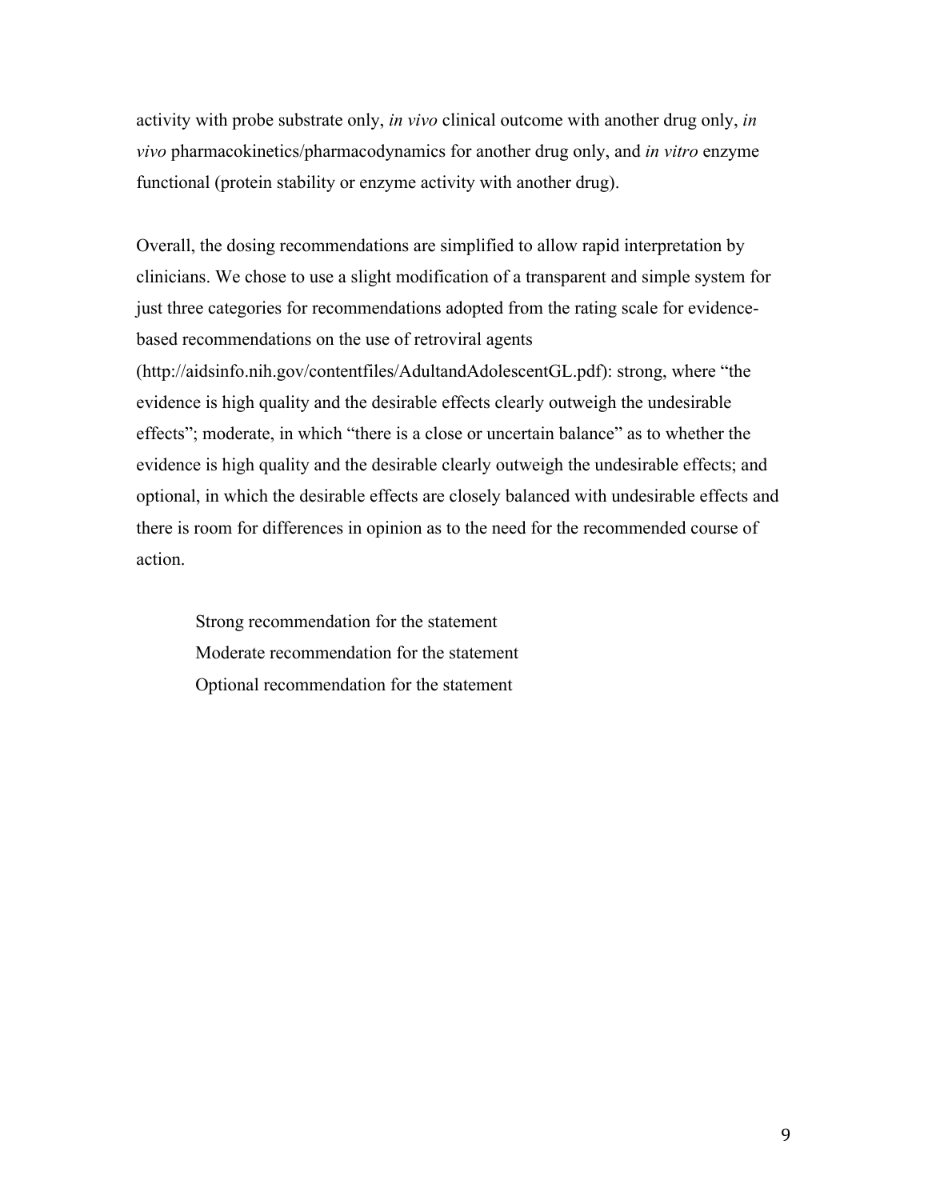activity with probe substrate only, *in vivo* clinical outcome with another drug only, *in vivo* pharmacokinetics/pharmacodynamics for another drug only, and *in vitro* enzyme functional (protein stability or enzyme activity with another drug).

Overall, the dosing recommendations are simplified to allow rapid interpretation by clinicians. We chose to use a slight modification of a transparent and simple system for just three categories for recommendations adopted from the rating scale for evidence-based recommendations on the use of retroviral agents (http://aidsinfo.nih.gov/contentfiles/AdultandAdolescentGL.pdf): strong, where "the evidence is high quality and the desirable effects clearly outweigh the undesirable effects"; moderate, in which "there is a close or uncertain balance" as to whether the evidence is high quality and the desirable clearly outweigh the undesirable effects; and optional, in which the desirable effects are closely balanced with undesirable effects and there is room for differences in opinion as to the need for the recommended course of action.

Strong recommendation for the statement
Moderate recommendation for the statement
Optional recommendation for the statement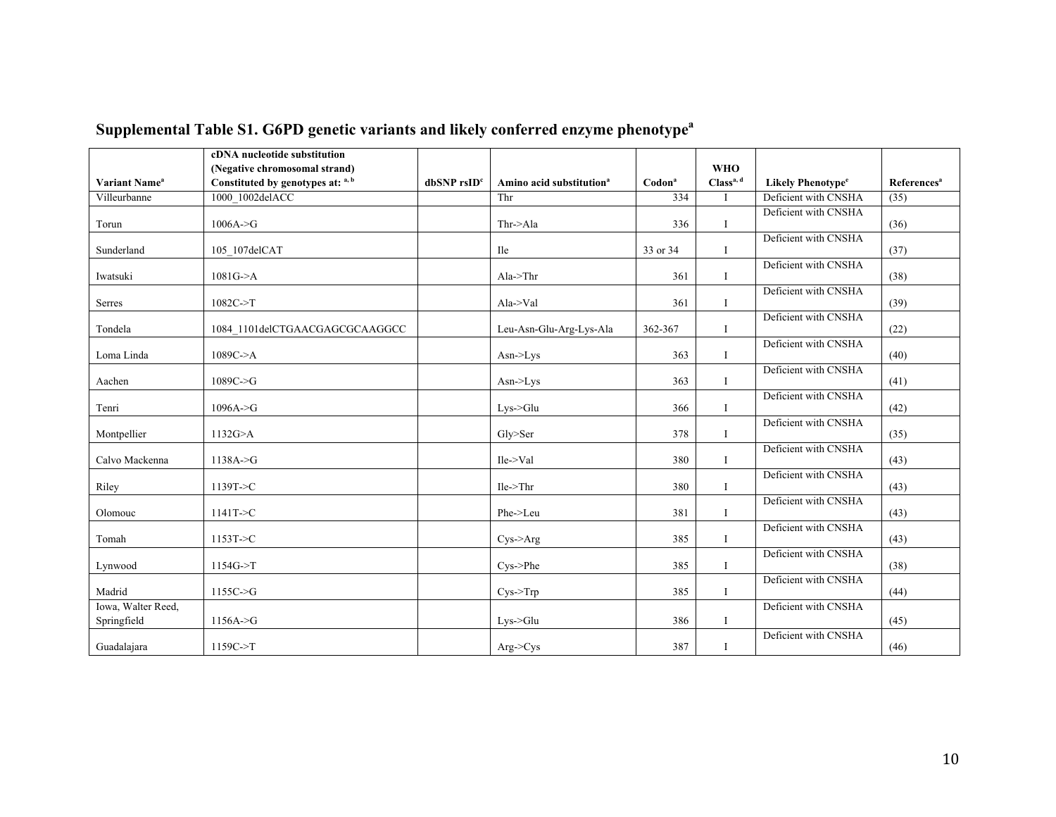## Supplemental Table S1. G6PD genetic variants and likely conferred enzyme phenotype[a]

| Variant Name[a] | cDNA nucleotide substitution (Negative chromosomal strand) Constituted by genotypes at: [a, b] | dbSNP rsID[c] | Amino acid substitution[a] | Codon[a] | WHO Class[a, d] | Likely Phenotype[e] | References[a] |
|---|---|---|---|---|---|---|---|
| Villeurbanne | 1000_1002delACC | | Thr | 334 | I | Deficient with CNSHA | (35) |
| Torun | 1006A->G | | Thr->Ala | 336 | I | Deficient with CNSHA | (36) |
| Sunderland | 105_107delCAT | | Ile | 33 or 34 | I | Deficient with CNSHA | (37) |
| Iwatsuki | 1081G->A | | Ala->Thr | 361 | I | Deficient with CNSHA | (38) |
| Serres | 1082C->T | | Ala->Val | 361 | I | Deficient with CNSHA | (39) |
| Tondela | 1084_1101delCTGAACGAGCGCAAGGCC | | Leu-Asn-Glu-Arg-Lys-Ala | 362-367 | I | Deficient with CNSHA | (22) |
| Loma Linda | 1089C->A | | Asn->Lys | 363 | I | Deficient with CNSHA | (40) |
| Aachen | 1089C->G | | Asn->Lys | 363 | I | Deficient with CNSHA | (41) |
| Tenri | 1096A->G | | Lys->Glu | 366 | I | Deficient with CNSHA | (42) |
| Montpellier | 1132G>A | | Gly>Ser | 378 | I | Deficient with CNSHA | (35) |
| Calvo Mackenna | 1138A->G | | Ile->Val | 380 | I | Deficient with CNSHA | (43) |
| Riley | 1139T->C | | Ile->Thr | 380 | I | Deficient with CNSHA | (43) |
| Olomouc | 1141T->C | | Phe->Leu | 381 | I | Deficient with CNSHA | (43) |
| Tomah | 1153T->C | | Cys->Arg | 385 | I | Deficient with CNSHA | (43) |
| Lynwood | 1154G->T | | Cys->Phe | 385 | I | Deficient with CNSHA | (38) |
| Madrid | 1155C->G | | Cys->Trp | 385 | I | Deficient with CNSHA | (44) |
| Iowa, Walter Reed, Springfield | 1156A->G | | Lys->Glu | 386 | I | Deficient with CNSHA | (45) |
| Guadalajara | 1159C->T | | Arg->Cys | 387 | I | Deficient with CNSHA | (46) |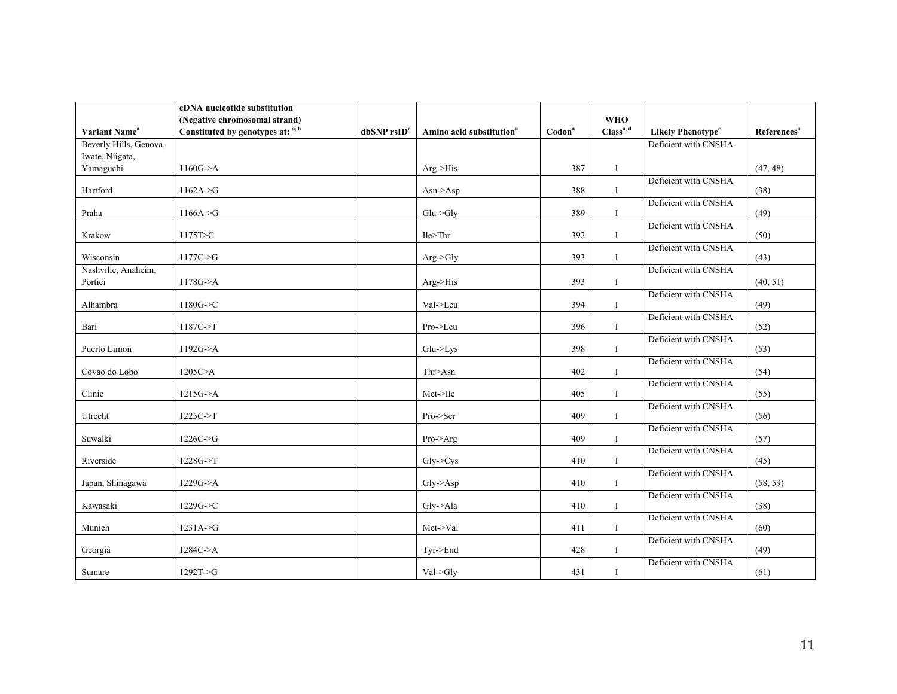| Variant Name[a] | cDNA nucleotide substitution (Negative chromosomal strand) Constituted by genotypes at: [a, b] | dbSNP rsID[c] | Amino acid substitution[a] | Codon[a] | WHO Class[a, d] | Likely Phenotype[e] | References[a] |
|---|---|---|---|---|---|---|---|
| Beverly Hills, Genova, Iwate, Niigata, Yamaguchi | 1160G->A | | Arg->His | 387 | I | Deficient with CNSHA | (47, 48) |
| Hartford | 1162A->G | | Asn->Asp | 388 | I | Deficient with CNSHA | (38) |
| Praha | 1166A->G | | Glu->Gly | 389 | I | Deficient with CNSHA | (49) |
| Krakow | 1175T>C | | Ile>Thr | 392 | I | Deficient with CNSHA | (50) |
| Wisconsin | 1177C->G | | Arg->Gly | 393 | I | Deficient with CNSHA | (43) |
| Nashville, Anaheim, Portici | 1178G->A | | Arg->His | 393 | I | Deficient with CNSHA | (40, 51) |
| Alhambra | 1180G->C | | Val->Leu | 394 | I | Deficient with CNSHA | (49) |
| Bari | 1187C->T | | Pro->Leu | 396 | I | Deficient with CNSHA | (52) |
| Puerto Limon | 1192G->A | | Glu->Lys | 398 | I | Deficient with CNSHA | (53) |
| Covao do Lobo | 1205C>A | | Thr>Asn | 402 | I | Deficient with CNSHA | (54) |
| Clinic | 1215G->A | | Met->Ile | 405 | I | Deficient with CNSHA | (55) |
| Utrecht | 1225C->T | | Pro->Ser | 409 | I | Deficient with CNSHA | (56) |
| Suwalki | 1226C->G | | Pro->Arg | 409 | I | Deficient with CNSHA | (57) |
| Riverside | 1228G->T | | Gly->Cys | 410 | I | Deficient with CNSHA | (45) |
| Japan, Shinagawa | 1229G->A | | Gly->Asp | 410 | I | Deficient with CNSHA | (58, 59) |
| Kawasaki | 1229G->C | | Gly->Ala | 410 | I | Deficient with CNSHA | (38) |
| Munich | 1231A->G | | Met->Val | 411 | I | Deficient with CNSHA | (60) |
| Georgia | 1284C->A | | Tyr->End | 428 | I | Deficient with CNSHA | (49) |
| Sumare | 1292T->G | | Val->Gly | 431 | I | Deficient with CNSHA | (61) |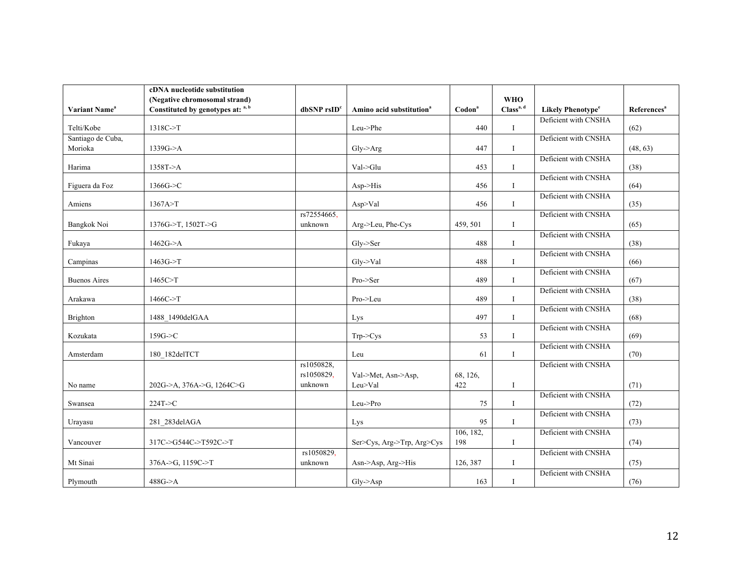| Variant Name[a] | cDNA nucleotide substitution (Negative chromosomal strand) Constituted by genotypes at: [a, b] | dbSNP rsID[c] | Amino acid substitution[a] | Codon[a] | WHO Class[a, d] | Likely Phenotype[e] | References[a] |
|---|---|---|---|---|---|---|---|
| Telti/Kobe | 1318C->T | | Leu->Phe | 440 | I | Deficient with CNSHA | (62) |
| Santiago de Cuba, Morioka | 1339G->A | | Gly->Arg | 447 | I | Deficient with CNSHA | (48, 63) |
| Harima | 1358T->A | | Val->Glu | 453 | I | Deficient with CNSHA | (38) |
| Figuera da Foz | 1366G->C | | Asp->His | 456 | I | Deficient with CNSHA | (64) |
| Amiens | 1367A>T | | Asp>Val | 456 | I | Deficient with CNSHA | (35) |
| Bangkok Noi | 1376G->T, 1502T->G | rs72554665, unknown | Arg->Leu, Phe-Cys | 459, 501 | I | Deficient with CNSHA | (65) |
| Fukaya | 1462G->A | | Gly->Ser | 488 | I | Deficient with CNSHA | (38) |
| Campinas | 1463G->T | | Gly->Val | 488 | I | Deficient with CNSHA | (66) |
| Buenos Aires | 1465C>T | | Pro->Ser | 489 | I | Deficient with CNSHA | (67) |
| Arakawa | 1466C->T | | Pro->Leu | 489 | I | Deficient with CNSHA | (38) |
| Brighton | 1488_1490delGAA | | Lys | 497 | I | Deficient with CNSHA | (68) |
| Kozukata | 159G->C | | Trp->Cys | 53 | I | Deficient with CNSHA | (69) |
| Amsterdam | 180_182delTCT | | Leu | 61 | I | Deficient with CNSHA | (70) |
| No name | 202G->A, 376A->G, 1264C>G | rs1050828, rs1050829, unknown | Val->Met, Asn->Asp, Leu>Val | 68, 126, 422 | I | Deficient with CNSHA | (71) |
| Swansea | 224T->C | | Leu->Pro | 75 | I | Deficient with CNSHA | (72) |
| Urayasu | 281_283delAGA | | Lys | 95 | I | Deficient with CNSHA | (73) |
| Vancouver | 317C->G544C->T592C->T | | Ser>Cys, Arg->Trp, Arg>Cys | 106, 182, 198 | I | Deficient with CNSHA | (74) |
| Mt Sinai | 376A->G, 1159C->T | rs1050829, unknown | Asn->Asp, Arg->His | 126, 387 | I | Deficient with CNSHA | (75) |
| Plymouth | 488G->A | | Gly->Asp | 163 | I | Deficient with CNSHA | (76) |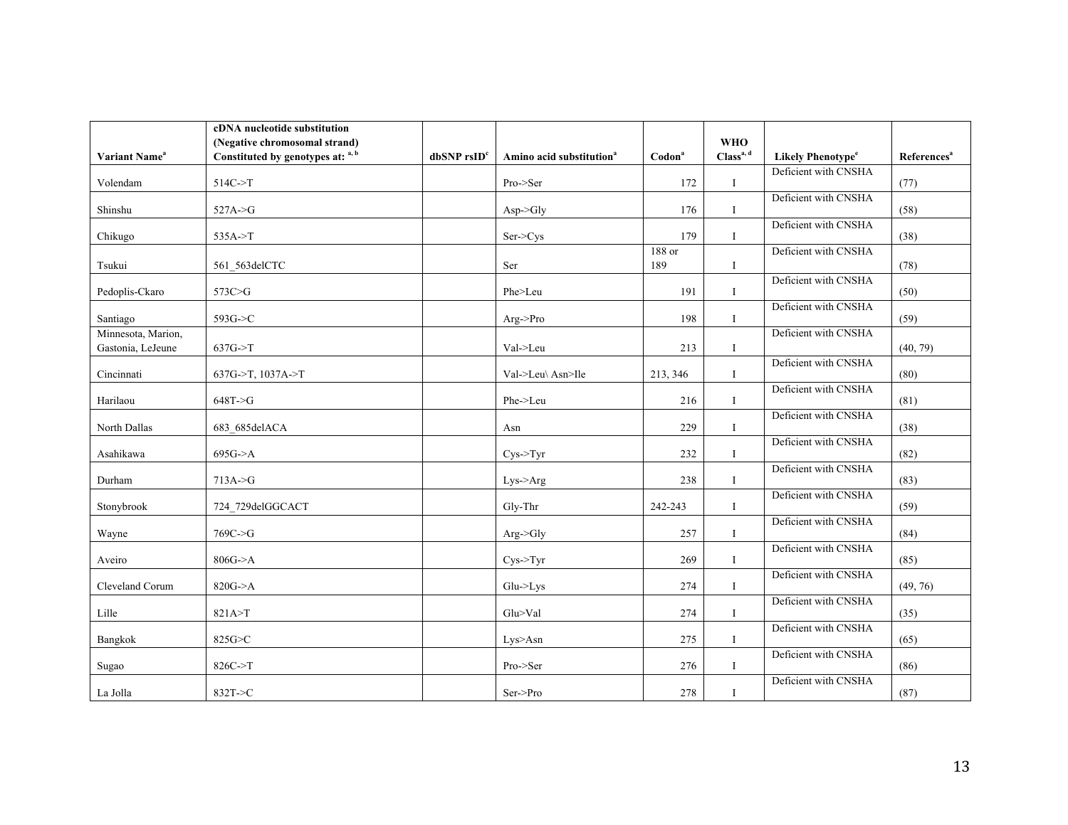| Variant Name[a] | cDNA nucleotide substitution (Negative chromosomal strand) Constituted by genotypes at: [a, b] | dbSNP rsID[c] | Amino acid substitution[a] | Codon[a] | WHO Class[a, d] | Likely Phenotype[e] | References[a] |
|---|---|---|---|---|---|---|---|
| Volendam | 514C->T | | Pro->Ser | 172 | I | Deficient with CNSHA | (77) |
| Shinshu | 527A->G | | Asp->Gly | 176 | I | Deficient with CNSHA | (58) |
| Chikugo | 535A->T | | Ser->Cys | 179 | I | Deficient with CNSHA | (38) |
| Tsukui | 561_563delCTC | | Ser | 188 or 189 | I | Deficient with CNSHA | (78) |
| Pedoplis-Ckaro | 573C>G | | Phe>Leu | 191 | I | Deficient with CNSHA | (50) |
| Santiago | 593G->C | | Arg->Pro | 198 | I | Deficient with CNSHA | (59) |
| Minnesota, Marion, Gastonia, LeJeune | 637G->T | | Val->Leu | 213 | I | Deficient with CNSHA | (40, 79) |
| Cincinnati | 637G->T, 1037A->T | | Val->Leu\ Asn>Ile | 213, 346 | I | Deficient with CNSHA | (80) |
| Harilaou | 648T->G | | Phe->Leu | 216 | I | Deficient with CNSHA | (81) |
| North Dallas | 683_685delACA | | Asn | 229 | I | Deficient with CNSHA | (38) |
| Asahikawa | 695G->A | | Cys->Tyr | 232 | I | Deficient with CNSHA | (82) |
| Durham | 713A->G | | Lys->Arg | 238 | I | Deficient with CNSHA | (83) |
| Stonybrook | 724_729delGGCACT | | Gly-Thr | 242-243 | I | Deficient with CNSHA | (59) |
| Wayne | 769C->G | | Arg->Gly | 257 | I | Deficient with CNSHA | (84) |
| Aveiro | 806G->A | | Cys->Tyr | 269 | I | Deficient with CNSHA | (85) |
| Cleveland Corum | 820G->A | | Glu->Lys | 274 | I | Deficient with CNSHA | (49, 76) |
| Lille | 821A>T | | Glu>Val | 274 | I | Deficient with CNSHA | (35) |
| Bangkok | 825G>C | | Lys>Asn | 275 | I | Deficient with CNSHA | (65) |
| Sugao | 826C->T | | Pro->Ser | 276 | I | Deficient with CNSHA | (86) |
| La Jolla | 832T->C | | Ser->Pro | 278 | I | Deficient with CNSHA | (87) |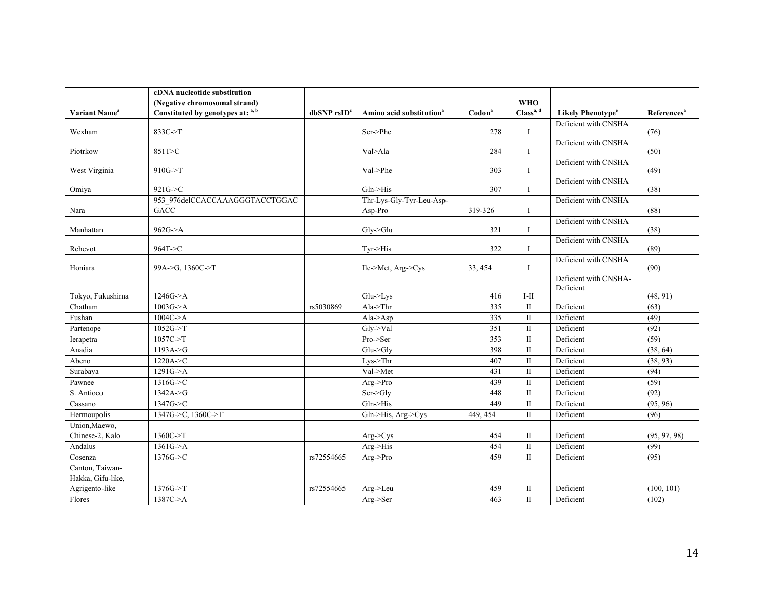| Variant Name[a] | cDNA nucleotide substitution (Negative chromosomal strand) Constituted by genotypes at: [a, b] | dbSNP rsID[c] | Amino acid substitution[a] | Codon[a] | WHO Class[a, d] | Likely Phenotype[e] | References[a] |
|---|---|---|---|---|---|---|---|
| Wexham | 833C->T | | Ser->Phe | 278 | I | Deficient with CNSHA | (76) |
| Piotrkow | 851T>C | | Val>Ala | 284 | I | Deficient with CNSHA | (50) |
| West Virginia | 910G->T | | Val->Phe | 303 | I | Deficient with CNSHA | (49) |
| Omiya | 921G->C | | Gln->His | 307 | I | Deficient with CNSHA | (38) |
| Nara | 953_976delCCACCAAAGGGTACCTGGAC GACC | | Thr-Lys-Gly-Tyr-Leu-Asp-Asp-Pro | 319-326 | I | Deficient with CNSHA | (88) |
| Manhattan | 962G->A | | Gly->Glu | 321 | I | Deficient with CNSHA | (38) |
| Rehevot | 964T->C | | Tyr->His | 322 | I | Deficient with CNSHA | (89) |
| Honiara | 99A->G, 1360C->T | | Ile->Met, Arg->Cys | 33, 454 | I | Deficient with CNSHA | (90) |
| Tokyo, Fukushima | 1246G->A | | Glu->Lys | 416 | I-II | Deficient with CNSHA-Deficient | (48, 91) |
| Chatham | 1003G->A | rs5030869 | Ala->Thr | 335 | II | Deficient | (63) |
| Fushan | 1004C->A | | Ala->Asp | 335 | II | Deficient | (49) |
| Partenope | 1052G->T | | Gly->Val | 351 | II | Deficient | (92) |
| Ierapetra | 1057C->T | | Pro->Ser | 353 | II | Deficient | (59) |
| Anadia | 1193A->G | | Glu->Gly | 398 | II | Deficient | (38, 64) |
| Abeno | 1220A->C | | Lys->Thr | 407 | II | Deficient | (38, 93) |
| Surabaya | 1291G->A | | Val->Met | 431 | II | Deficient | (94) |
| Pawnee | 1316G->C | | Arg->Pro | 439 | II | Deficient | (59) |
| S. Antioco | 1342A->G | | Ser->Gly | 448 | II | Deficient | (92) |
| Cassano | 1347G->C | | Gln->His | 449 | II | Deficient | (95, 96) |
| Hermoupolis | 1347G->C, 1360C->T | | Gln->His, Arg->Cys | 449, 454 | II | Deficient | (96) |
| Union,Maewo, Chinese-2, Kalo | 1360C->T | | Arg->Cys | 454 | II | Deficient | (95, 97, 98) |
| Andalus | 1361G->A | | Arg->His | 454 | II | Deficient | (99) |
| Cosenza | 1376G->C | rs72554665 | Arg->Pro | 459 | II | Deficient | (95) |
| Canton, Taiwan-Hakka, Gifu-like, Agrigento-like | 1376G->T | rs72554665 | Arg->Leu | 459 | II | Deficient | (100, 101) |
| Flores | 1387C->A | | Arg->Ser | 463 | II | Deficient | (102) |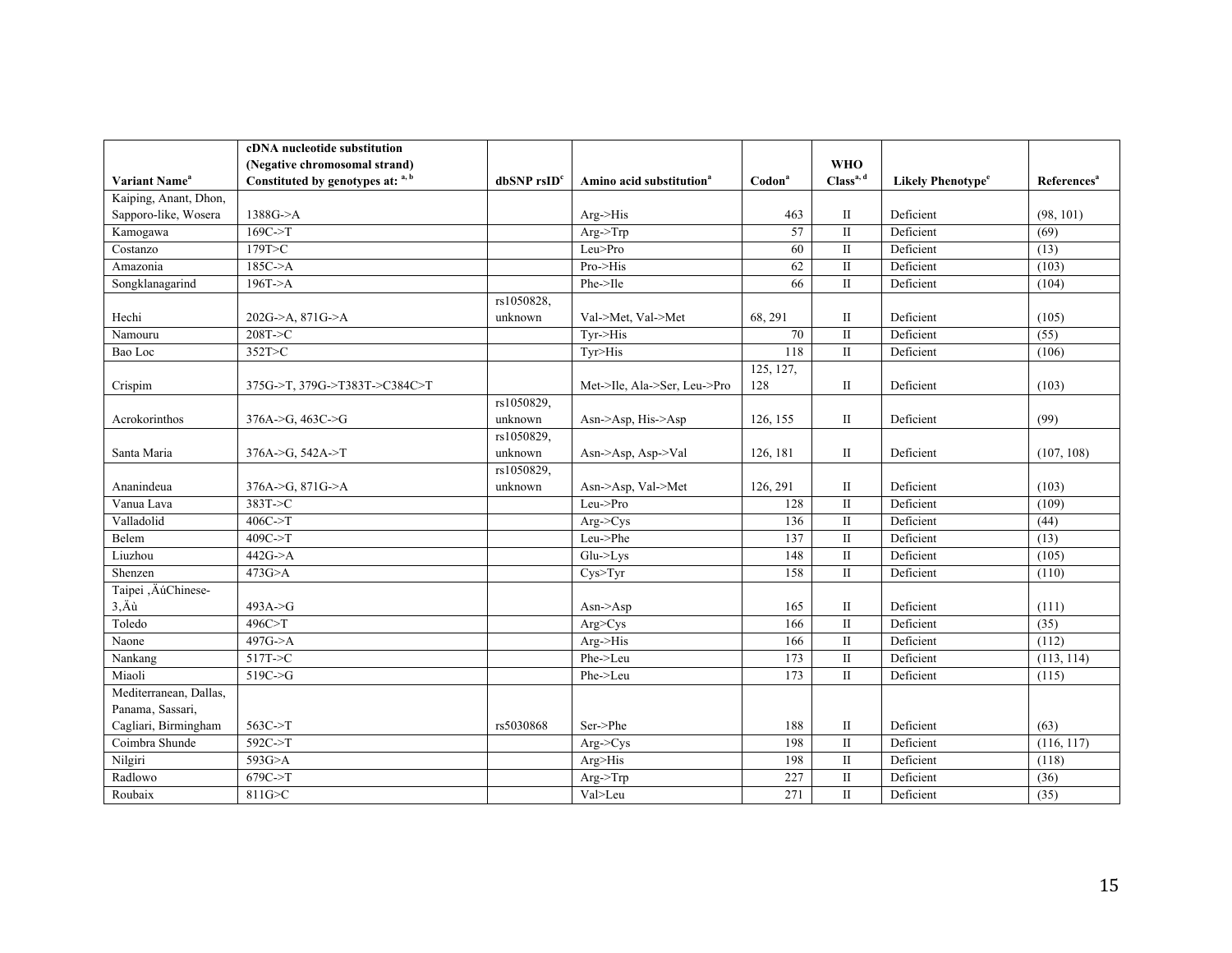| Variant Name[a] | cDNA nucleotide substitution (Negative chromosomal strand) Constituted by genotypes at: [a, b] | dbSNP rsID[c] | Amino acid substitution[a] | Codon[a] | WHO Class[a, d] | Likely Phenotype[e] | References[a] |
|---|---|---|---|---|---|---|---|
| Kaiping, Anant, Dhon, Sapporo-like, Wosera | 1388G->A | | Arg->His | 463 | II | Deficient | (98, 101) |
| Kamogawa | 169C->T | | Arg->Trp | 57 | II | Deficient | (69) |
| Costanzo | 179T>C | | Leu>Pro | 60 | II | Deficient | (13) |
| Amazonia | 185C->A | | Pro->His | 62 | II | Deficient | (103) |
| Songklanagarind | 196T->A | | Phe->Ile | 66 | II | Deficient | (104) |
| Hechi | 202G->A, 871G->A | rs1050828, unknown | Val->Met, Val->Met | 68, 291 | II | Deficient | (105) |
| Namouru | 208T->C | | Tyr->His | 70 | II | Deficient | (55) |
| Bao Loc | 352T>C | | Tyr>His | 118 | II | Deficient | (106) |
| Crispim | 375G->T, 379G->T383T->C384C>T | | Met->Ile, Ala->Ser, Leu->Pro | 125, 127, 128 | II | Deficient | (103) |
| Acrokorinthos | 376A->G, 463C->G | rs1050829, unknown | Asn->Asp, His->Asp | 126, 155 | II | Deficient | (99) |
| Santa Maria | 376A->G, 542A->T | rs1050829, unknown | Asn->Asp, Asp->Val | 126, 181 | II | Deficient | (107, 108) |
| Ananindeua | 376A->G, 871G->A | rs1050829, unknown | Asn->Asp, Val->Met | 126, 291 | II | Deficient | (103) |
| Vanua Lava | 383T->C | | Leu->Pro | 128 | II | Deficient | (109) |
| Valladolid | 406C->T | | Arg->Cys | 136 | II | Deficient | (44) |
| Belem | 409C->T | | Leu->Phe | 137 | II | Deficient | (13) |
| Liuzhou | 442G->A | | Glu->Lys | 148 | II | Deficient | (105) |
| Shenzen | 473G>A | | Cys>Tyr | 158 | II | Deficient | (110) |
| Taipei ‚ÄúChinese-3‚Äù | 493A->G | | Asn->Asp | 165 | II | Deficient | (111) |
| Toledo | 496C>T | | Arg>Cys | 166 | II | Deficient | (35) |
| Naone | 497G->A | | Arg->His | 166 | II | Deficient | (112) |
| Nankang | 517T->C | | Phe->Leu | 173 | II | Deficient | (113, 114) |
| Miaoli | 519C->G | | Phe->Leu | 173 | II | Deficient | (115) |
| Mediterranean, Dallas, Panama, Sassari, Cagliari, Birmingham | 563C->T | rs5030868 | Ser->Phe | 188 | II | Deficient | (63) |
| Coimbra Shunde | 592C->T | | Arg->Cys | 198 | II | Deficient | (116, 117) |
| Nilgiri | 593G>A | | Arg>His | 198 | II | Deficient | (118) |
| Radlowo | 679C->T | | Arg->Trp | 227 | II | Deficient | (36) |
| Roubaix | 811G>C | | Val>Leu | 271 | II | Deficient | (35) |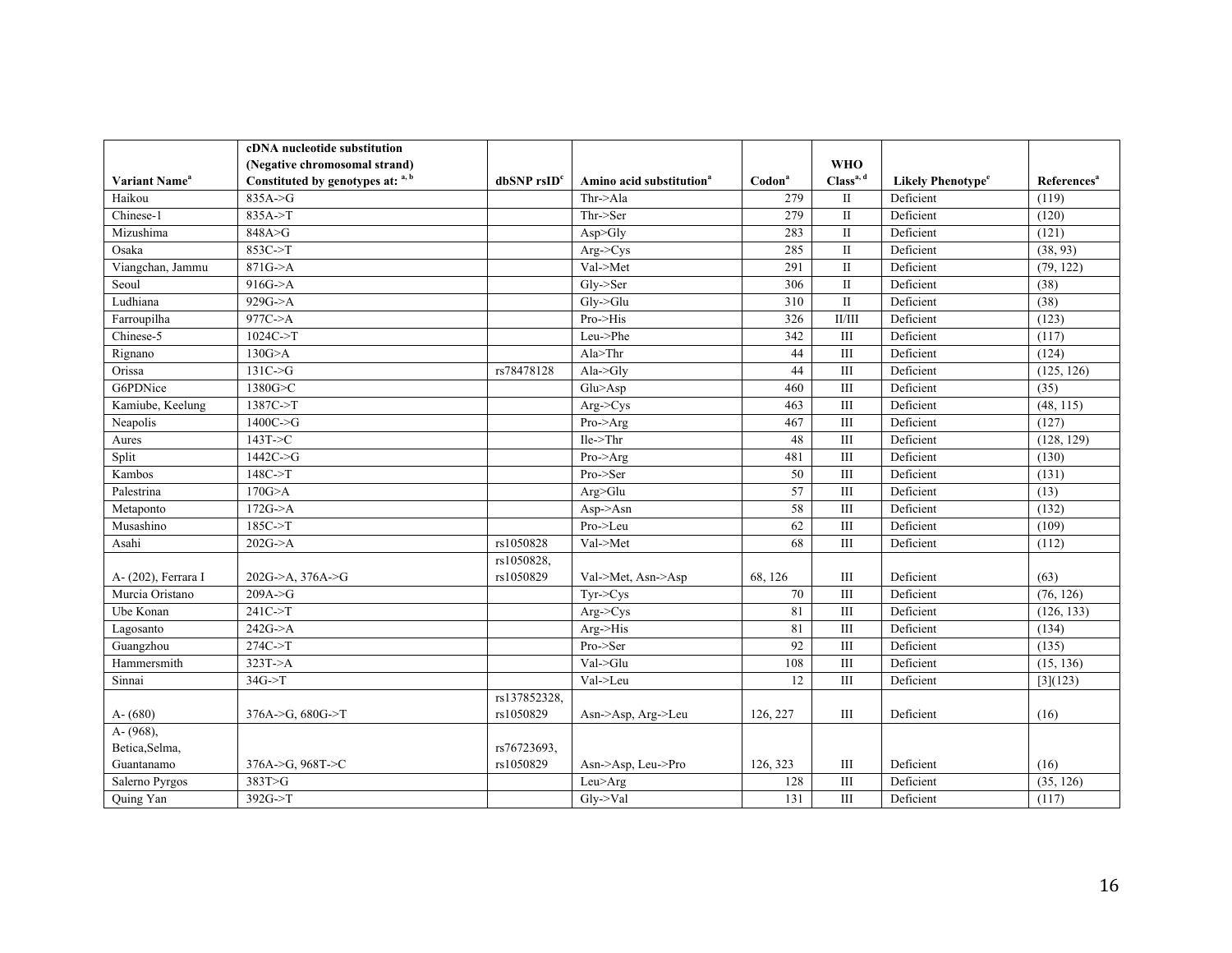| Variant Name[a] | cDNA nucleotide substitution (Negative chromosomal strand) Constituted by genotypes at: [a, b] | dbSNP rsID[c] | Amino acid substitution[a] | Codon[a] | WHO Class[a, d] | Likely Phenotype[e] | References[a] |
|---|---|---|---|---|---|---|---|
| Haikou | 835A->G | | Thr->Ala | 279 | II | Deficient | (119) |
| Chinese-1 | 835A->T | | Thr->Ser | 279 | II | Deficient | (120) |
| Mizushima | 848A>G | | Asp>Gly | 283 | II | Deficient | (121) |
| Osaka | 853C->T | | Arg->Cys | 285 | II | Deficient | (38, 93) |
| Viangchan, Jammu | 871G->A | | Val->Met | 291 | II | Deficient | (79, 122) |
| Seoul | 916G->A | | Gly->Ser | 306 | II | Deficient | (38) |
| Ludhiana | 929G->A | | Gly->Glu | 310 | II | Deficient | (38) |
| Farroupilha | 977C->A | | Pro->His | 326 | II/III | Deficient | (123) |
| Chinese-5 | 1024C->T | | Leu->Phe | 342 | III | Deficient | (117) |
| Rignano | 130G>A | | Ala>Thr | 44 | III | Deficient | (124) |
| Orissa | 131C->G | rs78478128 | Ala->Gly | 44 | III | Deficient | (125, 126) |
| G6PDNice | 1380G>C | | Glu>Asp | 460 | III | Deficient | (35) |
| Kamiube, Keelung | 1387C->T | | Arg->Cys | 463 | III | Deficient | (48, 115) |
| Neapolis | 1400C->G | | Pro->Arg | 467 | III | Deficient | (127) |
| Aures | 143T->C | | Ile->Thr | 48 | III | Deficient | (128, 129) |
| Split | 1442C->G | | Pro->Arg | 481 | III | Deficient | (130) |
| Kambos | 148C->T | | Pro->Ser | 50 | III | Deficient | (131) |
| Palestrina | 170G>A | | Arg>Glu | 57 | III | Deficient | (13) |
| Metaponto | 172G->A | | Asp->Asn | 58 | III | Deficient | (132) |
| Musashino | 185C->T | | Pro->Leu | 62 | III | Deficient | (109) |
| Asahi | 202G->A | rs1050828 | Val->Met | 68 | III | Deficient | (112) |
| A- (202), Ferrara I | 202G->A, 376A->G | rs1050828, rs1050829 | Val->Met, Asn->Asp | 68, 126 | III | Deficient | (63) |
| Murcia Oristano | 209A->G | | Tyr->Cys | 70 | III | Deficient | (76, 126) |
| Ube Konan | 241C->T | | Arg->Cys | 81 | III | Deficient | (126, 133) |
| Lagosanto | 242G->A | | Arg->His | 81 | III | Deficient | (134) |
| Guangzhou | 274C->T | | Pro->Ser | 92 | III | Deficient | (135) |
| Hammersmith | 323T->A | | Val->Glu | 108 | III | Deficient | (15, 136) |
| Sinnai | 34G->T | | Val->Leu | 12 | III | Deficient | [3](123) |
| A- (680) | 376A->G, 680G->T | rs137852328, rs1050829 | Asn->Asp, Arg->Leu | 126, 227 | III | Deficient | (16) |
| A- (968), Betica,Selma, Guantanamo | 376A->G, 968T->C | rs76723693, rs1050829 | Asn->Asp, Leu->Pro | 126, 323 | III | Deficient | (16) |
| Salerno Pyrgos | 383T>G | | Leu>Arg | 128 | III | Deficient | (35, 126) |
| Quing Yan | 392G->T | | Gly->Val | 131 | III | Deficient | (117) |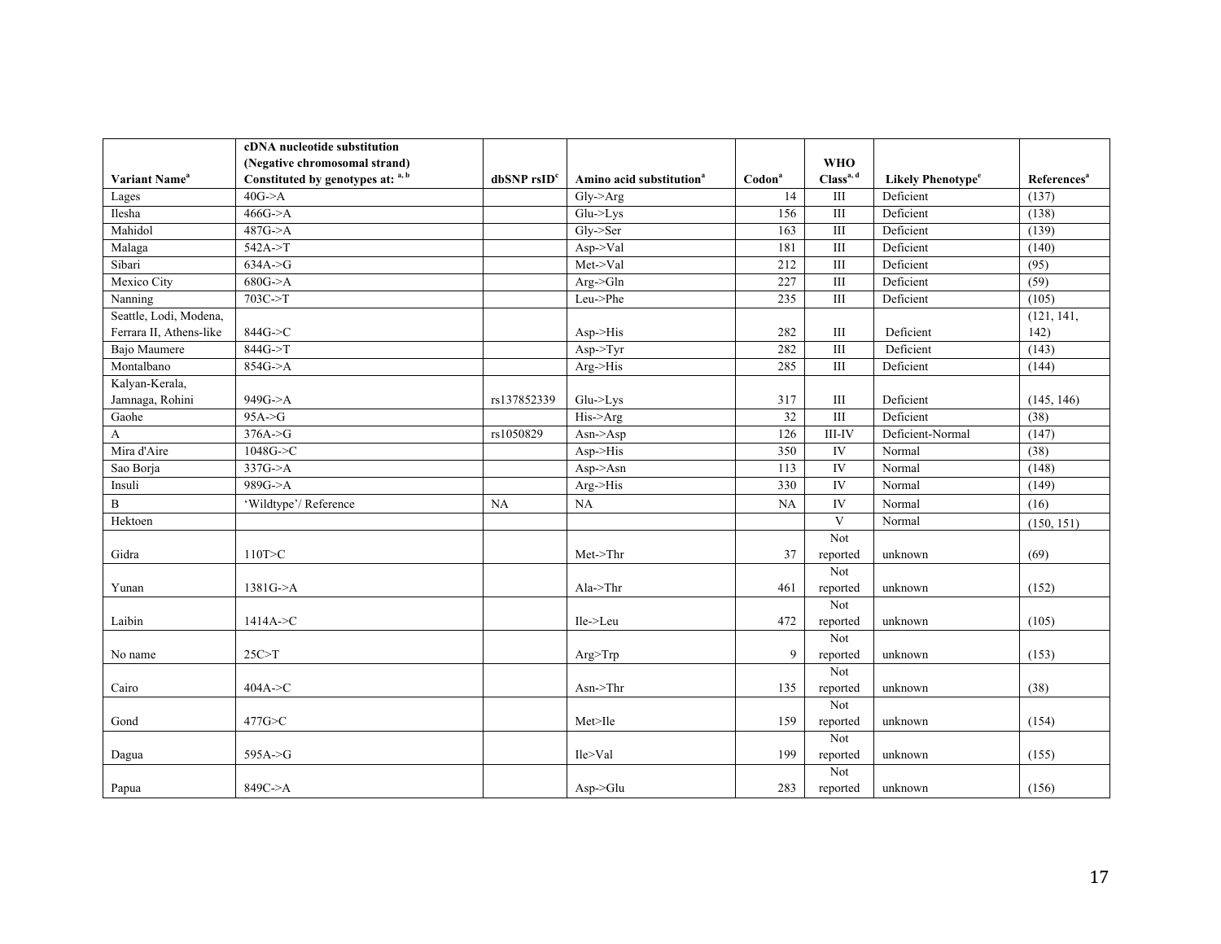| Variant Name[a] | cDNA nucleotide substitution (Negative chromosomal strand) Constituted by genotypes at: [a, b] | dbSNP rsID[c] | Amino acid substitution[a] | Codon[a] | WHO Class[a, d] | Likely Phenotype[e] | References[a] |
|---|---|---|---|---|---|---|---|
| Lages | 40G->A | | Gly->Arg | 14 | III | Deficient | (137) |
| Ilesha | 466G->A | | Glu->Lys | 156 | III | Deficient | (138) |
| Mahidol | 487G->A | | Gly->Ser | 163 | III | Deficient | (139) |
| Malaga | 542A->T | | Asp->Val | 181 | III | Deficient | (140) |
| Sibari | 634A->G | | Met->Val | 212 | III | Deficient | (95) |
| Mexico City | 680G->A | | Arg->Gln | 227 | III | Deficient | (59) |
| Nanning | 703C->T | | Leu->Phe | 235 | III | Deficient | (105) |
| Seattle, Lodi, Modena, Ferrara II, Athens-like | 844G->C | | Asp->His | 282 | III | Deficient | (121, 141, 142) |
| Bajo Maumere | 844G->T | | Asp->Tyr | 282 | III | Deficient | (143) |
| Montalbano | 854G->A | | Arg->His | 285 | III | Deficient | (144) |
| Kalyan-Kerala, Jamnaga, Rohini | 949G->A | rs137852339 | Glu->Lys | 317 | III | Deficient | (145, 146) |
| Gaohe | 95A->G | | His->Arg | 32 | III | Deficient | (38) |
| A | 376A->G | rs1050829 | Asn->Asp | 126 | III-IV | Deficient-Normal | (147) |
| Mira d'Aire | 1048G->C | | Asp->His | 350 | IV | Normal | (38) |
| Sao Borja | 337G->A | | Asp->Asn | 113 | IV | Normal | (148) |
| Insuli | 989G->A | | Arg->His | 330 | IV | Normal | (149) |
| B | 'Wildtype'/ Reference | NA | NA | NA | IV | Normal | (16) |
| Hektoen | | | | | V | Normal | (150, 151) |
| Gidra | 110T>C | | Met->Thr | 37 | Not reported | unknown | (69) |
| Yunan | 1381G->A | | Ala->Thr | 461 | Not reported | unknown | (152) |
| Laibin | 1414A->C | | Ile->Leu | 472 | Not reported | unknown | (105) |
| No name | 25C>T | | Arg>Trp | 9 | Not reported | unknown | (153) |
| Cairo | 404A->C | | Asn->Thr | 135 | Not reported | unknown | (38) |
| Gond | 477G>C | | Met>Ile | 159 | Not reported | unknown | (154) |
| Dagua | 595A->G | | Ile>Val | 199 | Not reported | unknown | (155) |
| Papua | 849C->A | | Asp->Glu | 283 | Not reported | unknown | (156) |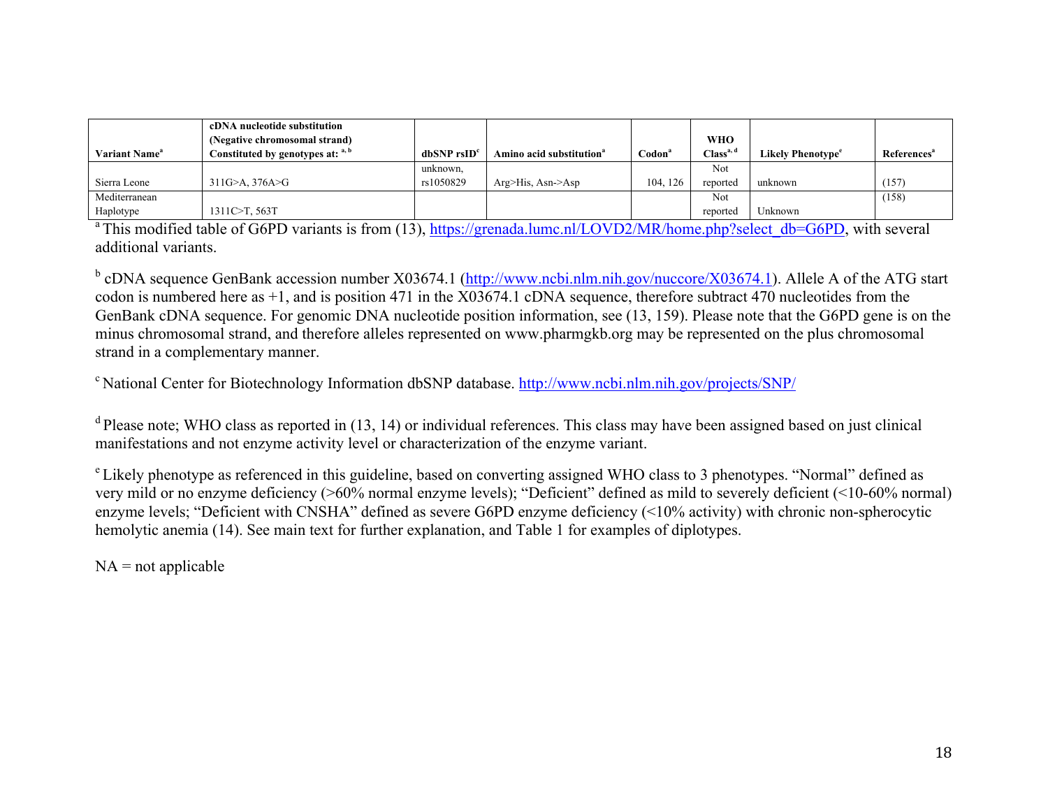| Variant Name[a] | cDNA nucleotide substitution (Negative chromosomal strand) Constituted by genotypes at: [a, b] | dbSNP rsID[c] | Amino acid substitution[a] | Codon[a] | WHO Class[a, d] | Likely Phenotype[e] | References[a] |
|---|---|---|---|---|---|---|---|
| Sierra Leone | 311G>A, 376A>G | unknown, rs1050829 | Arg>His, Asn->Asp | 104, 126 | Not reported | unknown | (157) |
| Mediterranean Haplotype | 1311C>T, 563T | | | | Not reported | Unknown | (158) |

[a] This modified table of G6PD variants is from (13), https://grenada.lumc.nl/LOVD2/MR/home.php?select_db=G6PD, with several additional variants.

[b] cDNA sequence GenBank accession number X03674.1 (http://www.ncbi.nlm.nih.gov/nuccore/X03674.1). Allele A of the ATG start codon is numbered here as +1, and is position 471 in the X03674.1 cDNA sequence, therefore subtract 470 nucleotides from the GenBank cDNA sequence. For genomic DNA nucleotide position information, see (13, 159). Please note that the G6PD gene is on the minus chromosomal strand, and therefore alleles represented on www.pharmgkb.org may be represented on the plus chromosomal strand in a complementary manner.

[c] National Center for Biotechnology Information dbSNP database. http://www.ncbi.nlm.nih.gov/projects/SNP/

[d] Please note; WHO class as reported in (13, 14) or individual references. This class may have been assigned based on just clinical manifestations and not enzyme activity level or characterization of the enzyme variant.

[e] Likely phenotype as referenced in this guideline, based on converting assigned WHO class to 3 phenotypes. "Normal" defined as very mild or no enzyme deficiency (>60% normal enzyme levels); "Deficient" defined as mild to severely deficient (<10-60% normal) enzyme levels; "Deficient with CNSHA" defined as severe G6PD enzyme deficiency (<10% activity) with chronic non-spherocytic hemolytic anemia (14). See main text for further explanation, and Table 1 for examples of diplotypes.

NA = not applicable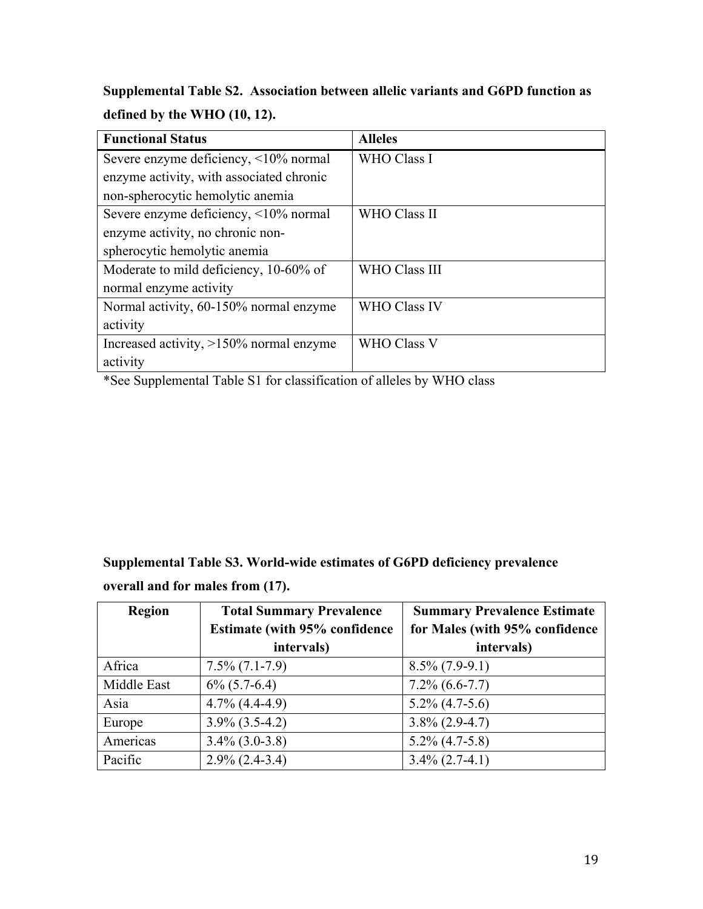**Supplemental Table S2. Association between allelic variants and G6PD function as defined by the WHO (10, 12).**

| Functional Status | Alleles |
|---|---|
| Severe enzyme deficiency, <10% normal enzyme activity, with associated chronic non-spherocytic hemolytic anemia | WHO Class I |
| Severe enzyme deficiency, <10% normal enzyme activity, no chronic non-spherocytic hemolytic anemia | WHO Class II |
| Moderate to mild deficiency, 10-60% of normal enzyme activity | WHO Class III |
| Normal activity, 60-150% normal enzyme activity | WHO Class IV |
| Increased activity, >150% normal enzyme activity | WHO Class V |

*See Supplemental Table S1 for classification of alleles by WHO class

**Supplemental Table S3. World-wide estimates of G6PD deficiency prevalence overall and for males from (17).**

| Region | Total Summary Prevalence Estimate (with 95% confidence intervals) | Summary Prevalence Estimate for Males (with 95% confidence intervals) |
|---|---|---|
| Africa | 7.5% (7.1-7.9) | 8.5% (7.9-9.1) |
| Middle East | 6% (5.7-6.4) | 7.2% (6.6-7.7) |
| Asia | 4.7% (4.4-4.9) | 5.2% (4.7-5.6) |
| Europe | 3.9% (3.5-4.2) | 3.8% (2.9-4.7) |
| Americas | 3.4% (3.0-3.8) | 5.2% (4.7-5.8) |
| Pacific | 2.9% (2.4-3.4) | 3.4% (2.7-4.1) |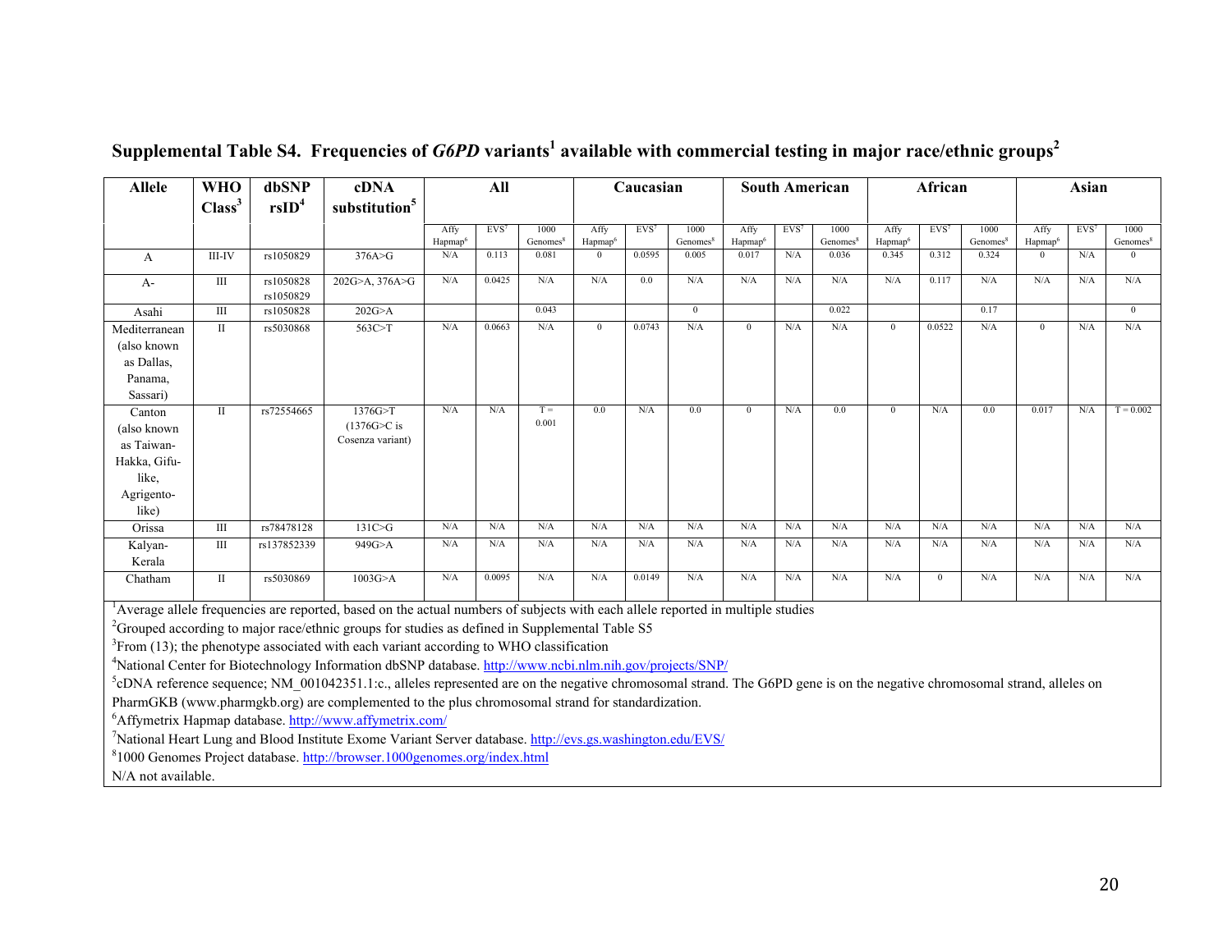# Supplemental Table S4. Frequencies of *G6PD* variants[1] available with commercial testing in major race/ethnic groups[2]

| Allele | WHO Class[3] | dbSNP rsID[4] | cDNA substitution[5] | All | | | Caucasian | | | South American | | | African | | | Asian | | |
|---|---|---|---|---|---|---|---|---|---|---|---|---|---|---|---|---|---|---|
| | | | | Affy Hapmap[6] | EVS[7] | 1000 Genomes[8] | Affy Hapmap[6] | EVS[7] | 1000 Genomes[8] | Affy Hapmap[6] | EVS[7] | 1000 Genomes[8] | Affy Hapmap[6] | EVS[7] | 1000 Genomes[8] | Affy Hapmap[6] | EVS[7] | 1000 Genomes[8] |
| A | III-IV | rs1050829 | 376A>G | N/A | 0.113 | 0.081 | 0 | 0.0595 | 0.005 | 0.017 | N/A | 0.036 | 0.345 | 0.312 | 0.324 | 0 | N/A | 0 |
| A- | III | rs1050828 rs1050829 | 202G>A, 376A>G | N/A | 0.0425 | N/A | N/A | 0.0 | N/A | N/A | N/A | N/A | N/A | 0.117 | N/A | N/A | N/A | N/A |
| Asahi | III | rs1050828 | 202G>A | | | 0.043 | | | 0 | | | 0.022 | | | 0.17 | | | 0 |
| Mediterranean (also known as Dallas, Panama, Sassari) | II | rs5030868 | 563C>T | N/A | 0.0663 | N/A | 0 | 0.0743 | N/A | 0 | N/A | N/A | 0 | 0.0522 | N/A | 0 | N/A | N/A |
| Canton (also known as Taiwan-Hakka, Gifu-like, Agrigento-like) | II | rs72554665 | 1376G>T (1376G>C is Cosenza variant) | N/A | N/A | T = 0.001 | 0.0 | N/A | 0.0 | 0 | N/A | 0.0 | 0 | N/A | 0.0 | 0.017 | N/A | T = 0.002 |
| Orissa | III | rs78478128 | 131C>G | N/A | N/A | N/A | N/A | N/A | N/A | N/A | N/A | N/A | N/A | N/A | N/A | N/A | N/A | N/A |
| Kalyan-Kerala | III | rs137852339 | 949G>A | N/A | N/A | N/A | N/A | N/A | N/A | N/A | N/A | N/A | N/A | N/A | N/A | N/A | N/A | N/A |
| Chatham | II | rs5030869 | 1003G>A | N/A | 0.0095 | N/A | N/A | 0.0149 | N/A | N/A | N/A | N/A | N/A | 0 | N/A | N/A | N/A | N/A |

[1]Average allele frequencies are reported, based on the actual numbers of subjects with each allele reported in multiple studies

[2]Grouped according to major race/ethnic groups for studies as defined in Supplemental Table S5

[3]From (13); the phenotype associated with each variant according to WHO classification

[4]National Center for Biotechnology Information dbSNP database. http://www.ncbi.nlm.nih.gov/projects/SNP/

[5]cDNA reference sequence; NM_001042351.1:c., alleles represented are on the negative chromosomal strand. The G6PD gene is on the negative chromosomal strand, alleles on PharmGKB (www.pharmgkb.org) are complemented to the plus chromosomal strand for standardization.

[6]Affymetrix Hapmap database. http://www.affymetrix.com/

[7]National Heart Lung and Blood Institute Exome Variant Server database. http://evs.gs.washington.edu/EVS/

[8]1000 Genomes Project database. http://browser.1000genomes.org/index.html

N/A not available.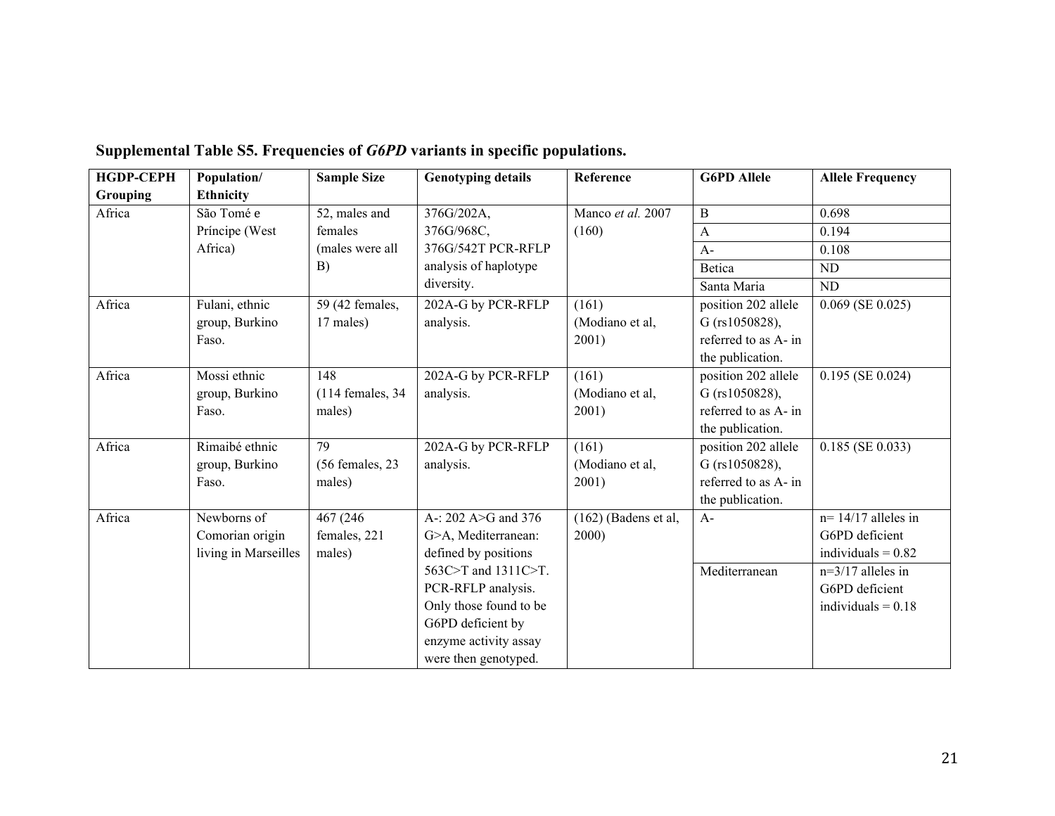**Supplemental Table S5. Frequencies of *G6PD* variants in specific populations.**

| HGDP-CEPH Grouping | Population/ Ethnicity | Sample Size | Genotyping details | Reference | G6PD Allele | Allele Frequency |
|---|---|---|---|---|---|---|
| Africa | São Tomé e Príncipe (West Africa) | 52, males and females (males were all B) | 376G/202A, 376G/968C, 376G/542T PCR-RFLP analysis of haplotype diversity. | Manco *et al.* 2007 (160) | B | 0.698 |
| | | | | | A | 0.194 |
| | | | | | A- | 0.108 |
| | | | | | Betica | ND |
| | | | | | Santa Maria | ND |
| Africa | Fulani, ethnic group, Burkino Faso. | 59 (42 females, 17 males) | 202A-G by PCR-RFLP analysis. | (161) (Modiano et al, 2001) | position 202 allele G (rs1050828), referred to as A- in the publication. | 0.069 (SE 0.025) |
| Africa | Mossi ethnic group, Burkino Faso. | 148 (114 females, 34 males) | 202A-G by PCR-RFLP analysis. | (161) (Modiano et al, 2001) | position 202 allele G (rs1050828), referred to as A- in the publication. | 0.195 (SE 0.024) |
| Africa | Rimaibé ethnic group, Burkino Faso. | 79 (56 females, 23 males) | 202A-G by PCR-RFLP analysis. | (161) (Modiano et al, 2001) | position 202 allele G (rs1050828), referred to as A- in the publication. | 0.185 (SE 0.033) |
| Africa | Newborns of Comorian origin living in Marseilles | 467 (246 females, 221 males) | A-: 202 A>G and 376 G>A, Mediterranean: defined by positions 563C>T and 1311C>T. PCR-RFLP analysis. Only those found to be G6PD deficient by enzyme activity assay were then genotyped. | (162) (Badens et al, 2000) | A- | n= 14/17 alleles in G6PD deficient individuals = 0.82 |
| | | | | | Mediterranean | n=3/17 alleles in G6PD deficient individuals = 0.18 |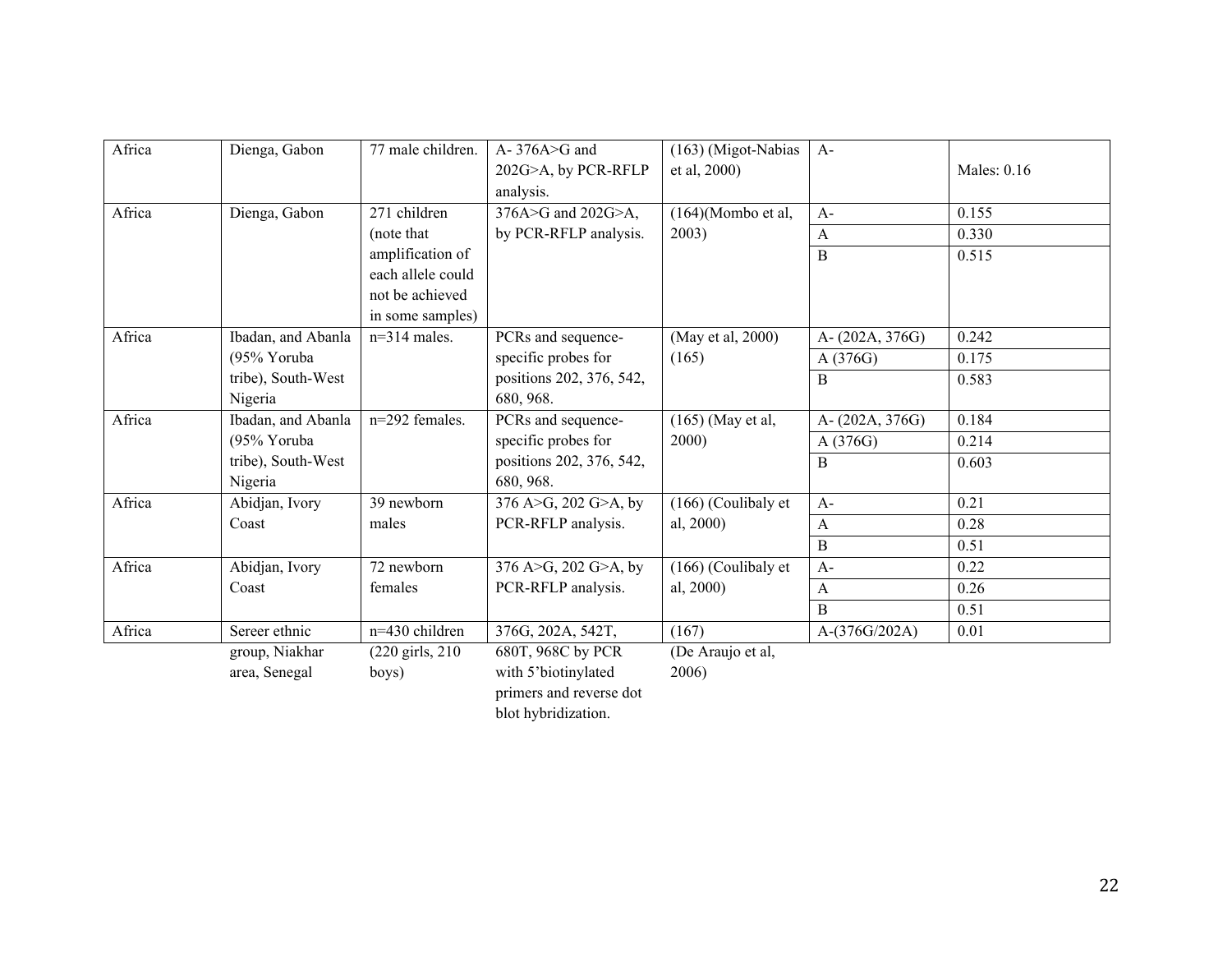| | | | | | | |
|---|---|---|---|---|---|---|
| Africa | Dienga, Gabon | 77 male children. | A- 376A>G and 202G>A, by PCR-RFLP analysis. | (163) (Migot-Nabias et al, 2000) | A- | Males: 0.16 |
| Africa | Dienga, Gabon | 271 children (note that amplification of each allele could not be achieved in some samples) | 376A>G and 202G>A, by PCR-RFLP analysis. | (164)(Mombo et al, 2003) | A- | 0.155 |
| | | | | | A | 0.330 |
| | | | | | B | 0.515 |
| Africa | Ibadan, and Abanla (95% Yoruba tribe), South-West Nigeria | n=314 males. | PCRs and sequence-specific probes for positions 202, 376, 542, 680, 968. | (May et al, 2000) (165) | A- (202A, 376G) | 0.242 |
| | | | | | A (376G) | 0.175 |
| | | | | | B | 0.583 |
| Africa | Ibadan, and Abanla (95% Yoruba tribe), South-West Nigeria | n=292 females. | PCRs and sequence-specific probes for positions 202, 376, 542, 680, 968. | (165) (May et al, 2000) | A- (202A, 376G) | 0.184 |
| | | | | | A (376G) | 0.214 |
| | | | | | B | 0.603 |
| Africa | Abidjan, Ivory Coast | 39 newborn males | 376 A>G, 202 G>A, by PCR-RFLP analysis. | (166) (Coulibaly et al, 2000) | A- | 0.21 |
| | | | | | A | 0.28 |
| | | | | | B | 0.51 |
| Africa | Abidjan, Ivory Coast | 72 newborn females | 376 A>G, 202 G>A, by PCR-RFLP analysis. | (166) (Coulibaly et al, 2000) | A- | 0.22 |
| | | | | | A | 0.26 |
| | | | | | B | 0.51 |
| Africa | Sereer ethnic group, Niakhar area, Senegal | n=430 children (220 girls, 210 boys) | 376G, 202A, 542T, 680T, 968C by PCR with 5'biotinylated primers and reverse dot blot hybridization. | (167) (De Araujo et al, 2006) | A-(376G/202A) | 0.01 |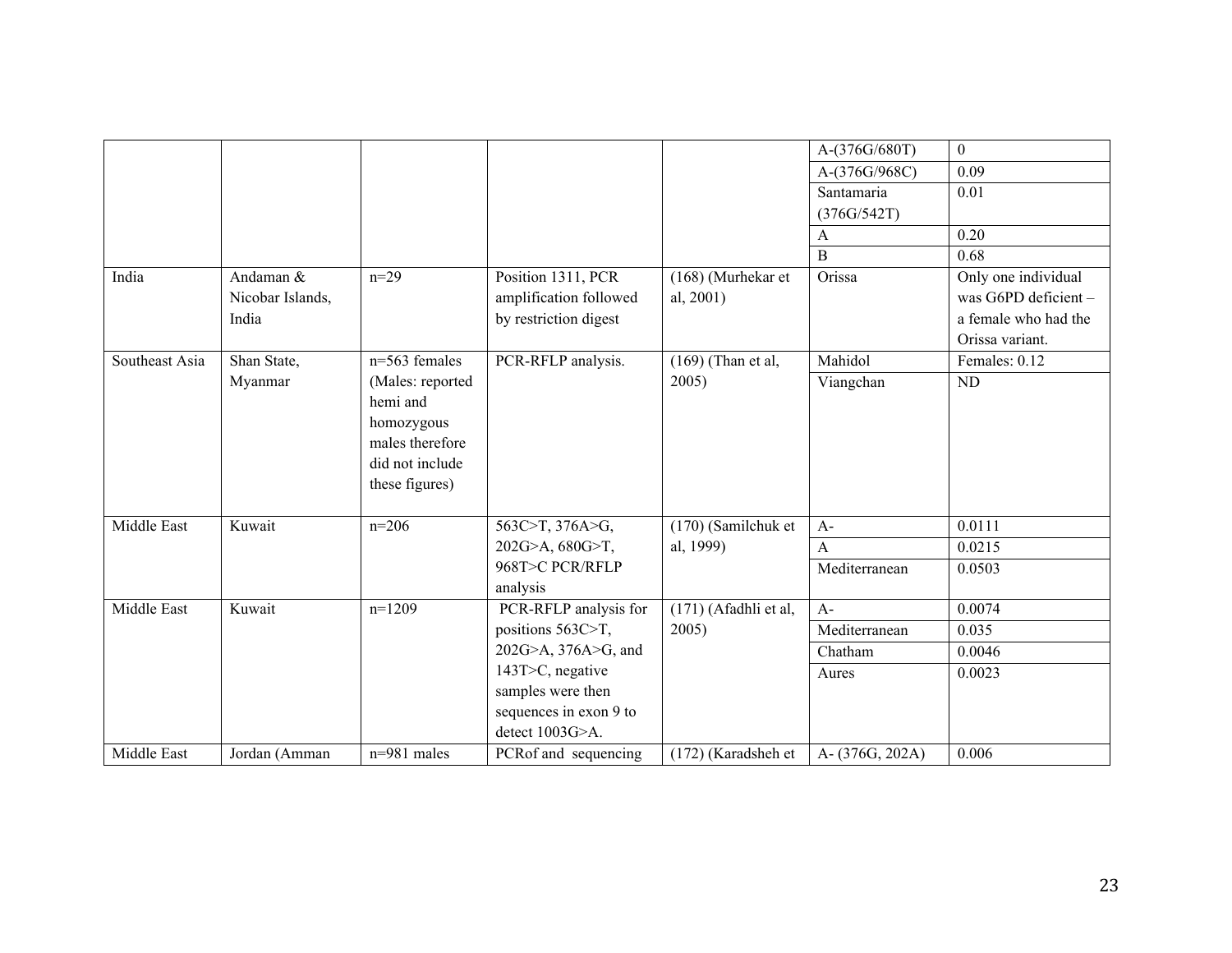| | | | | | A-(376G/680T) | 0 |
|---|---|---|---|---|---|---|
| | | | | | A-(376G/968C) | 0.09 |
| | | | | | Santamaria (376G/542T) | 0.01 |
| | | | | | A | 0.20 |
| | | | | | B | 0.68 |
| India | Andaman & Nicobar Islands, India | n=29 | Position 1311, PCR amplification followed by restriction digest | (168) (Murhekar et al, 2001) | Orissa | Only one individual was G6PD deficient – a female who had the Orissa variant. |
| Southeast Asia | Shan State, Myanmar | n=563 females (Males: reported hemi and homozygous males therefore did not include these figures) | PCR-RFLP analysis. | (169) (Than et al, 2005) | Mahidol | Females: 0.12 |
| | | | | | Viangchan | ND |
| Middle East | Kuwait | n=206 | 563C>T, 376A>G, 202G>A, 680G>T, 968T>C PCR/RFLP analysis | (170) (Samilchuk et al, 1999) | A- | 0.0111 |
| | | | | | A | 0.0215 |
| | | | | | Mediterranean | 0.0503 |
| Middle East | Kuwait | n=1209 | PCR-RFLP analysis for positions 563C>T, 202G>A, 376A>G, and 143T>C, negative samples were then sequences in exon 9 to detect 1003G>A. | (171) (Afadhli et al, 2005) | A- | 0.0074 |
| | | | | | Mediterranean | 0.035 |
| | | | | | Chatham | 0.0046 |
| | | | | | Aures | 0.0023 |
| Middle East | Jordan (Amman | n=981 males | PCRof and sequencing | (172) (Karadsheh et | A- (376G, 202A) | 0.006 |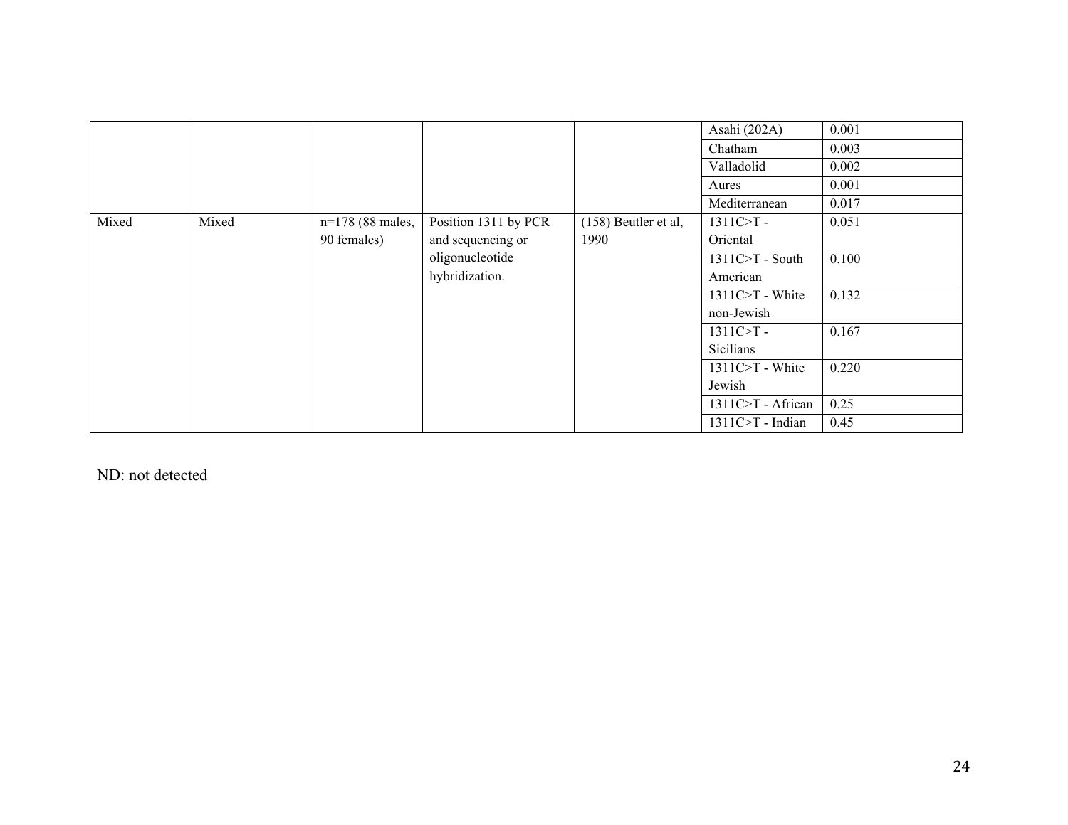| | | | | | | |
|---|---|---|---|---|---|---|
| | | | | | Asahi (202A) | 0.001 |
| | | | | | Chatham | 0.003 |
| | | | | | Valladolid | 0.002 |
| | | | | | Aures | 0.001 |
| | | | | | Mediterranean | 0.017 |
| Mixed | Mixed | n=178 (88 males, 90 females) | Position 1311 by PCR and sequencing or oligonucleotide hybridization. | (158) Beutler et al, 1990 | 1311C>T - Oriental | 0.051 |
| | | | | | 1311C>T - South American | 0.100 |
| | | | | | 1311C>T - White non-Jewish | 0.132 |
| | | | | | 1311C>T - Sicilians | 0.167 |
| | | | | | 1311C>T - White Jewish | 0.220 |
| | | | | | 1311C>T - African | 0.25 |
| | | | | | 1311C>T - Indian | 0.45 |

ND: not detected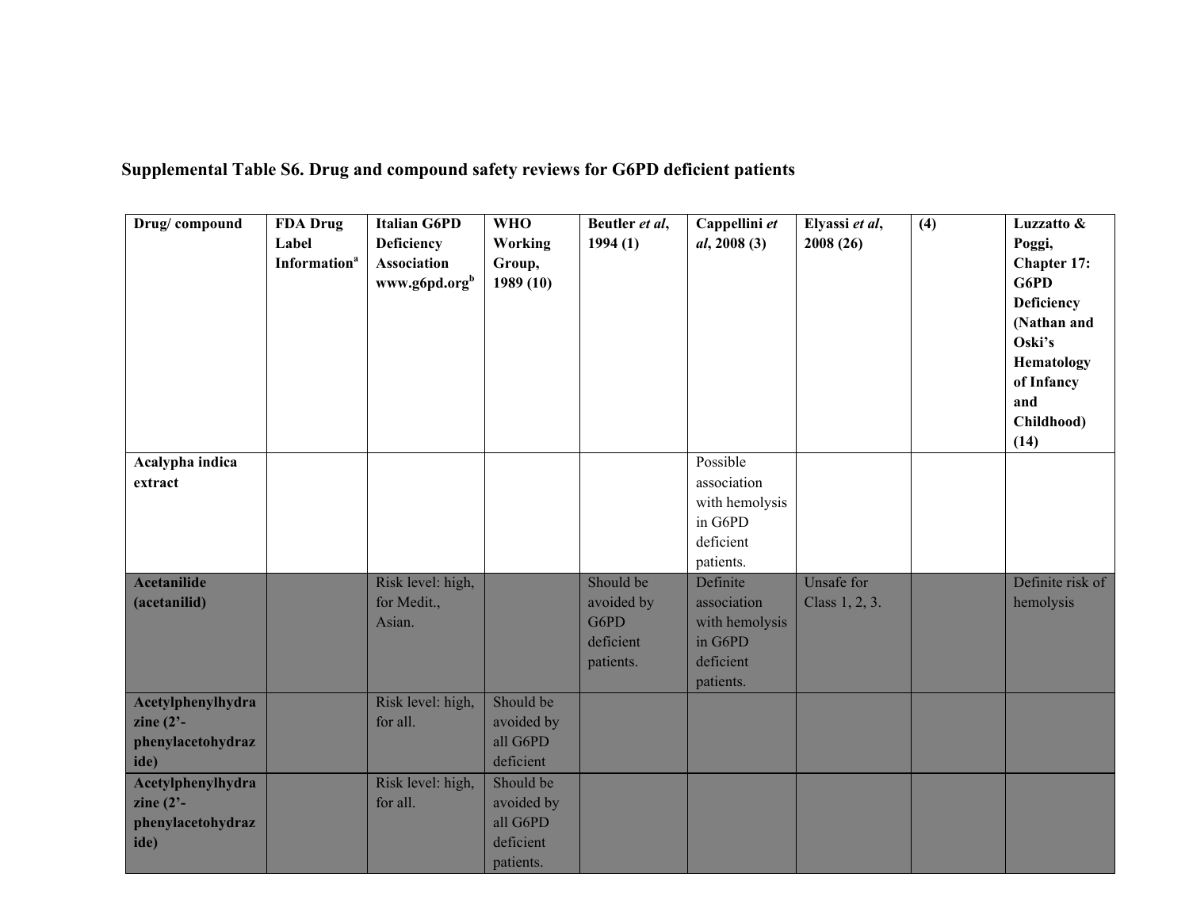## Supplemental Table S6. Drug and compound safety reviews for G6PD deficient patients

| Drug/ compound | FDA Drug Label Information[a] | Italian G6PD Deficiency Association www.g6pd.org[b] | WHO Working Group, 1989 (10) | Beutler *et al*, 1994 (1) | Cappellini *et al*, 2008 (3) | Elyassi *et al*, 2008 (26) | (4) | Luzzatto & Poggi, Chapter 17: G6PD Deficiency (Nathan and Oski's Hematology of Infancy and Childhood) (14) |
|---|---|---|---|---|---|---|---|---|
| **Acalypha indica extract** | | | | | Possible association with hemolysis in G6PD deficient patients. | | | |
| **Acetanilide (acetanilid)** | | Risk level: high, for Medit., Asian. | | Should be avoided by G6PD deficient patients. | Definite association with hemolysis in G6PD deficient patients. | Unsafe for Class 1, 2, 3. | | Definite risk of hemolysis |
| **Acetylphenylhydrazine (2'-phenylacetohydrazide)** | | Risk level: high, for all. | Should be avoided by all G6PD deficient | | | | | |
| **Acetylphenylhydrazine (2'-phenylacetohydrazide)** | | Risk level: high, for all. | Should be avoided by all G6PD deficient patients. | | | | | |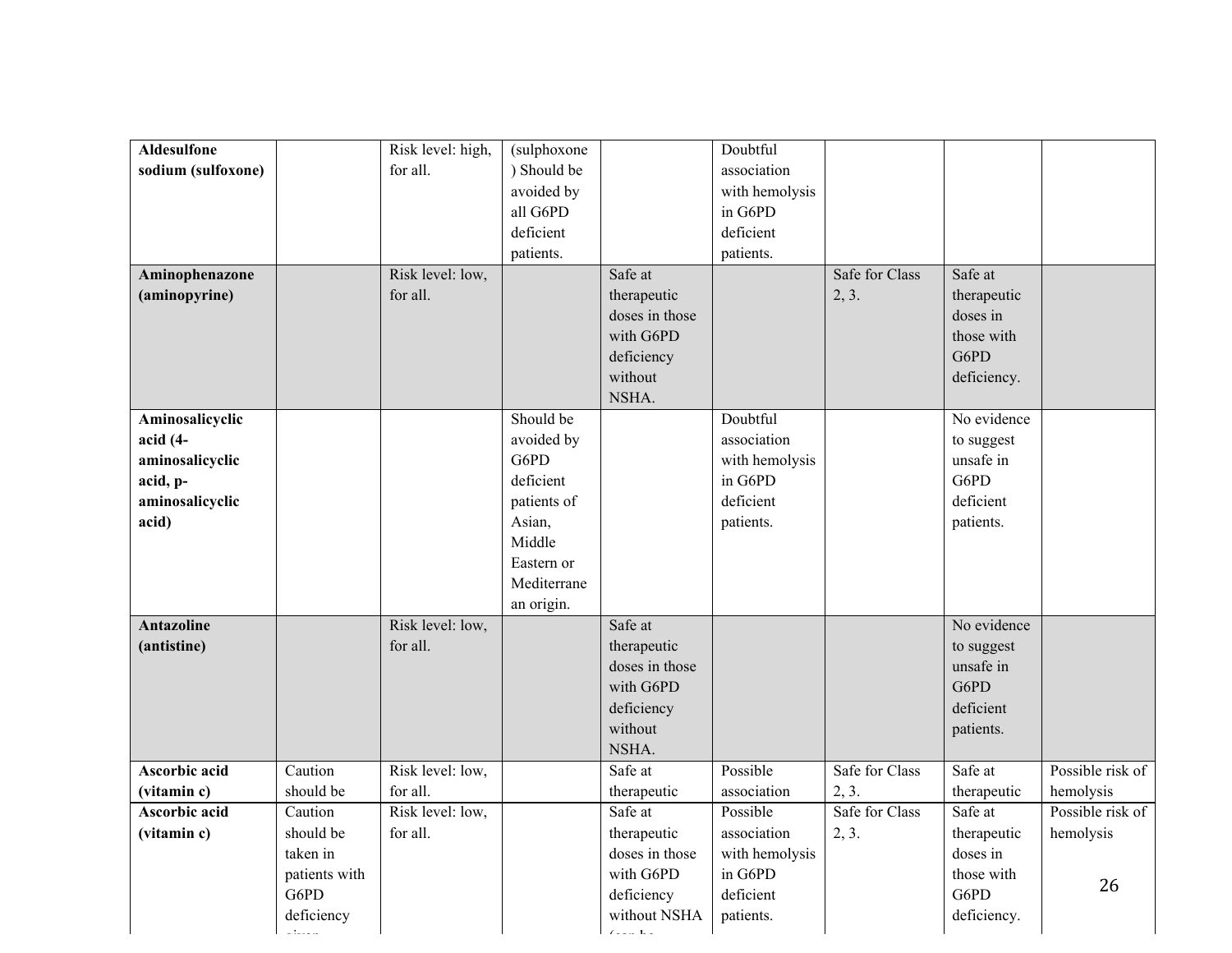| | | | | | | | | |
|---|---|---|---|---|---|---|---|---|
| **Aldesulfone sodium (sulfoxone)** | | Risk level: high, for all. | (sulphoxone) Should be avoided by all G6PD deficient patients. | | Doubtful association with hemolysis in G6PD deficient patients. | | | |
| **Aminophenazone (aminopyrine)** | | Risk level: low, for all. | | Safe at therapeutic doses in those with G6PD deficiency without NSHA. | | Safe for Class 2, 3. | Safe at therapeutic doses in those with G6PD deficiency. | |
| **Aminosalicyclic acid (4-aminosalicyclic acid, p-aminosalicyclic acid)** | | | Should be avoided by G6PD deficient patients of Asian, Middle Eastern or Mediterranean origin. | | Doubtful association with hemolysis in G6PD deficient patients. | | No evidence to suggest unsafe in G6PD deficient patients. | |
| **Antazoline (antistine)** | | Risk level: low, for all. | | Safe at therapeutic doses in those with G6PD deficiency without NSHA. | | | No evidence to suggest unsafe in G6PD deficient patients. | |
| **Ascorbic acid (vitamin c)** | Caution should be | Risk level: low, for all. | | Safe at therapeutic | Possible association | Safe for Class 2, 3. | Safe at therapeutic | Possible risk of hemolysis |
| **Ascorbic acid (vitamin c)** | Caution should be taken in patients with G6PD deficiency | Risk level: low, for all. | | Safe at therapeutic doses in those with G6PD deficiency without NSHA | Possible association with hemolysis in G6PD deficient patients. | Safe for Class 2, 3. | Safe at therapeutic doses in those with G6PD deficiency. | Possible risk of hemolysis |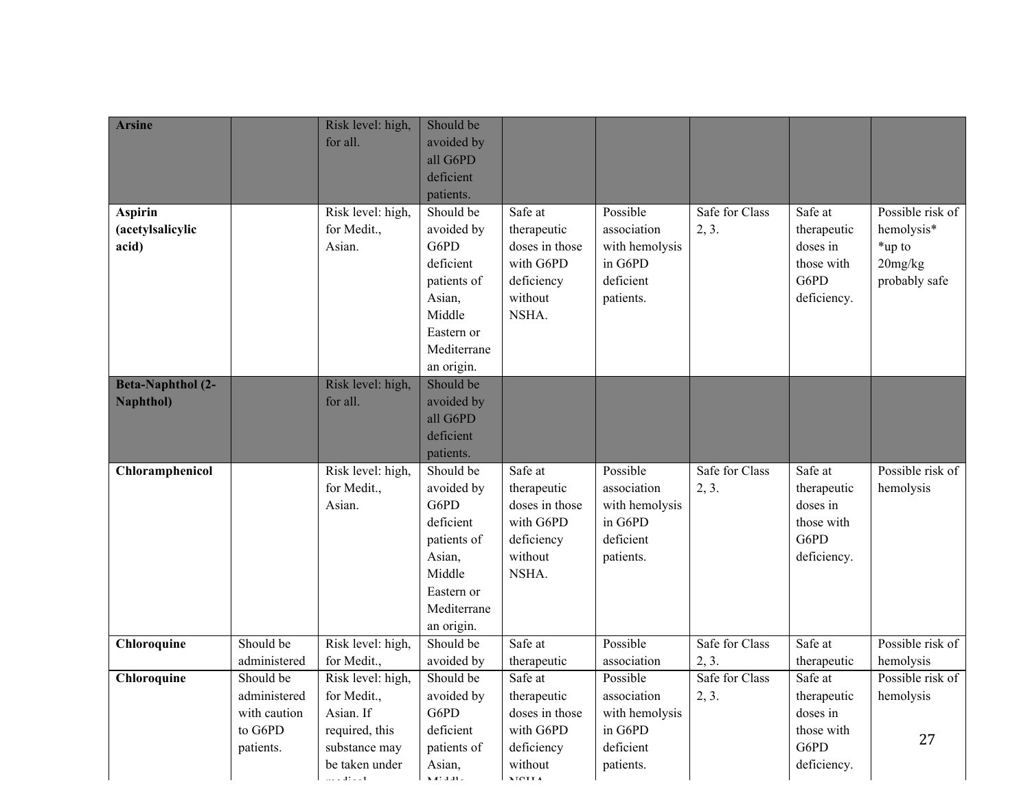| | | | | | | | | |
|---|---|---|---|---|---|---|---|---|
| **Arsine** | | Risk level: high, for all. | Should be avoided by all G6PD deficient patients. | | | | | |
| **Aspirin (acetylsalicylic acid)** | | Risk level: high, for Medit., Asian. | Should be avoided by G6PD deficient patients of Asian, Middle Eastern or Mediterranean origin. | Safe at therapeutic doses in those with G6PD deficiency without NSHA. | Possible association with hemolysis in G6PD deficient patients. | Safe for Class 2, 3. | Safe at therapeutic doses in those with G6PD deficiency. | Possible risk of hemolysis* *up to 20mg/kg probably safe |
| **Beta-Naphthol (2-Naphthol)** | | Risk level: high, for all. | Should be avoided by all G6PD deficient patients. | | | | | |
| **Chloramphenicol** | | Risk level: high, for Medit., Asian. | Should be avoided by G6PD deficient patients of Asian, Middle Eastern or Mediterranean origin. | Safe at therapeutic doses in those with G6PD deficiency without NSHA. | Possible association with hemolysis in G6PD deficient patients. | Safe for Class 2, 3. | Safe at therapeutic doses in those with G6PD deficiency. | Possible risk of hemolysis |
| **Chloroquine** | Should be administered | Risk level: high, for Medit., | Should be avoided by | Safe at therapeutic | Possible association | Safe for Class 2, 3. | Safe at therapeutic | Possible risk of hemolysis |
| **Chloroquine** | Should be administered with caution to G6PD patients. | Risk level: high, for Medit., Asian. If required, this substance may be taken under medical | Should be avoided by G6PD deficient patients of Asian, Middle | Safe at therapeutic doses in those with G6PD deficiency without NSHA | Possible association with hemolysis in G6PD deficient patients. | Safe for Class 2, 3. | Safe at therapeutic doses in those with G6PD deficiency. | Possible risk of hemolysis |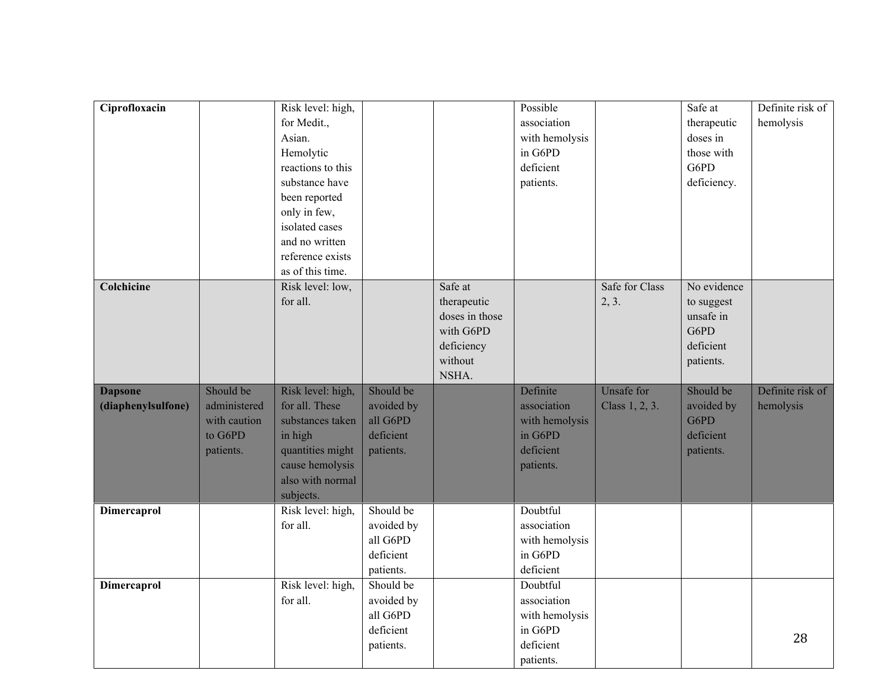| | | | | | | | | |
|---|---|---|---|---|---|---|---|---|
| **Ciprofloxacin** | | Risk level: high, for Medit., Asian. Hemolytic reactions to this substance have been reported only in few, isolated cases and no written reference exists as of this time. | | | Possible association with hemolysis in G6PD deficient patients. | | Safe at therapeutic doses in those with G6PD deficiency. | Definite risk of hemolysis |
| **Colchicine** | | Risk level: low, for all. | | Safe at therapeutic doses in those with G6PD deficiency without NSHA. | | Safe for Class 2, 3. | No evidence to suggest unsafe in G6PD deficient patients. | |
| **Dapsone (diaphenylsulfone)** | Should be administered with caution to G6PD patients. | Risk level: high, for all. These substances taken in high quantities might cause hemolysis also with normal subjects. | Should be avoided by all G6PD deficient patients. | | Definite association with hemolysis in G6PD deficient patients. | Unsafe for Class 1, 2, 3. | Should be avoided by G6PD deficient patients. | Definite risk of hemolysis |
| **Dimercaprol** | | Risk level: high, for all. | Should be avoided by all G6PD deficient patients. | | Doubtful association with hemolysis in G6PD deficient | | | |
| **Dimercaprol** | | Risk level: high, for all. | Should be avoided by all G6PD deficient patients. | | Doubtful association with hemolysis in G6PD deficient patients. | | | |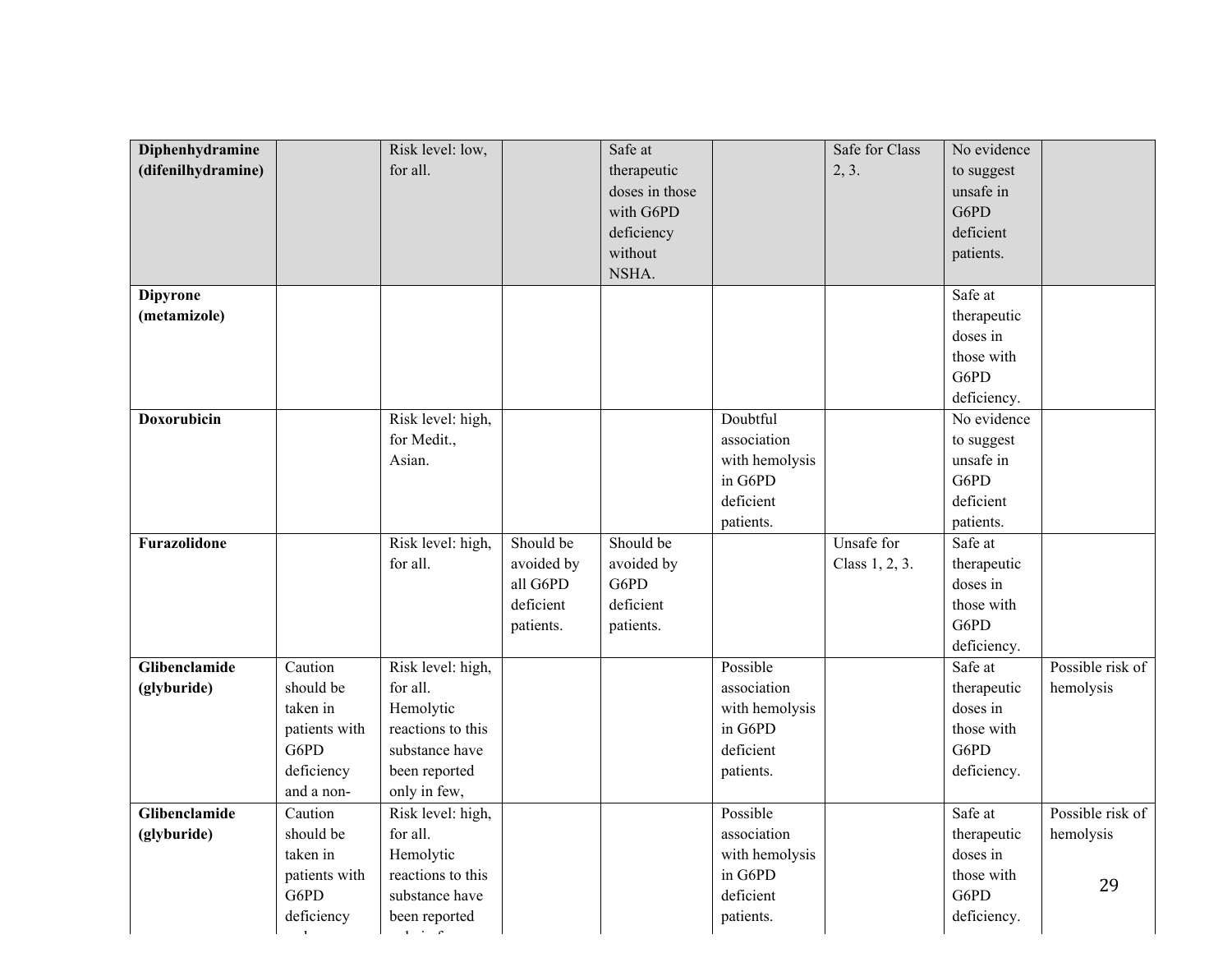| | | | | | | | | | |
|---|---|---|---|---|---|---|---|---|---|
| **Diphenhydramine (difenilhydramine)** | | Risk level: low, for all. | | Safe at therapeutic doses in those with G6PD deficiency without NSHA. | | Safe for Class 2, 3. | No evidence to suggest unsafe in G6PD deficient patients. | |
| **Dipyrone (metamizole)** | | | | | | | Safe at therapeutic doses in those with G6PD deficiency. | |
| **Doxorubicin** | | Risk level: high, for Medit., Asian. | | | Doubtful association with hemolysis in G6PD deficient patients. | | No evidence to suggest unsafe in G6PD deficient patients. | |
| **Furazolidone** | | Risk level: high, for all. | Should be avoided by all G6PD deficient patients. | Should be avoided by G6PD deficient patients. | | Unsafe for Class 1, 2, 3. | Safe at therapeutic doses in those with G6PD deficiency. | |
| **Glibenclamide (glyburide)** | Caution should be taken in patients with G6PD deficiency and a non- | Risk level: high, for all. Hemolytic reactions to this substance have been reported only in few, | | | Possible association with hemolysis in G6PD deficient patients. | | Safe at therapeutic doses in those with G6PD deficiency. | Possible risk of hemolysis |
| **Glibenclamide (glyburide)** | Caution should be taken in patients with G6PD deficiency | Risk level: high, for all. Hemolytic reactions to this substance have been reported | | | Possible association with hemolysis in G6PD deficient patients. | | Safe at therapeutic doses in those with G6PD deficiency. | Possible risk of hemolysis |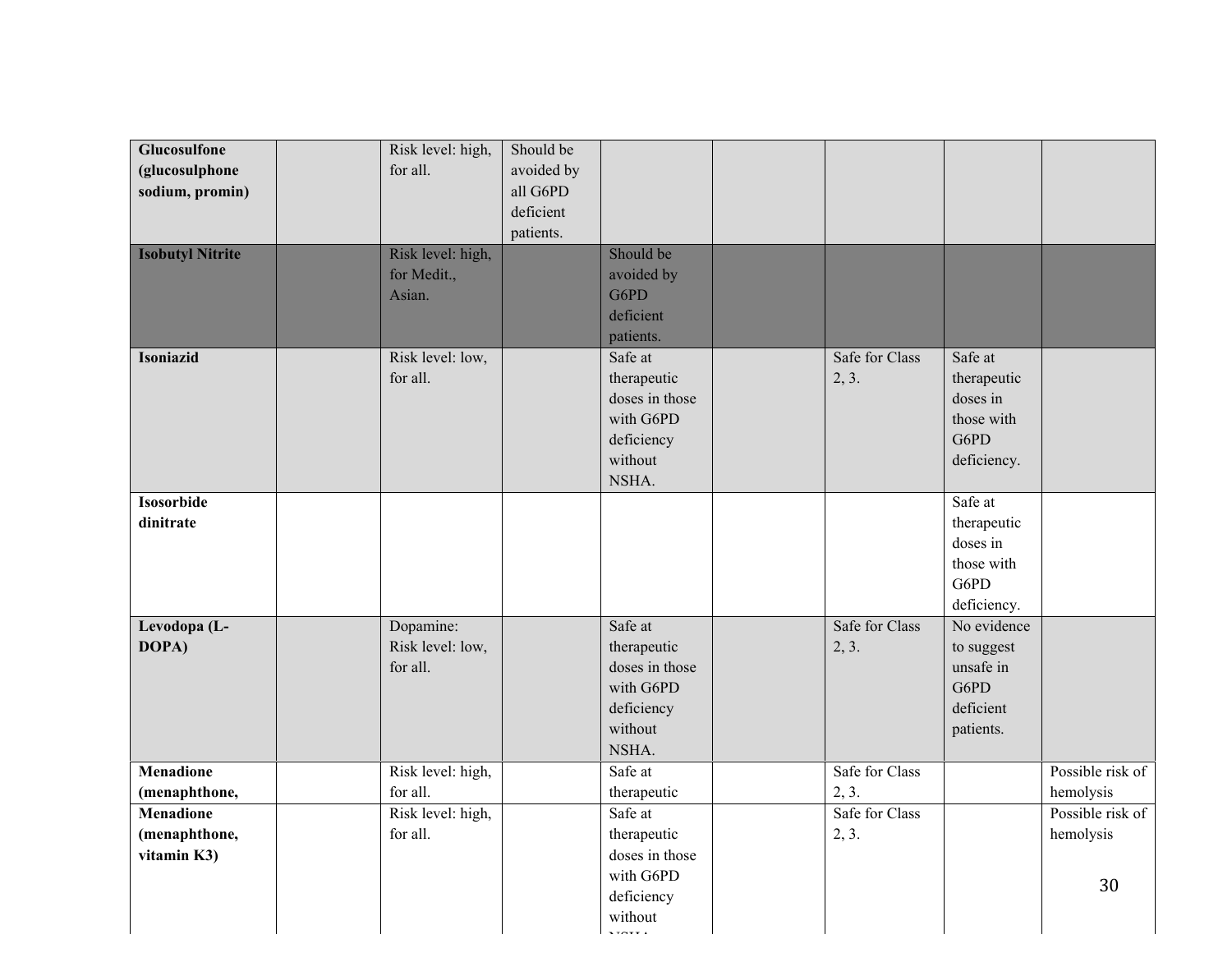| | | | | | | | | |
|---|---|---|---|---|---|---|---|---|
| **Glucosulfone (glucosulphone sodium, promin)** | | Risk level: high, for all. | Should be avoided by all G6PD deficient patients. | | | | | |
| **Isobutyl Nitrite** | | Risk level: high, for Medit., Asian. | | Should be avoided by G6PD deficient patients. | | | | |
| **Isoniazid** | | Risk level: low, for all. | | Safe at therapeutic doses in those with G6PD deficiency without NSHA. | | Safe for Class 2, 3. | Safe at therapeutic doses in those with G6PD deficiency. | |
| **Isosorbide dinitrate** | | | | | | | Safe at therapeutic doses in those with G6PD deficiency. | |
| **Levodopa (L-DOPA)** | | Dopamine: Risk level: low, for all. | | Safe at therapeutic doses in those with G6PD deficiency without NSHA. | | Safe for Class 2, 3. | No evidence to suggest unsafe in G6PD deficient patients. | |
| **Menadione (menaphthone,** | | Risk level: high, for all. | | Safe at therapeutic | | Safe for Class 2, 3. | | Possible risk of hemolysis |
| **Menadione (menaphthone, vitamin K3)** | | Risk level: high, for all. | | Safe at therapeutic doses in those with G6PD deficiency without NSHA. | | Safe for Class 2, 3. | | Possible risk of hemolysis |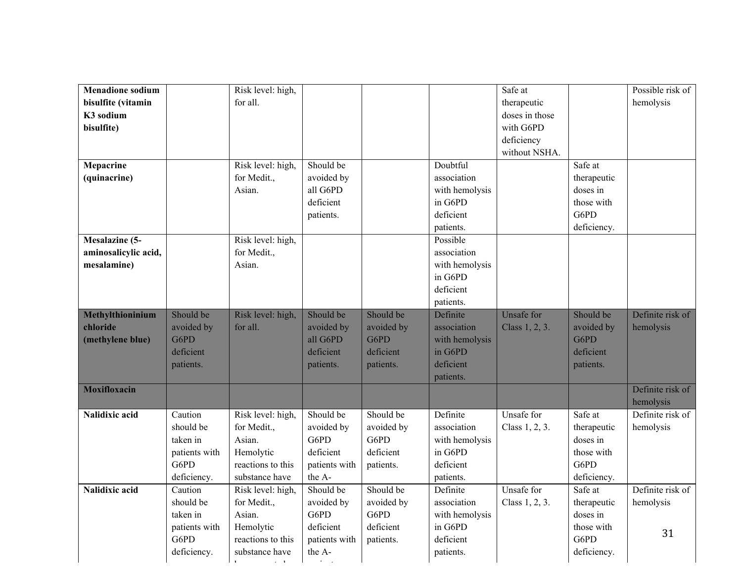| | | | | | | | | |
|---|---|---|---|---|---|---|---|---|
| **Menadione sodium bisulfite (vitamin K3 sodium bisulfite)** | | Risk level: high, for all. | | | | Safe at therapeutic doses in those with G6PD deficiency without NSHA. | | Possible risk of hemolysis |
| **Mepacrine (quinacrine)** | | Risk level: high, for Medit., Asian. | Should be avoided by all G6PD deficient patients. | | Doubtful association with hemolysis in G6PD deficient patients. | | Safe at therapeutic doses in those with G6PD deficiency. | |
| **Mesalazine (5-aminosalicylic acid, mesalamine)** | | Risk level: high, for Medit., Asian. | | | Possible association with hemolysis in G6PD deficient patients. | | | |
| **Methylthioninium chloride (methylene blue)** | Should be avoided by G6PD deficient patients. | Risk level: high, for all. | Should be avoided by all G6PD deficient patients. | Should be avoided by G6PD deficient patients. | Definite association with hemolysis in G6PD deficient patients. | Unsafe for Class 1, 2, 3. | Should be avoided by G6PD deficient patients. | Definite risk of hemolysis |
| **Moxifloxacin** | | | | | | | | Definite risk of hemolysis |
| **Nalidixic acid** | Caution should be taken in patients with G6PD deficiency. | Risk level: high, for Medit., Asian. Hemolytic reactions to this substance have | Should be avoided by G6PD deficient patients with the A- | Should be avoided by G6PD deficient patients. | Definite association with hemolysis in G6PD deficient patients. | Unsafe for Class 1, 2, 3. | Safe at therapeutic doses in those with G6PD deficiency. | Definite risk of hemolysis |
| **Nalidixic acid** | Caution should be taken in patients with G6PD deficiency. | Risk level: high, for Medit., Asian. Hemolytic reactions to this substance have | Should be avoided by G6PD deficient patients with the A- | Should be avoided by G6PD deficient patients. | Definite association with hemolysis in G6PD deficient patients. | Unsafe for Class 1, 2, 3. | Safe at therapeutic doses in those with G6PD deficiency. | Definite risk of hemolysis |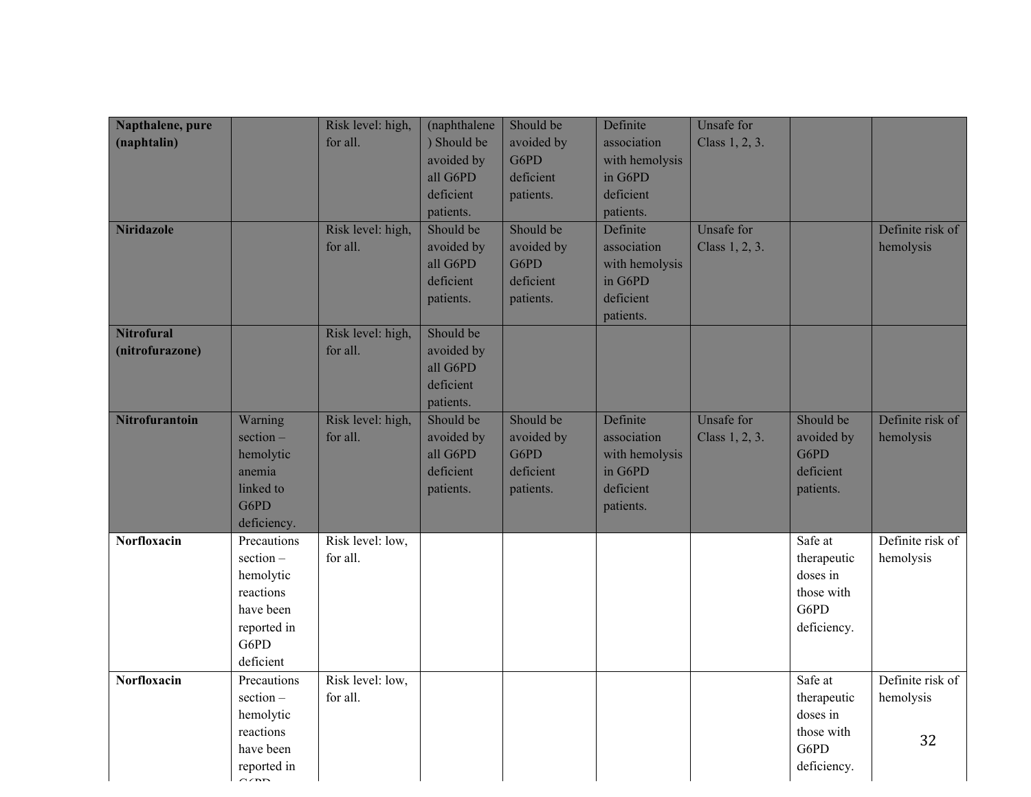| | | | | | | | | |
|---|---|---|---|---|---|---|---|---|
| **Napthalene, pure (naphtalin)** | | Risk level: high, for all. | (naphthalene) Should be avoided by all G6PD deficient patients. | Should be avoided by G6PD deficient patients. | Definite association with hemolysis in G6PD deficient patients. | Unsafe for Class 1, 2, 3. | | |
| **Niridazole** | | Risk level: high, for all. | Should be avoided by all G6PD deficient patients. | Should be avoided by G6PD deficient patients. | Definite association with hemolysis in G6PD deficient patients. | Unsafe for Class 1, 2, 3. | | Definite risk of hemolysis |
| **Nitrofural (nitrofurazone)** | | Risk level: high, for all. | Should be avoided by all G6PD deficient patients. | | | | | |
| **Nitrofurantoin** | Warning section – hemolytic anemia linked to G6PD deficiency. | Risk level: high, for all. | Should be avoided by all G6PD deficient patients. | Should be avoided by G6PD deficient patients. | Definite association with hemolysis in G6PD deficient patients. | Unsafe for Class 1, 2, 3. | Should be avoided by G6PD deficient patients. | Definite risk of hemolysis |
| **Norfloxacin** | Precautions section – hemolytic reactions have been reported in G6PD deficient | Risk level: low, for all. | | | | | Safe at therapeutic doses in those with G6PD deficiency. | Definite risk of hemolysis |
| **Norfloxacin** | Precautions section – hemolytic reactions have been reported in G6PD | Risk level: low, for all. | | | | | Safe at therapeutic doses in those with G6PD deficiency. | Definite risk of hemolysis |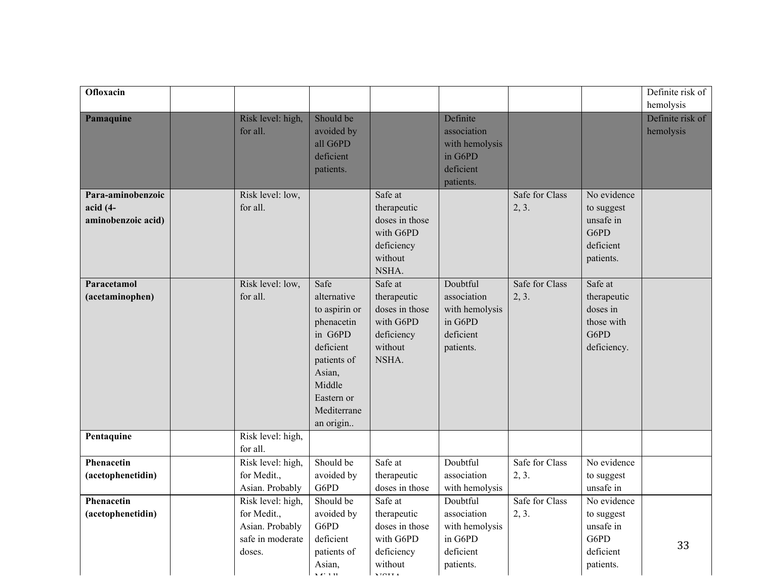| | | | | | | | | |
|---|---|---|---|---|---|---|---|---|
| **Ofloxacin** | | | | | | | | Definite risk of hemolysis |
| **Pamaquine** | | Risk level: high, for all. | Should be avoided by all G6PD deficient patients. | | Definite association with hemolysis in G6PD deficient patients. | | | Definite risk of hemolysis |
| **Para-aminobenzoic acid (4-aminobenzoic acid)** | | Risk level: low, for all. | | Safe at therapeutic doses in those with G6PD deficiency without NSHA. | | Safe for Class 2, 3. | No evidence to suggest unsafe in G6PD deficient patients. | |
| **Paracetamol (acetaminophen)** | | Risk level: low, for all. | Safe alternative to aspirin or phenacetin in G6PD deficient patients of Asian, Middle Eastern or Mediterranean origin.. | Safe at therapeutic doses in those with G6PD deficiency without NSHA. | Doubtful association with hemolysis in G6PD deficient patients. | Safe for Class 2, 3. | Safe at therapeutic doses in those with G6PD deficiency. | |
| **Pentaquine** | | Risk level: high, for all. | | | | | | |
| **Phenacetin (acetophenetidin)** | | Risk level: high, for Medit., Asian. Probably | Should be avoided by G6PD | Safe at therapeutic doses in those | Doubtful association with hemolysis | Safe for Class 2, 3. | No evidence to suggest unsafe in | |
| **Phenacetin (acetophenetidin)** | | Risk level: high, for Medit., Asian. Probably safe in moderate doses. | Should be avoided by G6PD deficient patients of Asian, Middl... | Safe at therapeutic doses in those with G6PD deficiency without NSHA... | Doubtful association with hemolysis in G6PD deficient patients. | Safe for Class 2, 3. | No evidence to suggest unsafe in G6PD deficient patients. | |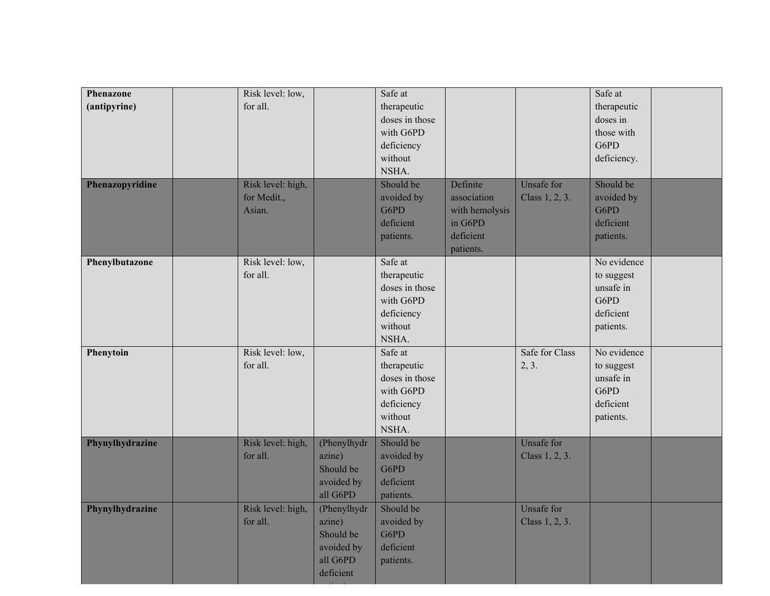| | | | | | | | | |
|---|---|---|---|---|---|---|---|---|
| **Phenazone (antipyrine)** | | Risk level: low, for all. | | Safe at therapeutic doses in those with G6PD deficiency without NSHA. | | | Safe at therapeutic doses in those with G6PD deficiency. | |
| **Phenazopyridine** | | Risk level: high, for Medit., Asian. | | Should be avoided by G6PD deficient patients. | Definite association with hemolysis in G6PD deficient patients. | Unsafe for Class 1, 2, 3. | Should be avoided by G6PD deficient patients. | |
| **Phenylbutazone** | | Risk level: low, for all. | | Safe at therapeutic doses in those with G6PD deficiency without NSHA. | | | No evidence to suggest unsafe in G6PD deficient patients. | |
| **Phenytoin** | | Risk level: low, for all. | | Safe at therapeutic doses in those with G6PD deficiency without NSHA. | | Safe for Class 2, 3. | No evidence to suggest unsafe in G6PD deficient patients. | |
| **Phynylhydrazine** | | Risk level: high, for all. | (Phenylhydrazine) Should be avoided by all G6PD | Should be avoided by G6PD deficient patients. | | Unsafe for Class 1, 2, 3. | | |
| **Phynylhydrazine** | | Risk level: high, for all. | (Phenylhydrazine) Should be avoided by all G6PD deficient | Should be avoided by G6PD deficient patients. | | Unsafe for Class 1, 2, 3. | | |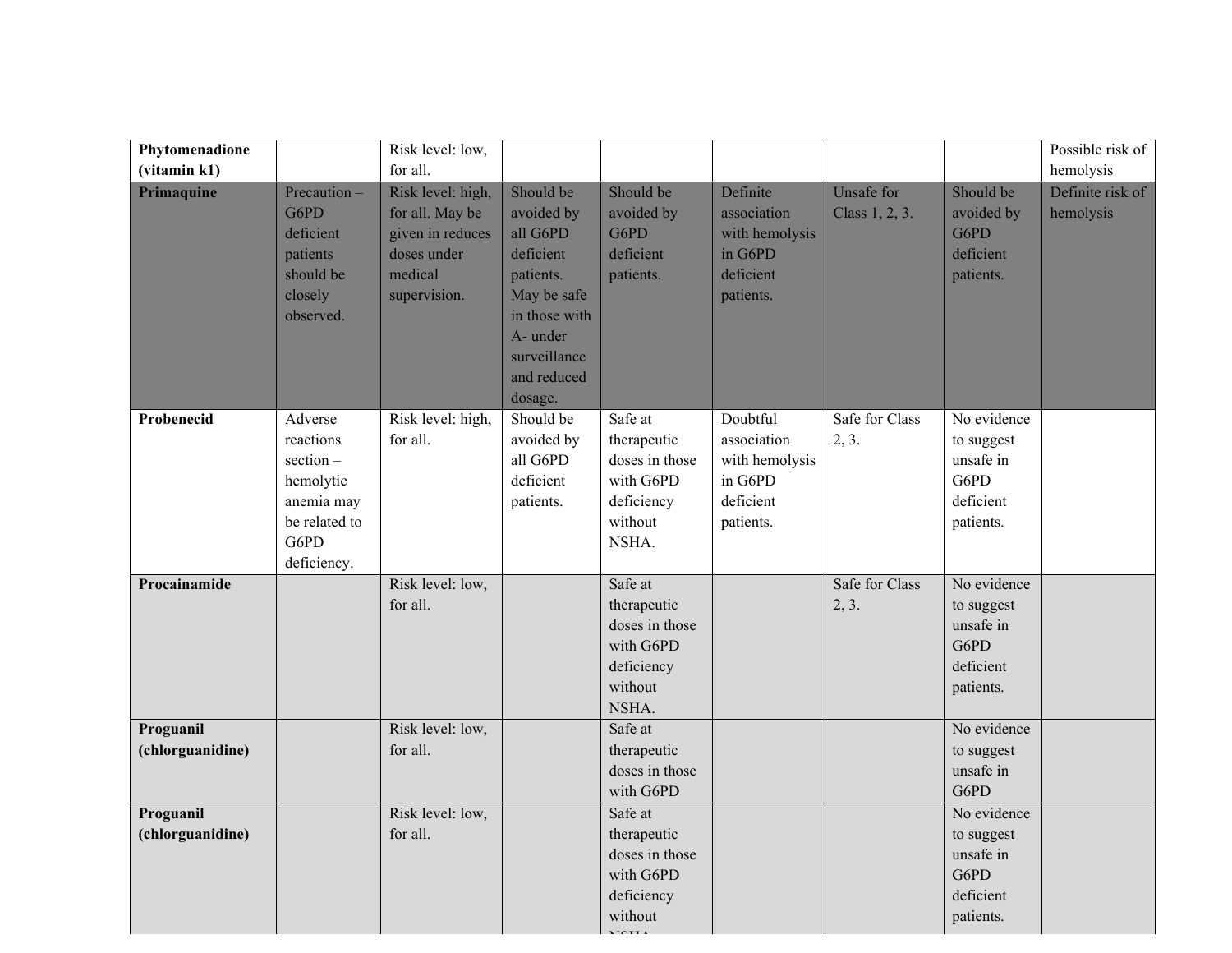| | | | | | | | | |
|---|---|---|---|---|---|---|---|---|
| **Phytomenadione (vitamin k1)** | | Risk level: low, for all. | | | | | | Possible risk of hemolysis |
| **Primaquine** | Precaution – G6PD deficient patients should be closely observed. | Risk level: high, for all. May be given in reduces doses under medical supervision. | Should be avoided by all G6PD deficient patients. May be safe in those with A- under surveillance and reduced dosage. | Should be avoided by G6PD deficient patients. | Definite association with hemolysis in G6PD deficient patients. | Unsafe for Class 1, 2, 3. | Should be avoided by G6PD deficient patients. | Definite risk of hemolysis |
| **Probenecid** | Adverse reactions section – hemolytic anemia may be related to G6PD deficiency. | Risk level: high, for all. | Should be avoided by all G6PD deficient patients. | Safe at therapeutic doses in those with G6PD deficiency without NSHA. | Doubtful association with hemolysis in G6PD deficient patients. | Safe for Class 2, 3. | No evidence to suggest unsafe in G6PD deficient patients. | |
| **Procainamide** | | Risk level: low, for all. | | Safe at therapeutic doses in those with G6PD deficiency without NSHA. | | Safe for Class 2, 3. | No evidence to suggest unsafe in G6PD deficient patients. | |
| **Proguanil (chlorguanidine)** | | Risk level: low, for all. | | Safe at therapeutic doses in those with G6PD | | | No evidence to suggest unsafe in G6PD | |
| **Proguanil (chlorguanidine)** | | Risk level: low, for all. | | Safe at therapeutic doses in those with G6PD deficiency without NSHA. | | | No evidence to suggest unsafe in G6PD deficient patients. | |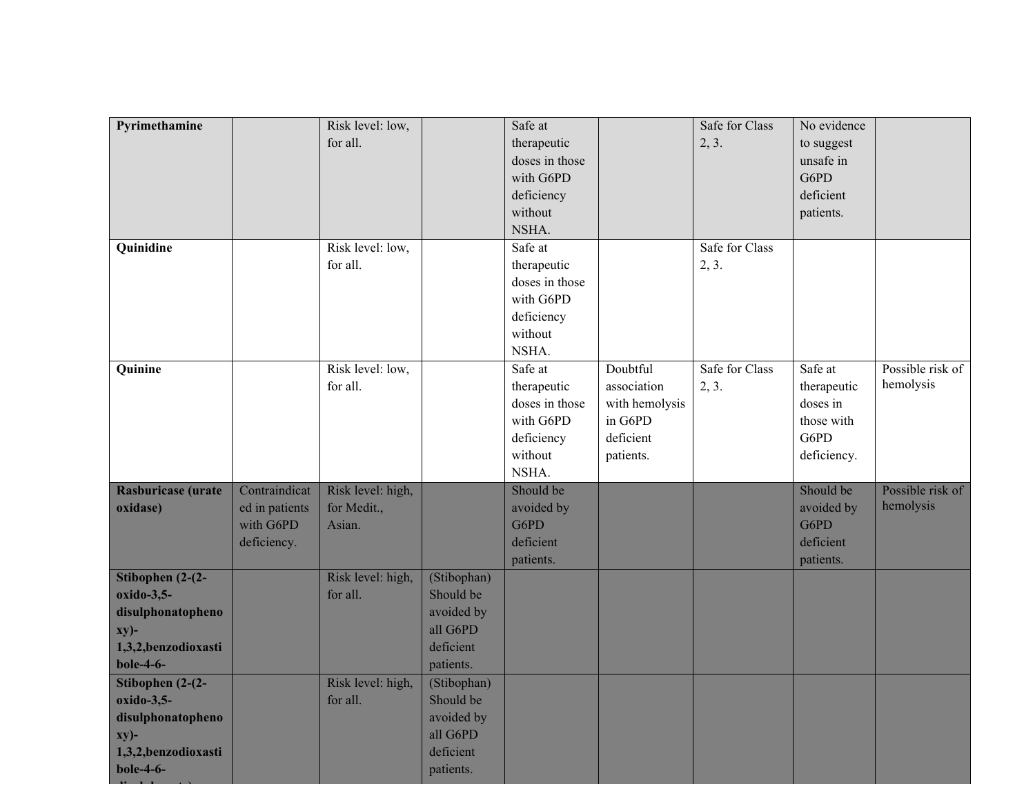| **Pyrimethamine** | | Risk level: low, for all. | | Safe at therapeutic doses in those with G6PD deficiency without NSHA. | | Safe for Class 2, 3. | No evidence to suggest unsafe in G6PD deficient patients. | |
|---|---|---|---|---|---|---|---|---|
| **Quinidine** | | Risk level: low, for all. | | Safe at therapeutic doses in those with G6PD deficiency without NSHA. | | Safe for Class 2, 3. | | |
| **Quinine** | | Risk level: low, for all. | | Safe at therapeutic doses in those with G6PD deficiency without NSHA. | Doubtful association with hemolysis in G6PD deficient patients. | Safe for Class 2, 3. | Safe at therapeutic doses in those with G6PD deficiency. | Possible risk of hemolysis |
| **Rasburicase (urate oxidase)** | Contraindicated in patients with G6PD deficiency. | Risk level: high, for Medit., Asian. | | Should be avoided by G6PD deficient patients. | | | Should be avoided by G6PD deficient patients. | Possible risk of hemolysis |
| **Stibophen (2-(2-oxido-3,5-disulphonatophenoxy)-1,3,2,benzodioxastibole-4-6-** | | Risk level: high, for all. | (Stibophan) Should be avoided by all G6PD deficient patients. | | | | | |
| **Stibophen (2-(2-oxido-3,5-disulphonatophenoxy)-1,3,2,benzodioxastibole-4-6-** | | Risk level: high, for all. | (Stibophan) Should be avoided by all G6PD deficient patients. | | | | | |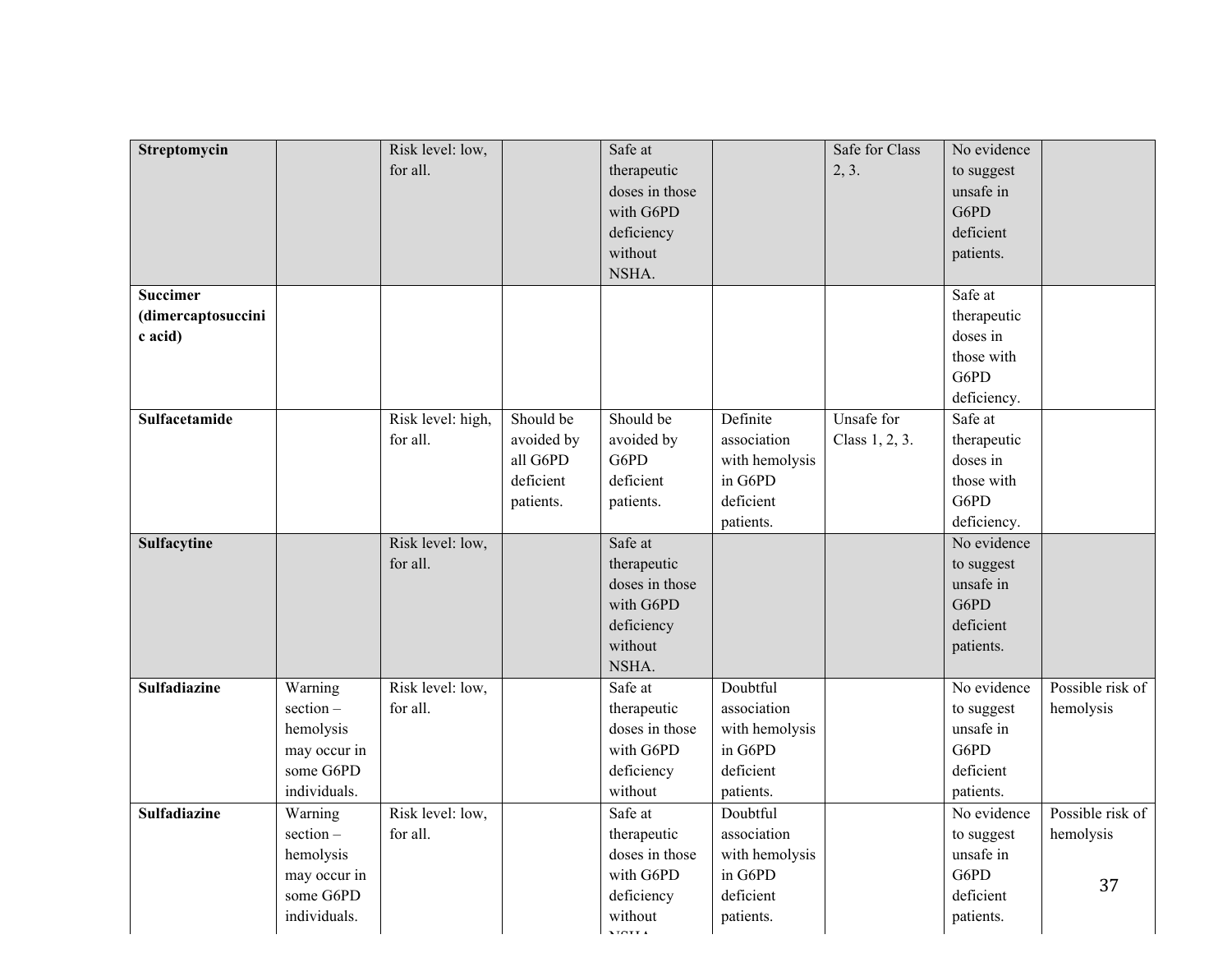| | | | | | | | | |
|---|---|---|---|---|---|---|---|---|
| **Streptomycin** | | Risk level: low, for all. | | Safe at therapeutic doses in those with G6PD deficiency without NSHA. | | Safe for Class 2, 3. | No evidence to suggest unsafe in G6PD deficient patients. | |
| **Succimer (dimercaptosuccinic acid)** | | | | | | | Safe at therapeutic doses in those with G6PD deficiency. | |
| **Sulfacetamide** | | Risk level: high, for all. | Should be avoided by all G6PD deficient patients. | Should be avoided by G6PD deficient patients. | Definite association with hemolysis in G6PD deficient patients. | Unsafe for Class 1, 2, 3. | Safe at therapeutic doses in those with G6PD deficiency. | |
| **Sulfacytine** | | Risk level: low, for all. | | Safe at therapeutic doses in those with G6PD deficiency without NSHA. | | | No evidence to suggest unsafe in G6PD deficient patients. | |
| **Sulfadiazine** | Warning section – hemolysis may occur in some G6PD individuals. | Risk level: low, for all. | | Safe at therapeutic doses in those with G6PD deficiency without | Doubtful association with hemolysis in G6PD deficient patients. | | No evidence to suggest unsafe in G6PD deficient patients. | Possible risk of hemolysis |
| **Sulfadiazine** | Warning section – hemolysis may occur in some G6PD individuals. | Risk level: low, for all. | | Safe at therapeutic doses in those with G6PD deficiency without NSHA. | Doubtful association with hemolysis in G6PD deficient patients. | | No evidence to suggest unsafe in G6PD deficient patients. | Possible risk of hemolysis |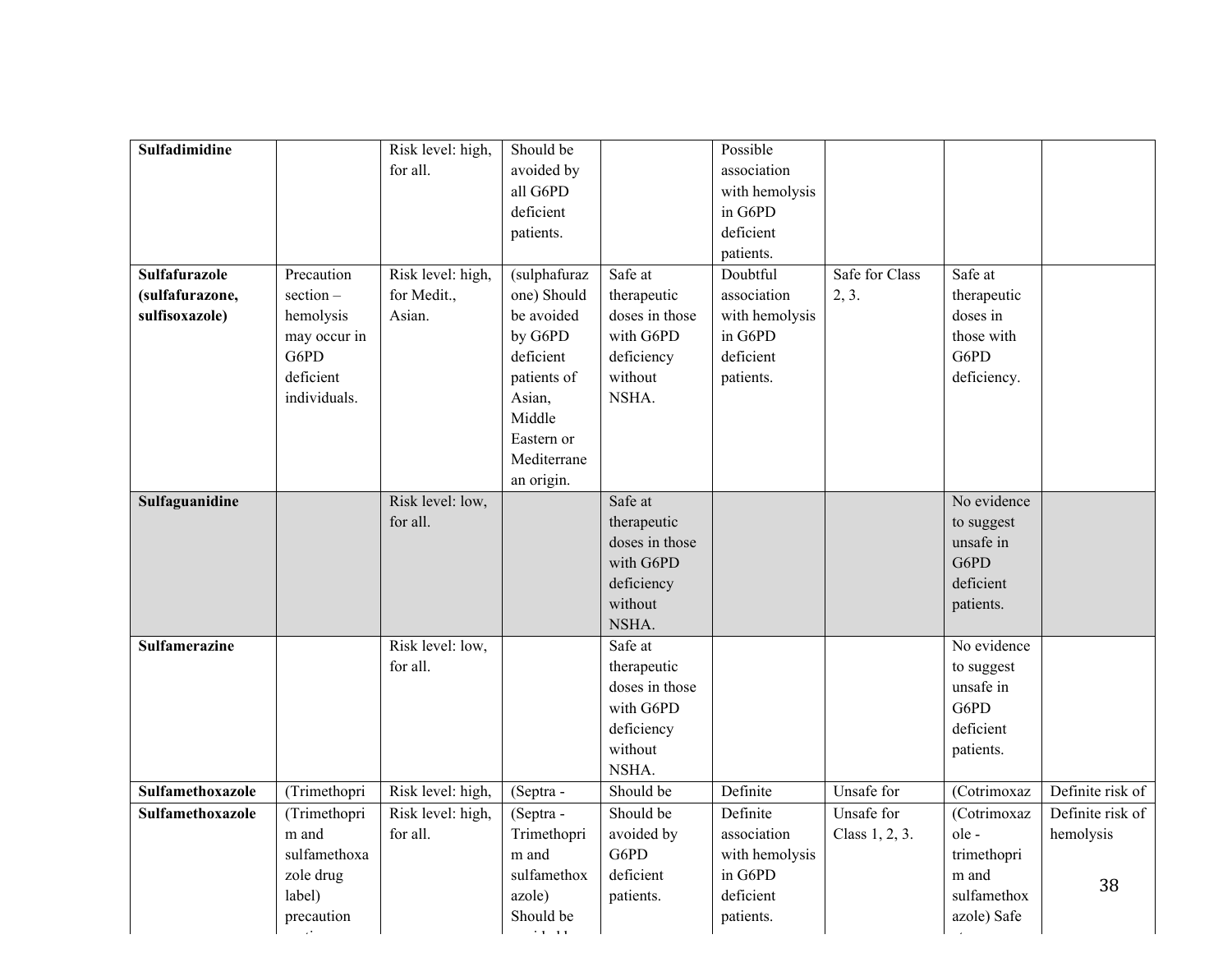| | | | | | | | | |
|---|---|---|---|---|---|---|---|---|
| **Sulfadimidine** | | Risk level: high, for all. | Should be avoided by all G6PD deficient patients. | | Possible association with hemolysis in G6PD deficient patients. | | | |
| **Sulfafurazole (sulfafurazone, sulfisoxazole)** | Precaution section – hemolysis may occur in G6PD deficient individuals. | Risk level: high, for Medit., Asian. | (sulphafurazone) Should be avoided by G6PD deficient patients of Asian, Middle Eastern or Mediterranean origin. | Safe at therapeutic doses in those with G6PD deficiency without NSHA. | Doubtful association with hemolysis in G6PD deficient patients. | Safe for Class 2, 3. | Safe at therapeutic doses in those with G6PD deficiency. | |
| **Sulfaguanidine** | | Risk level: low, for all. | | Safe at therapeutic doses in those with G6PD deficiency without NSHA. | | | No evidence to suggest unsafe in G6PD deficient patients. | |
| **Sulfamerazine** | | Risk level: low, for all. | | Safe at therapeutic doses in those with G6PD deficiency without NSHA. | | | No evidence to suggest unsafe in G6PD deficient patients. | |
| **Sulfamethoxazole** | (Trimethopri | Risk level: high, | (Septra - | Should be | Definite | Unsafe for | (Cotrimoxaz | Definite risk of |
| **Sulfamethoxazole** | (Trimethoprim and sulfamethoxazole drug label) precaution | Risk level: high, for all. | (Septra - Trimethoprim and sulfamethoxazole) Should be | Should be avoided by G6PD deficient patients. | Definite association with hemolysis in G6PD deficient patients. | Unsafe for Class 1, 2, 3. | (Cotrimoxazole - trimethoprim and sulfamethoxazole) Safe | Definite risk of hemolysis |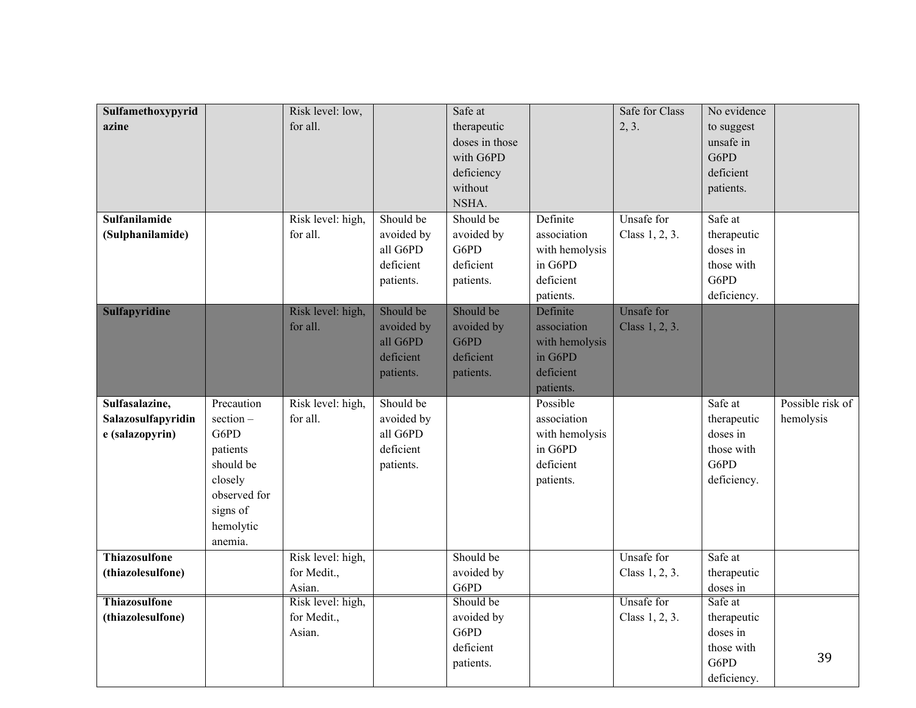| | | | | | | | | |
|---|---|---|---|---|---|---|---|---|
| **Sulfamethoxypyridazine** | | Risk level: low, for all. | | Safe at therapeutic doses in those with G6PD deficiency without NSHA. | | Safe for Class 2, 3. | No evidence to suggest unsafe in G6PD deficient patients. | |
| **Sulfanilamide (Sulphanilamide)** | | Risk level: high, for all. | Should be avoided by all G6PD deficient patients. | Should be avoided by G6PD deficient patients. | Definite association with hemolysis in G6PD deficient patients. | Unsafe for Class 1, 2, 3. | Safe at therapeutic doses in those with G6PD deficiency. | |
| **Sulfapyridine** | | Risk level: high, for all. | Should be avoided by all G6PD deficient patients. | Should be avoided by G6PD deficient patients. | Definite association with hemolysis in G6PD deficient patients. | Unsafe for Class 1, 2, 3. | | |
| **Sulfasalazine, Salazosulfapyridine (salazopyrin)** | Precaution section – G6PD patients should be closely observed for signs of hemolytic anemia. | Risk level: high, for all. | Should be avoided by all G6PD deficient patients. | | Possible association with hemolysis in G6PD deficient patients. | | Safe at therapeutic doses in those with G6PD deficiency. | Possible risk of hemolysis |
| **Thiazosulfone (thiazolesulfone)** | | Risk level: high, for Medit., Asian. | | Should be avoided by G6PD | | Unsafe for Class 1, 2, 3. | Safe at therapeutic doses in | |
| **Thiazosulfone (thiazolesulfone)** | | Risk level: high, for Medit., Asian. | | Should be avoided by G6PD deficient patients. | | Unsafe for Class 1, 2, 3. | Safe at therapeutic doses in those with G6PD deficiency. | |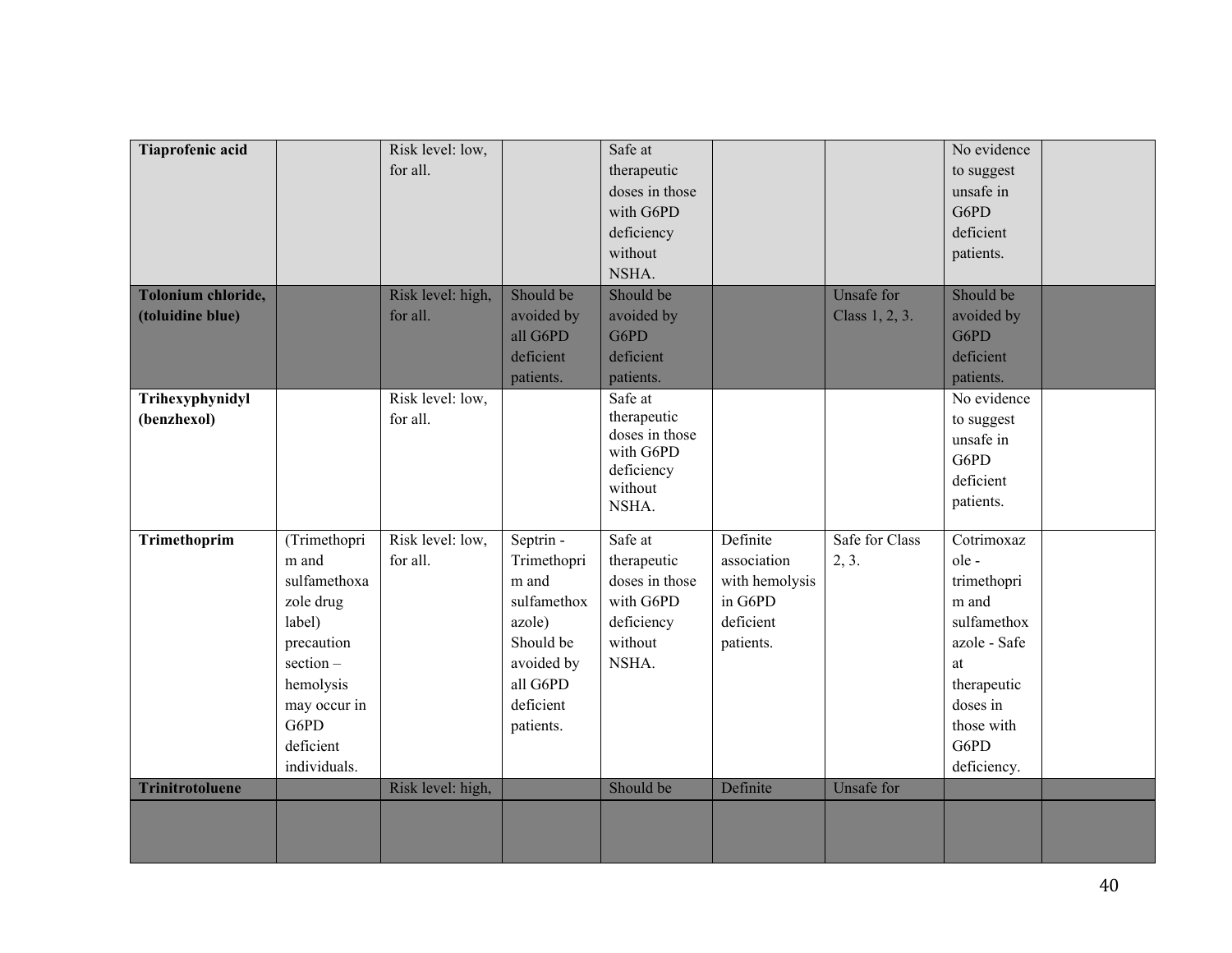| | | | | | | | | |
|---|---|---|---|---|---|---|---|---|
| **Tiaprofenic acid** | | Risk level: low, for all. | | Safe at therapeutic doses in those with G6PD deficiency without NSHA. | | | No evidence to suggest unsafe in G6PD deficient patients. | |
| **Tolonium chloride, (toluidine blue)** | | Risk level: high, for all. | Should be avoided by all G6PD deficient patients. | Should be avoided by G6PD deficient patients. | | Unsafe for Class 1, 2, 3. | Should be avoided by G6PD deficient patients. | |
| **Trihexyphynidyl (benzhexol)** | | Risk level: low, for all. | | Safe at therapeutic doses in those with G6PD deficiency without NSHA. | | | No evidence to suggest unsafe in G6PD deficient patients. | |
| **Trimethoprim** | (Trimethoprim and sulfamethoxazole drug label) precaution section – hemolysis may occur in G6PD deficient individuals. | Risk level: low, for all. | Septrin - Trimethoprim and sulfamethoxazole) Should be avoided by all G6PD deficient patients. | Safe at therapeutic doses in those with G6PD deficiency without NSHA. | Definite association with hemolysis in G6PD deficient patients. | Safe for Class 2, 3. | Cotrimoxazole - trimethoprim and sulfamethoxazole - Safe at therapeutic doses in those with G6PD deficiency. | |
| **Trinitrotoluene** | | Risk level: high, | | Should be | Definite | Unsafe for | | |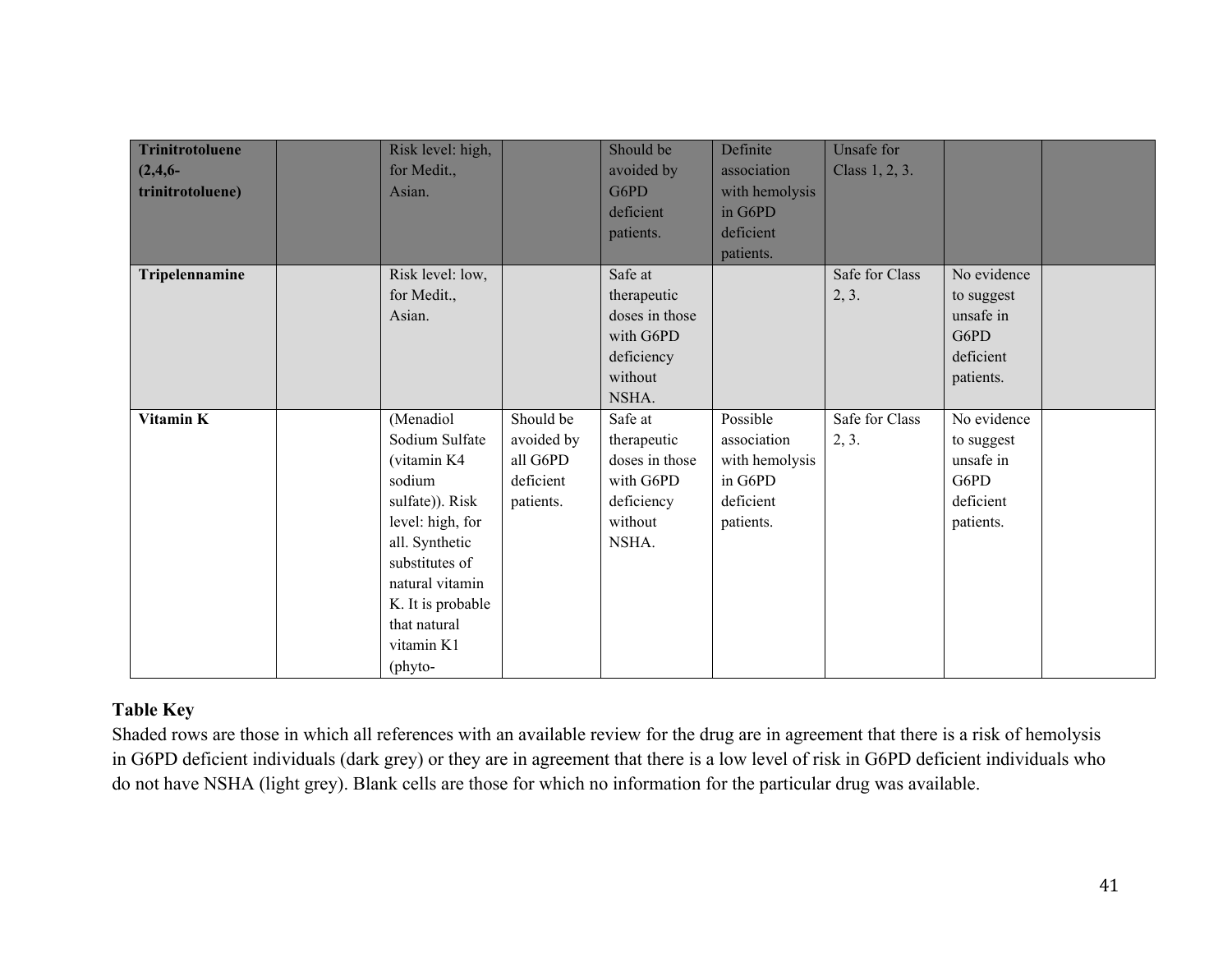| | | | | | | | | |
|---|---|---|---|---|---|---|---|---|
| **Trinitrotoluene (2,4,6-trinitrotoluene)** | | Risk level: high, for Medit., Asian. | | Should be avoided by G6PD deficient patients. | Definite association with hemolysis in G6PD deficient patients. | Unsafe for Class 1, 2, 3. | | |
| **Tripelennamine** | | Risk level: low, for Medit., Asian. | | Safe at therapeutic doses in those with G6PD deficiency without NSHA. | | Safe for Class 2, 3. | No evidence to suggest unsafe in G6PD deficient patients. | |
| **Vitamin K** | | (Menadiol Sodium Sulfate (vitamin K4 sodium sulfate)). Risk level: high, for all. Synthetic substitutes of natural vitamin K. It is probable that natural vitamin K1 (phyto- | Should be avoided by all G6PD deficient patients. | Safe at therapeutic doses in those with G6PD deficiency without NSHA. | Possible association with hemolysis in G6PD deficient patients. | Safe for Class 2, 3. | No evidence to suggest unsafe in G6PD deficient patients. | |

**Table Key**

Shaded rows are those in which all references with an available review for the drug are in agreement that there is a risk of hemolysis in G6PD deficient individuals (dark grey) or they are in agreement that there is a low level of risk in G6PD deficient individuals who do not have NSHA (light grey). Blank cells are those for which no information for the particular drug was available.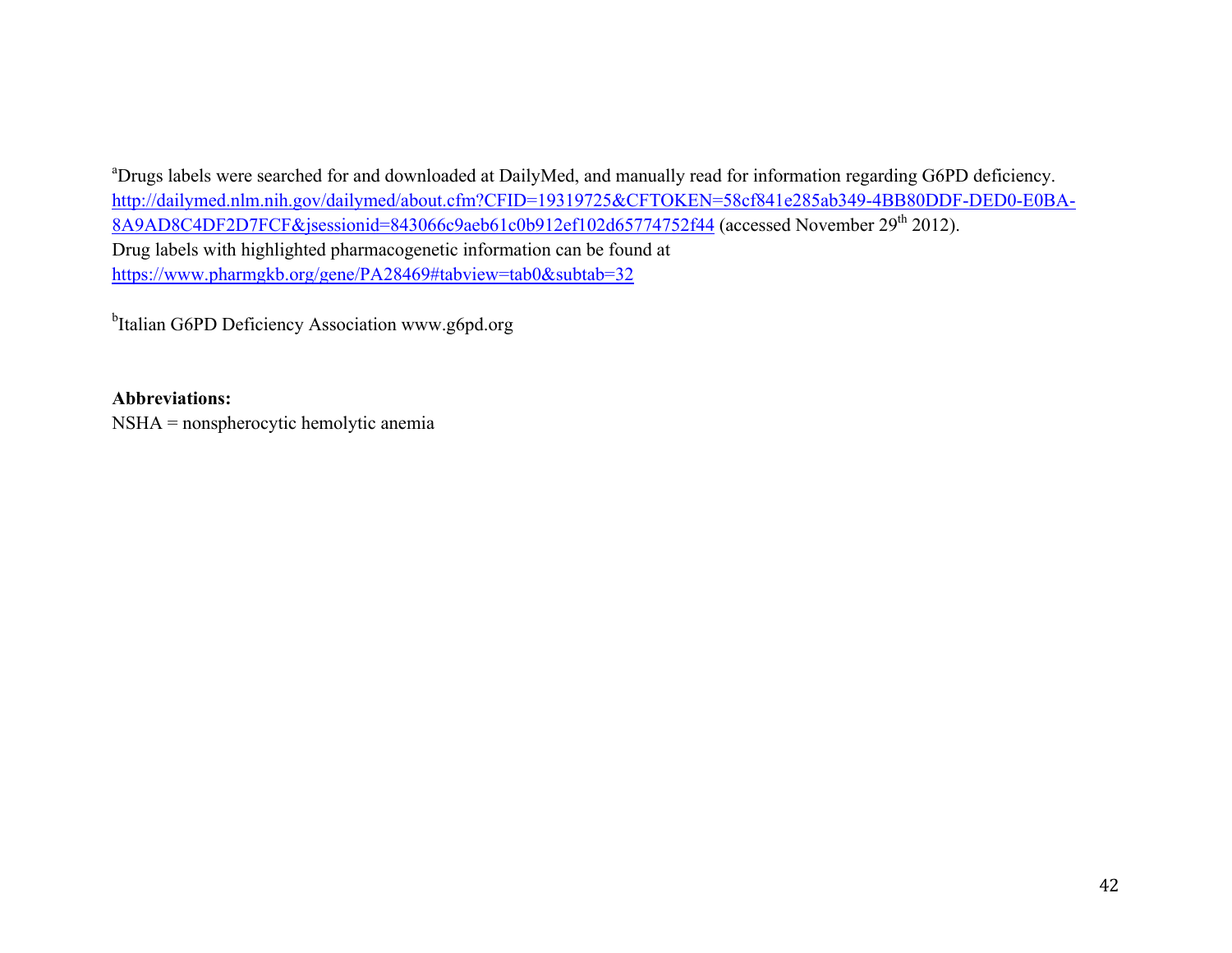[a]Drugs labels were searched for and downloaded at DailyMed, and manually read for information regarding G6PD deficiency. http://dailymed.nlm.nih.gov/dailymed/about.cfm?CFID=19319725&CFTOKEN=58cf841e285ab349-4BB80DDF-DED0-E0BA-8A9AD8C4DF2D7FCF&jsessionid=843066c9aeb61c0b912ef102d65774752f44 (accessed November 29th 2012).
Drug labels with highlighted pharmacogenetic information can be found at https://www.pharmgkb.org/gene/PA28469#tabview=tab0&subtab=32

[b]Italian G6PD Deficiency Association www.g6pd.org

**Abbreviations:**
NSHA = nonspherocytic hemolytic anemia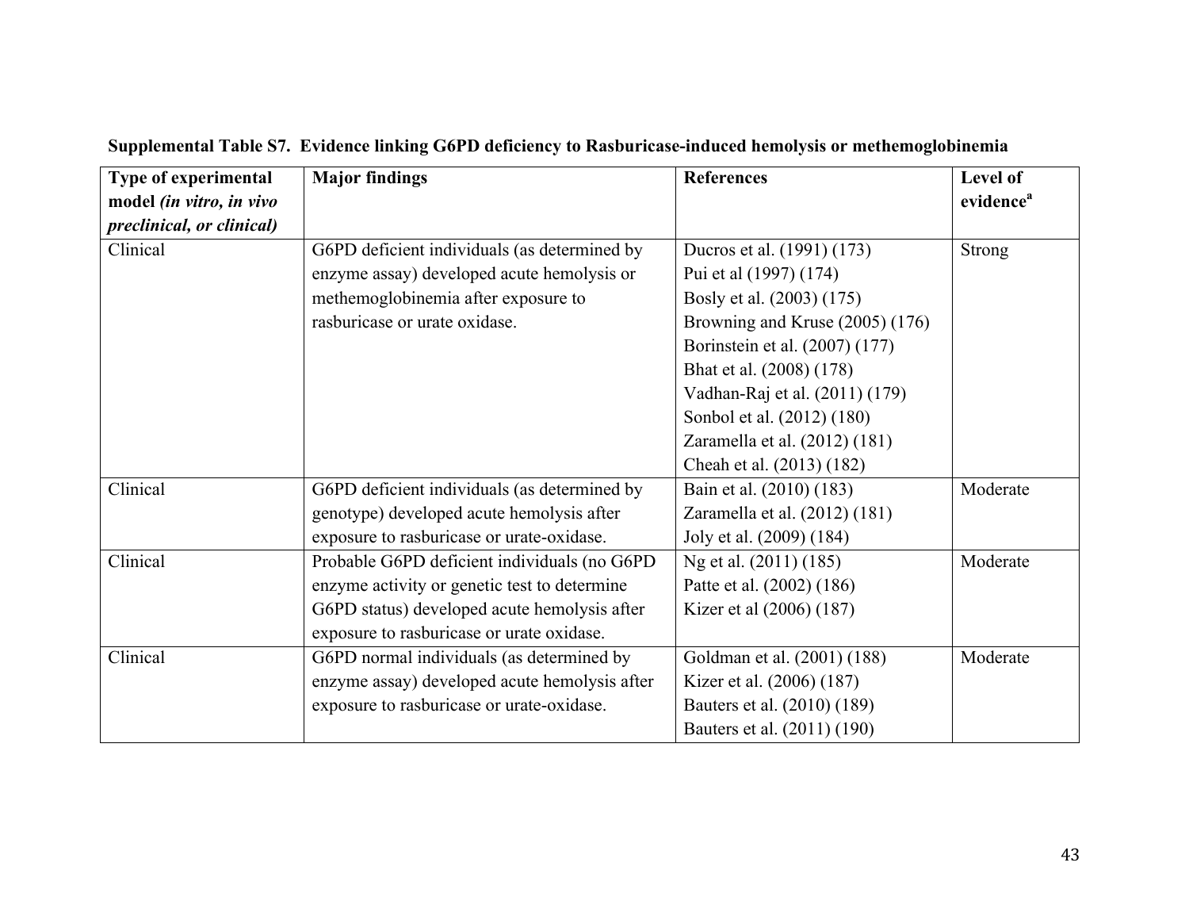**Supplemental Table S7. Evidence linking G6PD deficiency to Rasburicase-induced hemolysis or methemoglobinemia**

| Type of experimental model *(in vitro, in vivo preclinical, or clinical)* | Major findings | References | Level of evidence[a] |
|---|---|---|---|
| Clinical | G6PD deficient individuals (as determined by enzyme assay) developed acute hemolysis or methemoglobinemia after exposure to rasburicase or urate oxidase. | Ducros et al. (1991) (173)<br>Pui et al (1997) (174)<br>Bosly et al. (2003) (175)<br>Browning and Kruse (2005) (176)<br>Borinstein et al. (2007) (177)<br>Bhat et al. (2008) (178)<br>Vadhan-Raj et al. (2011) (179)<br>Sonbol et al. (2012) (180)<br>Zaramella et al. (2012) (181)<br>Cheah et al. (2013) (182) | Strong |
| Clinical | G6PD deficient individuals (as determined by genotype) developed acute hemolysis after exposure to rasburicase or urate-oxidase. | Bain et al. (2010) (183)<br>Zaramella et al. (2012) (181)<br>Joly et al. (2009) (184) | Moderate |
| Clinical | Probable G6PD deficient individuals (no G6PD enzyme activity or genetic test to determine G6PD status) developed acute hemolysis after exposure to rasburicase or urate oxidase. | Ng et al. (2011) (185)<br>Patte et al. (2002) (186)<br>Kizer et al (2006) (187) | Moderate |
| Clinical | G6PD normal individuals (as determined by enzyme assay) developed acute hemolysis after exposure to rasburicase or urate-oxidase. | Goldman et al. (2001) (188)<br>Kizer et al. (2006) (187)<br>Bauters et al. (2010) (189)<br>Bauters et al. (2011) (190) | Moderate |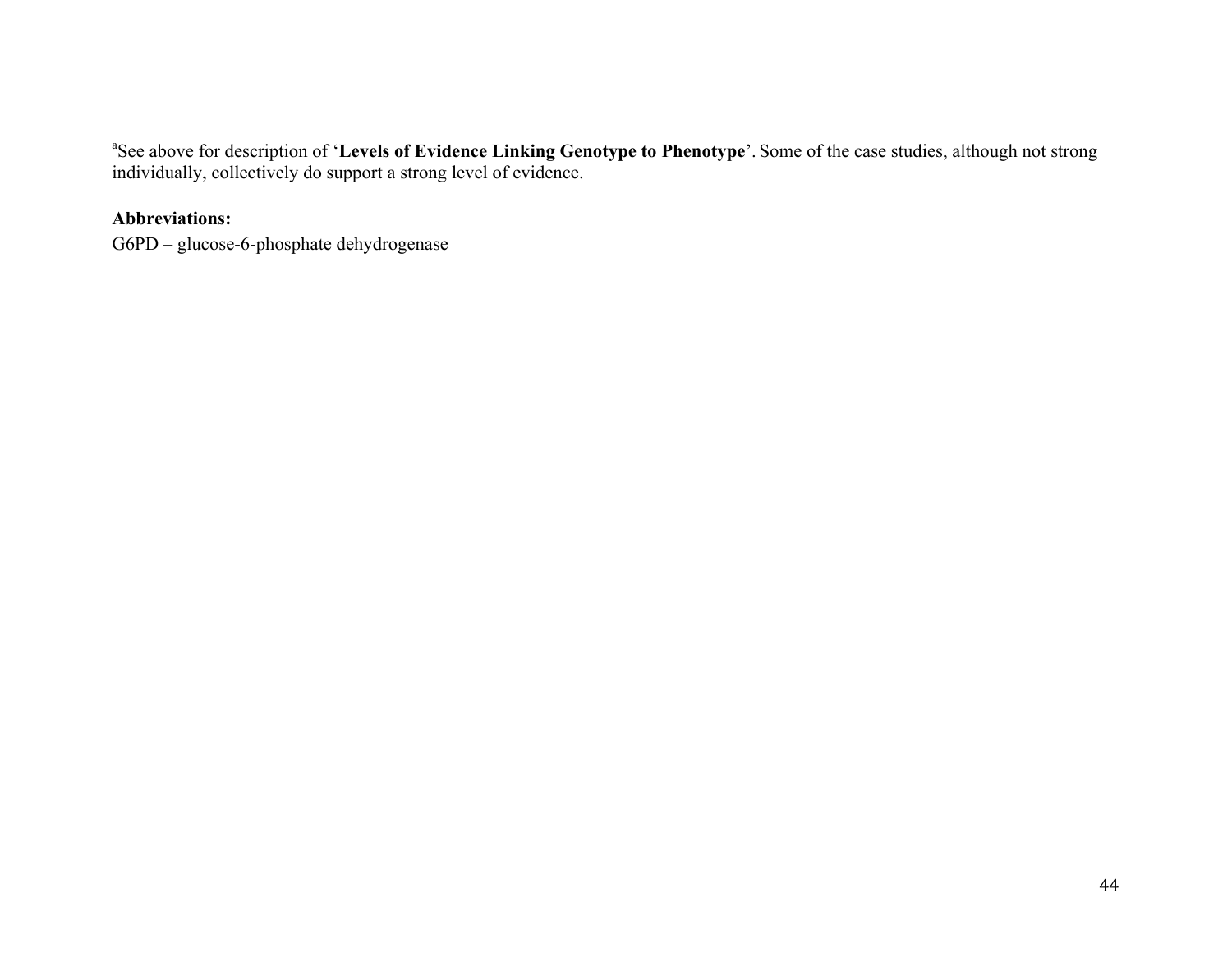[a]See above for description of '**Levels of Evidence Linking Genotype to Phenotype**'. Some of the case studies, although not strong individually, collectively do support a strong level of evidence.

**Abbreviations:**

G6PD – glucose-6-phosphate dehydrogenase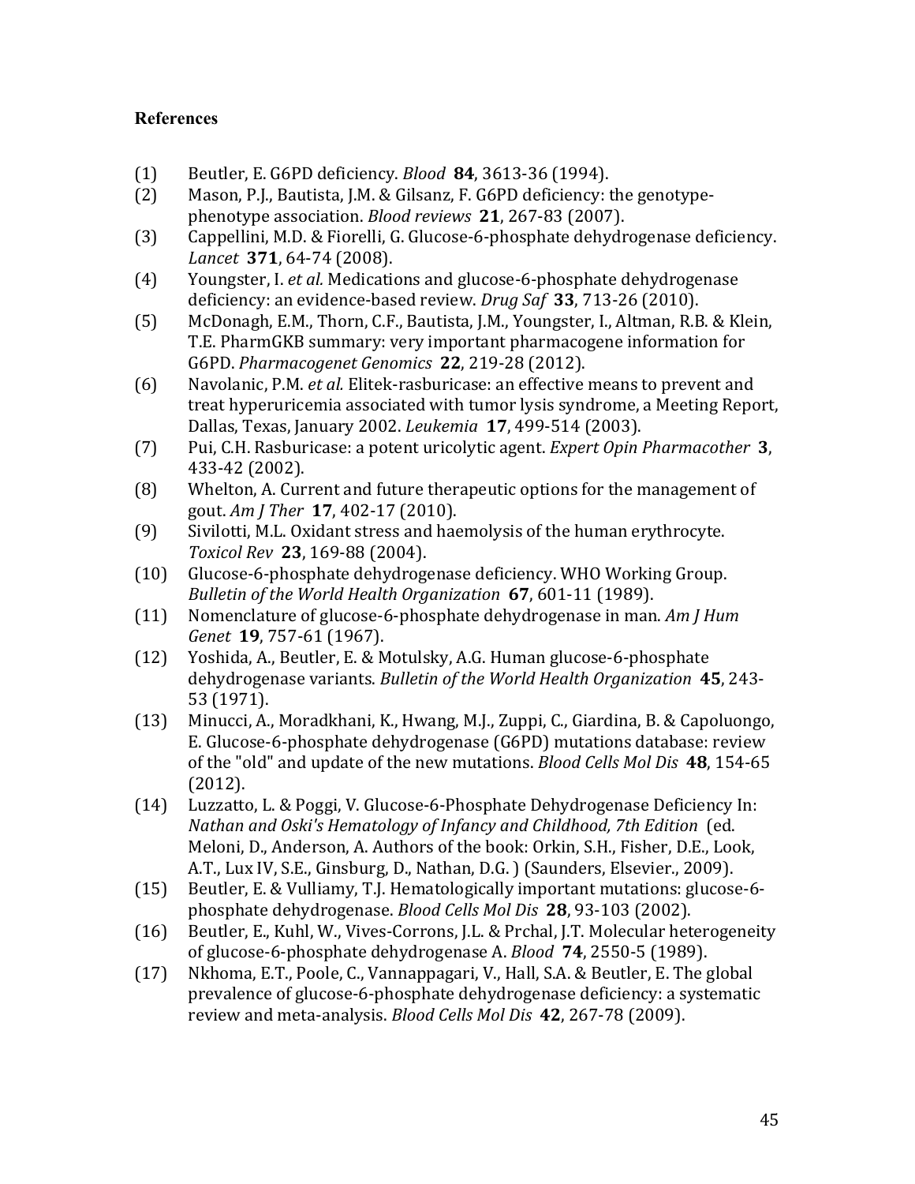### References

(1) Beutler, E. G6PD deficiency. *Blood* **84**, 3613-36 (1994).

(2) Mason, P.J., Bautista, J.M. & Gilsanz, F. G6PD deficiency: the genotype-phenotype association. *Blood reviews* **21**, 267-83 (2007).

(3) Cappellini, M.D. & Fiorelli, G. Glucose-6-phosphate dehydrogenase deficiency. *Lancet* **371**, 64-74 (2008).

(4) Youngster, I. *et al.* Medications and glucose-6-phosphate dehydrogenase deficiency: an evidence-based review. *Drug Saf* **33**, 713-26 (2010).

(5) McDonagh, E.M., Thorn, C.F., Bautista, J.M., Youngster, I., Altman, R.B. & Klein, T.E. PharmGKB summary: very important pharmacogene information for G6PD. *Pharmacogenet Genomics* **22**, 219-28 (2012).

(6) Navolanic, P.M. *et al.* Elitek-rasburicase: an effective means to prevent and treat hyperuricemia associated with tumor lysis syndrome, a Meeting Report, Dallas, Texas, January 2002. *Leukemia* **17**, 499-514 (2003).

(7) Pui, C.H. Rasburicase: a potent uricolytic agent. *Expert Opin Pharmacother* **3**, 433-42 (2002).

(8) Whelton, A. Current and future therapeutic options for the management of gout. *Am J Ther* **17**, 402-17 (2010).

(9) Sivilotti, M.L. Oxidant stress and haemolysis of the human erythrocyte. *Toxicol Rev* **23**, 169-88 (2004).

(10) Glucose-6-phosphate dehydrogenase deficiency. WHO Working Group. *Bulletin of the World Health Organization* **67**, 601-11 (1989).

(11) Nomenclature of glucose-6-phosphate dehydrogenase in man. *Am J Hum Genet* **19**, 757-61 (1967).

(12) Yoshida, A., Beutler, E. & Motulsky, A.G. Human glucose-6-phosphate dehydrogenase variants. *Bulletin of the World Health Organization* **45**, 243-53 (1971).

(13) Minucci, A., Moradkhani, K., Hwang, M.J., Zuppi, C., Giardina, B. & Capoluongo, E. Glucose-6-phosphate dehydrogenase (G6PD) mutations database: review of the "old" and update of the new mutations. *Blood Cells Mol Dis* **48**, 154-65 (2012).

(14) Luzzatto, L. & Poggi, V. Glucose-6-Phosphate Dehydrogenase Deficiency In: *Nathan and Oski's Hematology of Infancy and Childhood, 7th Edition* (ed. Meloni, D., Anderson, A. Authors of the book: Orkin, S.H., Fisher, D.E., Look, A.T., Lux IV, S.E., Ginsburg, D., Nathan, D.G. ) (Saunders, Elsevier., 2009).

(15) Beutler, E. & Vulliamy, T.J. Hematologically important mutations: glucose-6-phosphate dehydrogenase. *Blood Cells Mol Dis* **28**, 93-103 (2002).

(16) Beutler, E., Kuhl, W., Vives-Corrons, J.L. & Prchal, J.T. Molecular heterogeneity of glucose-6-phosphate dehydrogenase A. *Blood* **74**, 2550-5 (1989).

(17) Nkhoma, E.T., Poole, C., Vannappagari, V., Hall, S.A. & Beutler, E. The global prevalence of glucose-6-phosphate dehydrogenase deficiency: a systematic review and meta-analysis. *Blood Cells Mol Dis* **42**, 267-78 (2009).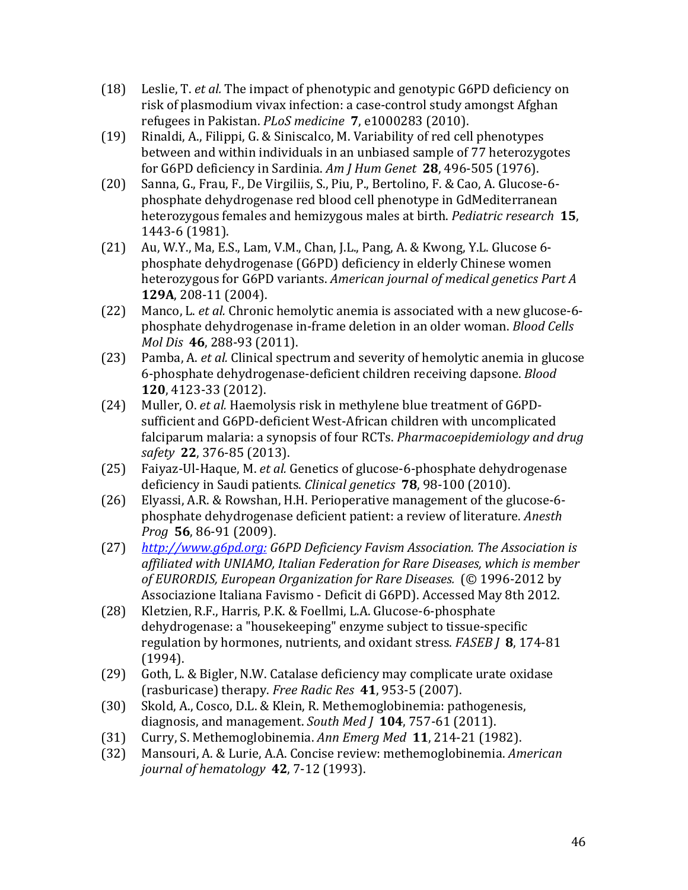(18) Leslie, T. *et al.* The impact of phenotypic and genotypic G6PD deficiency on risk of plasmodium vivax infection: a case-control study amongst Afghan refugees in Pakistan. *PLoS medicine* **7**, e1000283 (2010).

(19) Rinaldi, A., Filippi, G. & Siniscalco, M. Variability of red cell phenotypes between and within individuals in an unbiased sample of 77 heterozygotes for G6PD deficiency in Sardinia. *Am J Hum Genet* **28**, 496-505 (1976).

(20) Sanna, G., Frau, F., De Virgiliis, S., Piu, P., Bertolino, F. & Cao, A. Glucose-6-phosphate dehydrogenase red blood cell phenotype in GdMediterranean heterozygous females and hemizygous males at birth. *Pediatric research* **15**, 1443-6 (1981).

(21) Au, W.Y., Ma, E.S., Lam, V.M., Chan, J.L., Pang, A. & Kwong, Y.L. Glucose 6-phosphate dehydrogenase (G6PD) deficiency in elderly Chinese women heterozygous for G6PD variants. *American journal of medical genetics Part A* **129A**, 208-11 (2004).

(22) Manco, L. *et al.* Chronic hemolytic anemia is associated with a new glucose-6-phosphate dehydrogenase in-frame deletion in an older woman. *Blood Cells Mol Dis* **46**, 288-93 (2011).

(23) Pamba, A. *et al.* Clinical spectrum and severity of hemolytic anemia in glucose 6-phosphate dehydrogenase-deficient children receiving dapsone. *Blood* **120**, 4123-33 (2012).

(24) Muller, O. *et al.* Haemolysis risk in methylene blue treatment of G6PD-sufficient and G6PD-deficient West-African children with uncomplicated falciparum malaria: a synopsis of four RCTs. *Pharmacoepidemiology and drug safety* **22**, 376-85 (2013).

(25) Faiyaz-Ul-Haque, M. *et al.* Genetics of glucose-6-phosphate dehydrogenase deficiency in Saudi patients. *Clinical genetics* **78**, 98-100 (2010).

(26) Elyassi, A.R. & Rowshan, H.H. Perioperative management of the glucose-6-phosphate dehydrogenase deficient patient: a review of literature. *Anesth Prog* **56**, 86-91 (2009).

(27) *http://www.g6pd.org: G6PD Deficiency Favism Association. The Association is affiliated with UNIAMO, Italian Federation for Rare Diseases, which is member of EURORDIS, European Organization for Rare Diseases.* (© 1996-2012 by Associazione Italiana Favismo - Deficit di G6PD). Accessed May 8th 2012.

(28) Kletzien, R.F., Harris, P.K. & Foellmi, L.A. Glucose-6-phosphate dehydrogenase: a "housekeeping" enzyme subject to tissue-specific regulation by hormones, nutrients, and oxidant stress. *FASEB J* **8**, 174-81 (1994).

(29) Goth, L. & Bigler, N.W. Catalase deficiency may complicate urate oxidase (rasburicase) therapy. *Free Radic Res* **41**, 953-5 (2007).

(30) Skold, A., Cosco, D.L. & Klein, R. Methemoglobinemia: pathogenesis, diagnosis, and management. *South Med J* **104**, 757-61 (2011).

(31) Curry, S. Methemoglobinemia. *Ann Emerg Med* **11**, 214-21 (1982).

(32) Mansouri, A. & Lurie, A.A. Concise review: methemoglobinemia. *American journal of hematology* **42**, 7-12 (1993).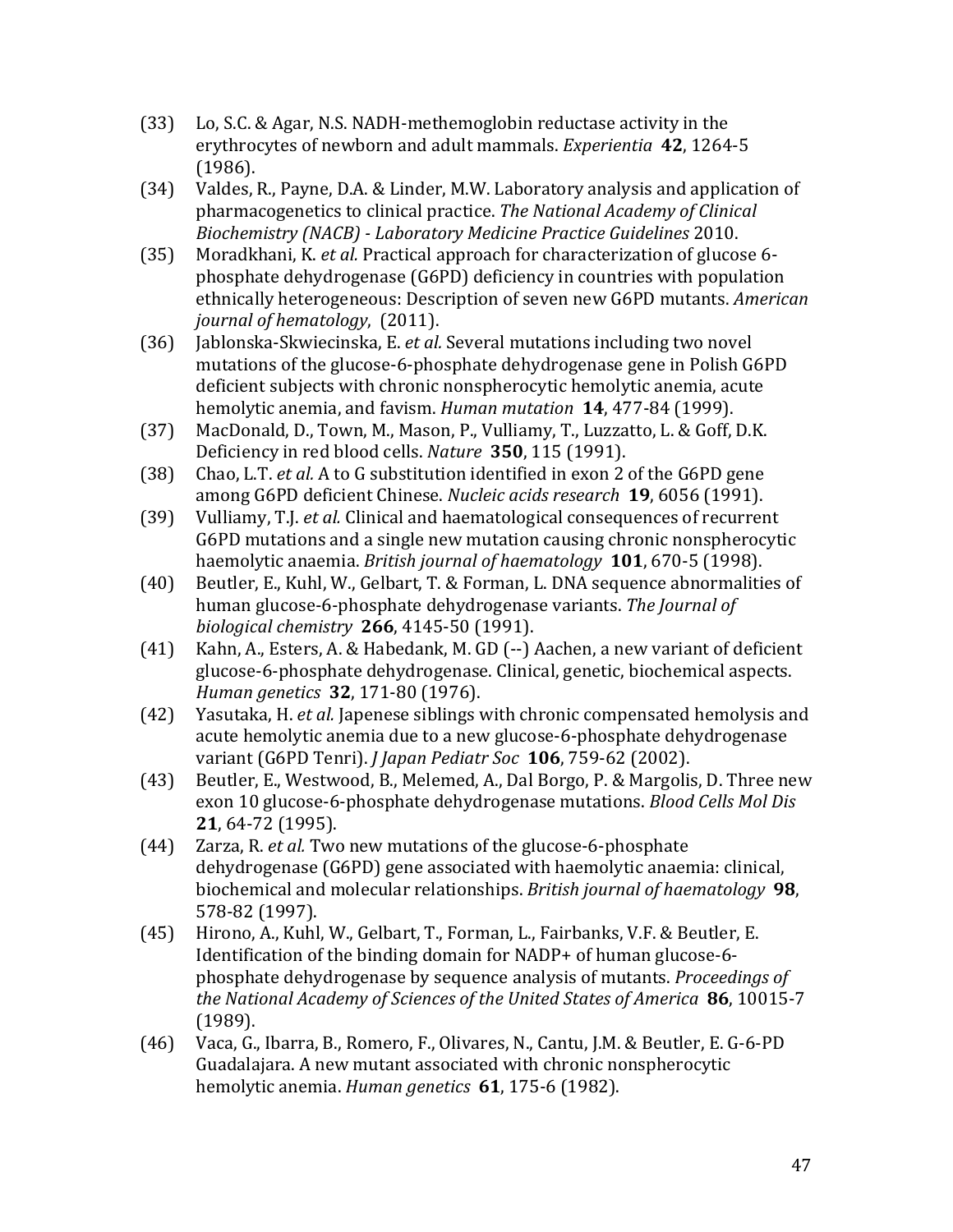(33) Lo, S.C. & Agar, N.S. NADH-methemoglobin reductase activity in the erythrocytes of newborn and adult mammals. *Experientia* **42**, 1264-5 (1986).

(34) Valdes, R., Payne, D.A. & Linder, M.W. Laboratory analysis and application of pharmacogenetics to clinical practice. *The National Academy of Clinical Biochemistry (NACB) - Laboratory Medicine Practice Guidelines* 2010.

(35) Moradkhani, K. *et al.* Practical approach for characterization of glucose 6-phosphate dehydrogenase (G6PD) deficiency in countries with population ethnically heterogeneous: Description of seven new G6PD mutants. *American journal of hematology*, (2011).

(36) Jablonska-Skwiecinska, E. *et al.* Several mutations including two novel mutations of the glucose-6-phosphate dehydrogenase gene in Polish G6PD deficient subjects with chronic nonspherocytic hemolytic anemia, acute hemolytic anemia, and favism. *Human mutation* **14**, 477-84 (1999).

(37) MacDonald, D., Town, M., Mason, P., Vulliamy, T., Luzzatto, L. & Goff, D.K. Deficiency in red blood cells. *Nature* **350**, 115 (1991).

(38) Chao, L.T. *et al.* A to G substitution identified in exon 2 of the G6PD gene among G6PD deficient Chinese. *Nucleic acids research* **19**, 6056 (1991).

(39) Vulliamy, T.J. *et al.* Clinical and haematological consequences of recurrent G6PD mutations and a single new mutation causing chronic nonspherocytic haemolytic anaemia. *British journal of haematology* **101**, 670-5 (1998).

(40) Beutler, E., Kuhl, W., Gelbart, T. & Forman, L. DNA sequence abnormalities of human glucose-6-phosphate dehydrogenase variants. *The Journal of biological chemistry* **266**, 4145-50 (1991).

(41) Kahn, A., Esters, A. & Habedank, M. GD (--) Aachen, a new variant of deficient glucose-6-phosphate dehydrogenase. Clinical, genetic, biochemical aspects. *Human genetics* **32**, 171-80 (1976).

(42) Yasutaka, H. *et al.* Japenese siblings with chronic compensated hemolysis and acute hemolytic anemia due to a new glucose-6-phosphate dehydrogenase variant (G6PD Tenri). *J Japan Pediatr Soc* **106**, 759-62 (2002).

(43) Beutler, E., Westwood, B., Melemed, A., Dal Borgo, P. & Margolis, D. Three new exon 10 glucose-6-phosphate dehydrogenase mutations. *Blood Cells Mol Dis* **21**, 64-72 (1995).

(44) Zarza, R. *et al.* Two new mutations of the glucose-6-phosphate dehydrogenase (G6PD) gene associated with haemolytic anaemia: clinical, biochemical and molecular relationships. *British journal of haematology* **98**, 578-82 (1997).

(45) Hirono, A., Kuhl, W., Gelbart, T., Forman, L., Fairbanks, V.F. & Beutler, E. Identification of the binding domain for NADP+ of human glucose-6-phosphate dehydrogenase by sequence analysis of mutants. *Proceedings of the National Academy of Sciences of the United States of America* **86**, 10015-7 (1989).

(46) Vaca, G., Ibarra, B., Romero, F., Olivares, N., Cantu, J.M. & Beutler, E. G-6-PD Guadalajara. A new mutant associated with chronic nonspherocytic hemolytic anemia. *Human genetics* **61**, 175-6 (1982).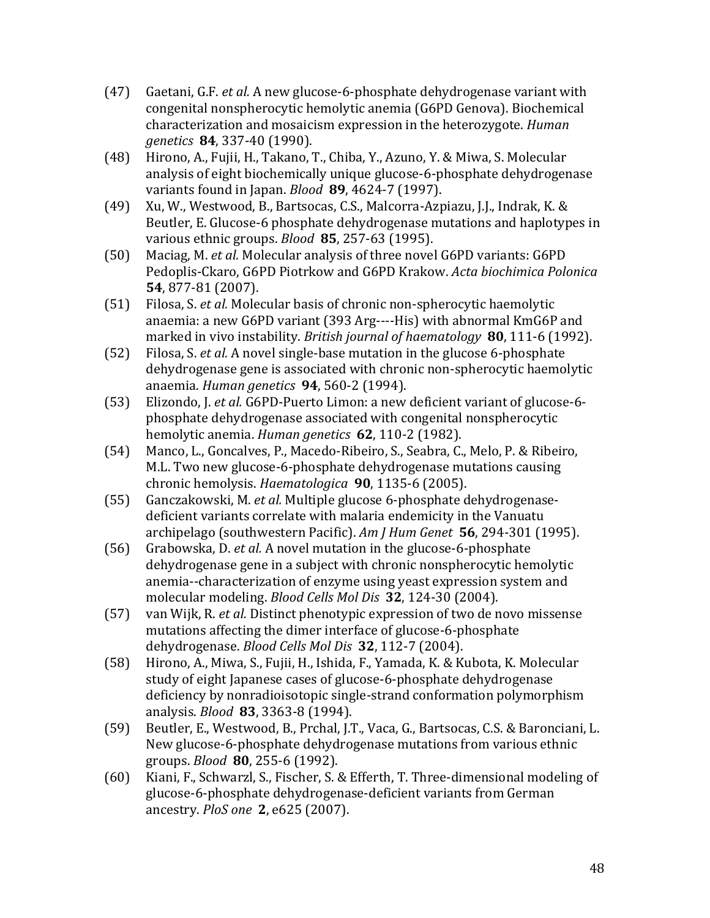(47) Gaetani, G.F. *et al.* A new glucose-6-phosphate dehydrogenase variant with congenital nonspherocytic hemolytic anemia (G6PD Genova). Biochemical characterization and mosaicism expression in the heterozygote. *Human genetics* **84**, 337-40 (1990).

(48) Hirono, A., Fujii, H., Takano, T., Chiba, Y., Azuno, Y. & Miwa, S. Molecular analysis of eight biochemically unique glucose-6-phosphate dehydrogenase variants found in Japan. *Blood* **89**, 4624-7 (1997).

(49) Xu, W., Westwood, B., Bartsocas, C.S., Malcorra-Azpiazu, J.J., Indrak, K. & Beutler, E. Glucose-6 phosphate dehydrogenase mutations and haplotypes in various ethnic groups. *Blood* **85**, 257-63 (1995).

(50) Maciag, M. *et al.* Molecular analysis of three novel G6PD variants: G6PD Pedoplis-Ckaro, G6PD Piotrkow and G6PD Krakow. *Acta biochimica Polonica* **54**, 877-81 (2007).

(51) Filosa, S. *et al.* Molecular basis of chronic non-spherocytic haemolytic anaemia: a new G6PD variant (393 Arg----His) with abnormal KmG6P and marked in vivo instability. *British journal of haematology* **80**, 111-6 (1992).

(52) Filosa, S. *et al.* A novel single-base mutation in the glucose 6-phosphate dehydrogenase gene is associated with chronic non-spherocytic haemolytic anaemia. *Human genetics* **94**, 560-2 (1994).

(53) Elizondo, J. *et al.* G6PD-Puerto Limon: a new deficient variant of glucose-6-phosphate dehydrogenase associated with congenital nonspherocytic hemolytic anemia. *Human genetics* **62**, 110-2 (1982).

(54) Manco, L., Goncalves, P., Macedo-Ribeiro, S., Seabra, C., Melo, P. & Ribeiro, M.L. Two new glucose-6-phosphate dehydrogenase mutations causing chronic hemolysis. *Haematologica* **90**, 1135-6 (2005).

(55) Ganczakowski, M. *et al.* Multiple glucose 6-phosphate dehydrogenase-deficient variants correlate with malaria endemicity in the Vanuatu archipelago (southwestern Pacific). *Am J Hum Genet* **56**, 294-301 (1995).

(56) Grabowska, D. *et al.* A novel mutation in the glucose-6-phosphate dehydrogenase gene in a subject with chronic nonspherocytic hemolytic anemia--characterization of enzyme using yeast expression system and molecular modeling. *Blood Cells Mol Dis* **32**, 124-30 (2004).

(57) van Wijk, R. *et al.* Distinct phenotypic expression of two de novo missense mutations affecting the dimer interface of glucose-6-phosphate dehydrogenase. *Blood Cells Mol Dis* **32**, 112-7 (2004).

(58) Hirono, A., Miwa, S., Fujii, H., Ishida, F., Yamada, K. & Kubota, K. Molecular study of eight Japanese cases of glucose-6-phosphate dehydrogenase deficiency by nonradioisotopic single-strand conformation polymorphism analysis. *Blood* **83**, 3363-8 (1994).

(59) Beutler, E., Westwood, B., Prchal, J.T., Vaca, G., Bartsocas, C.S. & Baronciani, L. New glucose-6-phosphate dehydrogenase mutations from various ethnic groups. *Blood* **80**, 255-6 (1992).

(60) Kiani, F., Schwarzl, S., Fischer, S. & Efferth, T. Three-dimensional modeling of glucose-6-phosphate dehydrogenase-deficient variants from German ancestry. *PloS one* **2**, e625 (2007).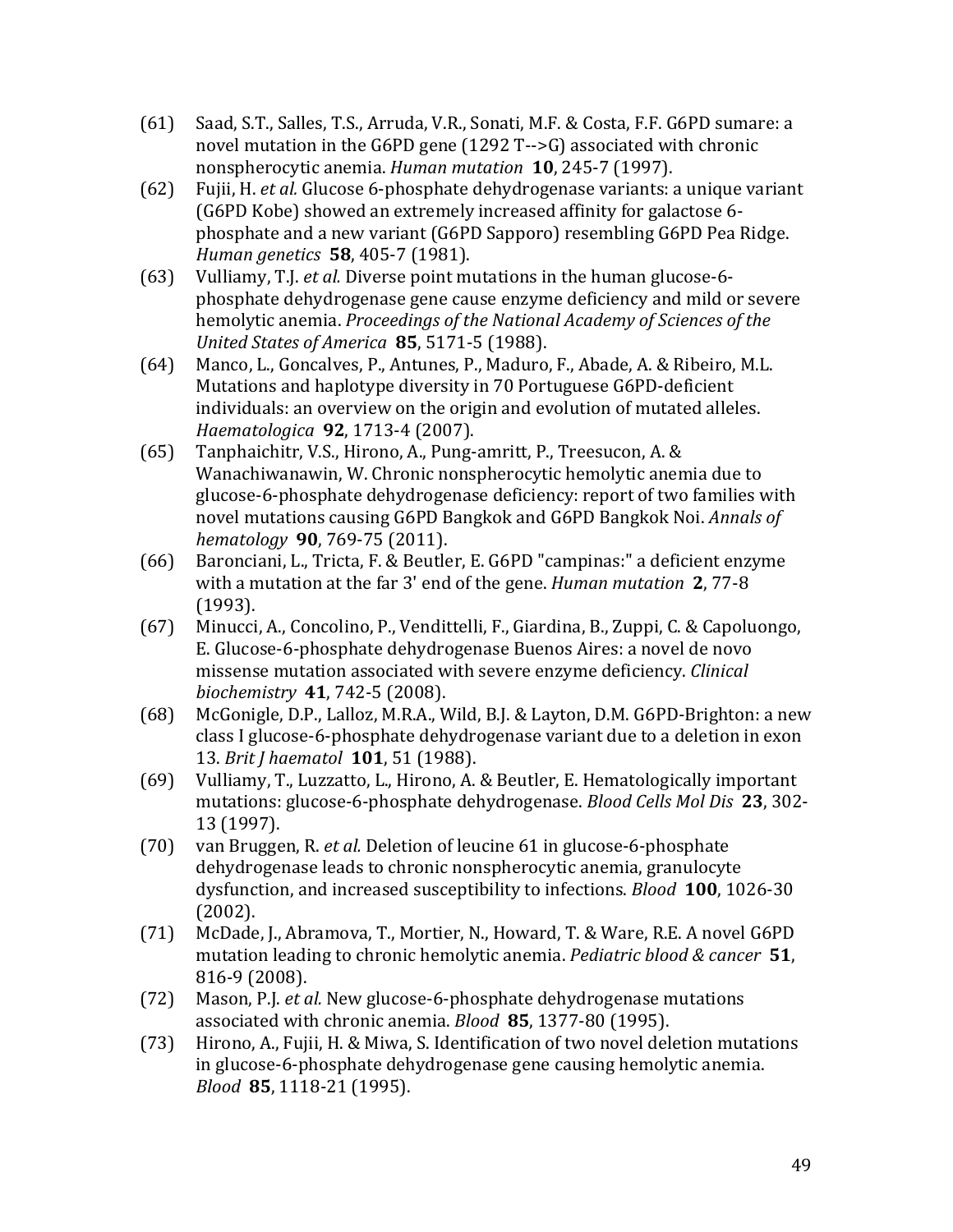(61) Saad, S.T., Salles, T.S., Arruda, V.R., Sonati, M.F. & Costa, F.F. G6PD sumare: a novel mutation in the G6PD gene (1292 T-->G) associated with chronic nonspherocytic anemia. *Human mutation* **10**, 245-7 (1997).

(62) Fujii, H. *et al.* Glucose 6-phosphate dehydrogenase variants: a unique variant (G6PD Kobe) showed an extremely increased affinity for galactose 6-phosphate and a new variant (G6PD Sapporo) resembling G6PD Pea Ridge. *Human genetics* **58**, 405-7 (1981).

(63) Vulliamy, T.J. *et al.* Diverse point mutations in the human glucose-6-phosphate dehydrogenase gene cause enzyme deficiency and mild or severe hemolytic anemia. *Proceedings of the National Academy of Sciences of the United States of America* **85**, 5171-5 (1988).

(64) Manco, L., Goncalves, P., Antunes, P., Maduro, F., Abade, A. & Ribeiro, M.L. Mutations and haplotype diversity in 70 Portuguese G6PD-deficient individuals: an overview on the origin and evolution of mutated alleles. *Haematologica* **92**, 1713-4 (2007).

(65) Tanphaichitr, V.S., Hirono, A., Pung-amritt, P., Treesucon, A. & Wanachiwanawin, W. Chronic nonspherocytic hemolytic anemia due to glucose-6-phosphate dehydrogenase deficiency: report of two families with novel mutations causing G6PD Bangkok and G6PD Bangkok Noi. *Annals of hematology* **90**, 769-75 (2011).

(66) Baronciani, L., Tricta, F. & Beutler, E. G6PD "campinas:" a deficient enzyme with a mutation at the far 3' end of the gene. *Human mutation* **2**, 77-8 (1993).

(67) Minucci, A., Concolino, P., Vendittelli, F., Giardina, B., Zuppi, C. & Capoluongo, E. Glucose-6-phosphate dehydrogenase Buenos Aires: a novel de novo missense mutation associated with severe enzyme deficiency. *Clinical biochemistry* **41**, 742-5 (2008).

(68) McGonigle, D.P., Lalloz, M.R.A., Wild, B.J. & Layton, D.M. G6PD-Brighton: a new class I glucose-6-phosphate dehydrogenase variant due to a deletion in exon 13. *Brit J haematol* **101**, 51 (1988).

(69) Vulliamy, T., Luzzatto, L., Hirono, A. & Beutler, E. Hematologically important mutations: glucose-6-phosphate dehydrogenase. *Blood Cells Mol Dis* **23**, 302-13 (1997).

(70) van Bruggen, R. *et al.* Deletion of leucine 61 in glucose-6-phosphate dehydrogenase leads to chronic nonspherocytic anemia, granulocyte dysfunction, and increased susceptibility to infections. *Blood* **100**, 1026-30 (2002).

(71) McDade, J., Abramova, T., Mortier, N., Howard, T. & Ware, R.E. A novel G6PD mutation leading to chronic hemolytic anemia. *Pediatric blood & cancer* **51**, 816-9 (2008).

(72) Mason, P.J. *et al.* New glucose-6-phosphate dehydrogenase mutations associated with chronic anemia. *Blood* **85**, 1377-80 (1995).

(73) Hirono, A., Fujii, H. & Miwa, S. Identification of two novel deletion mutations in glucose-6-phosphate dehydrogenase gene causing hemolytic anemia. *Blood* **85**, 1118-21 (1995).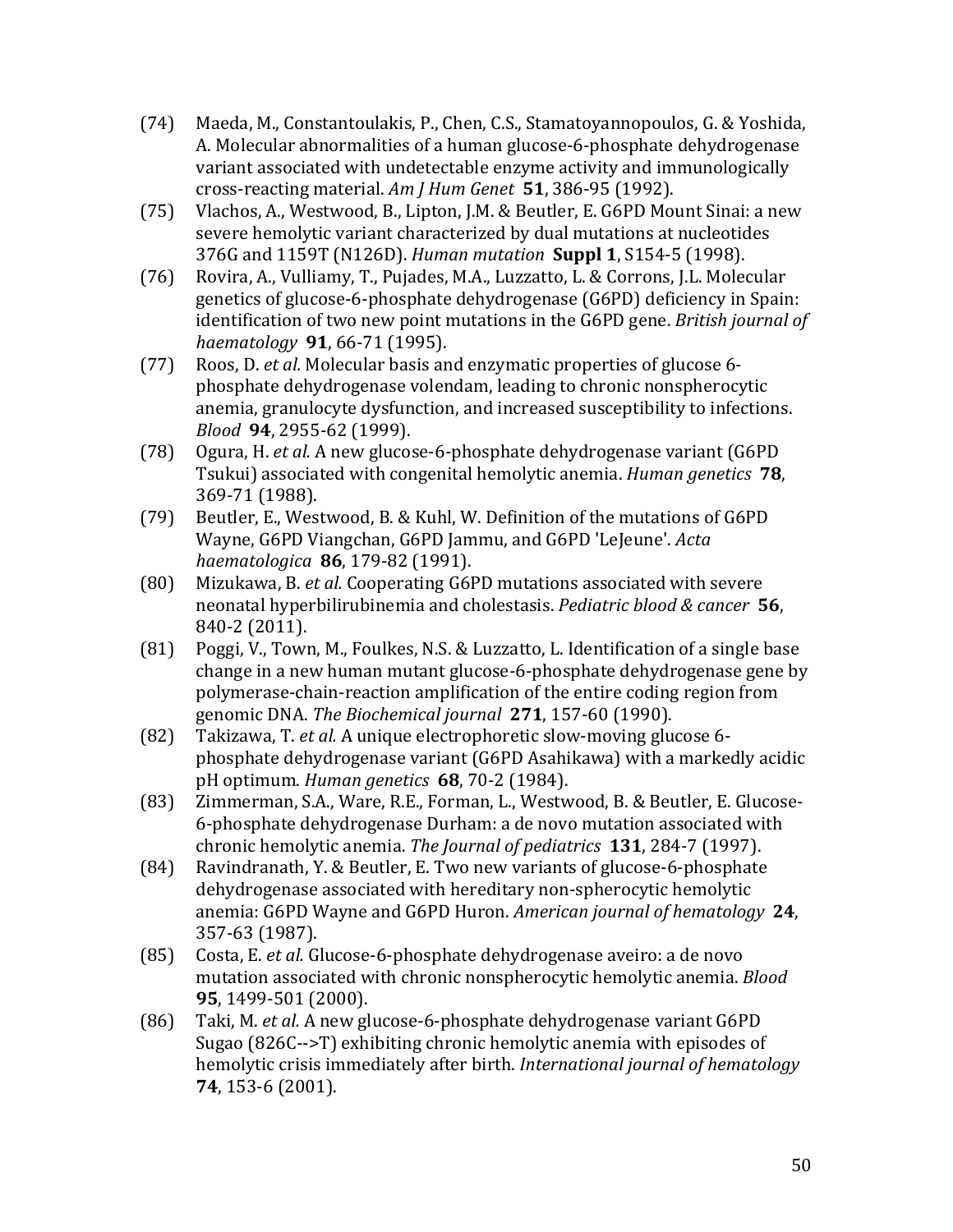(74) Maeda, M., Constantoulakis, P., Chen, C.S., Stamatoyannopoulos, G. & Yoshida, A. Molecular abnormalities of a human glucose-6-phosphate dehydrogenase variant associated with undetectable enzyme activity and immunologically cross-reacting material. *Am J Hum Genet* **51**, 386-95 (1992).

(75) Vlachos, A., Westwood, B., Lipton, J.M. & Beutler, E. G6PD Mount Sinai: a new severe hemolytic variant characterized by dual mutations at nucleotides 376G and 1159T (N126D). *Human mutation* **Suppl 1**, S154-5 (1998).

(76) Rovira, A., Vulliamy, T., Pujades, M.A., Luzzatto, L. & Corrons, J.L. Molecular genetics of glucose-6-phosphate dehydrogenase (G6PD) deficiency in Spain: identification of two new point mutations in the G6PD gene. *British journal of haematology* **91**, 66-71 (1995).

(77) Roos, D. *et al.* Molecular basis and enzymatic properties of glucose 6-phosphate dehydrogenase volendam, leading to chronic nonspherocytic anemia, granulocyte dysfunction, and increased susceptibility to infections. *Blood* **94**, 2955-62 (1999).

(78) Ogura, H. *et al.* A new glucose-6-phosphate dehydrogenase variant (G6PD Tsukui) associated with congenital hemolytic anemia. *Human genetics* **78**, 369-71 (1988).

(79) Beutler, E., Westwood, B. & Kuhl, W. Definition of the mutations of G6PD Wayne, G6PD Viangchan, G6PD Jammu, and G6PD 'LeJeune'. *Acta haematologica* **86**, 179-82 (1991).

(80) Mizukawa, B. *et al.* Cooperating G6PD mutations associated with severe neonatal hyperbilirubinemia and cholestasis. *Pediatric blood & cancer* **56**, 840-2 (2011).

(81) Poggi, V., Town, M., Foulkes, N.S. & Luzzatto, L. Identification of a single base change in a new human mutant glucose-6-phosphate dehydrogenase gene by polymerase-chain-reaction amplification of the entire coding region from genomic DNA. *The Biochemical journal* **271**, 157-60 (1990).

(82) Takizawa, T. *et al.* A unique electrophoretic slow-moving glucose 6-phosphate dehydrogenase variant (G6PD Asahikawa) with a markedly acidic pH optimum. *Human genetics* **68**, 70-2 (1984).

(83) Zimmerman, S.A., Ware, R.E., Forman, L., Westwood, B. & Beutler, E. Glucose-6-phosphate dehydrogenase Durham: a de novo mutation associated with chronic hemolytic anemia. *The Journal of pediatrics* **131**, 284-7 (1997).

(84) Ravindranath, Y. & Beutler, E. Two new variants of glucose-6-phosphate dehydrogenase associated with hereditary non-spherocytic hemolytic anemia: G6PD Wayne and G6PD Huron. *American journal of hematology* **24**, 357-63 (1987).

(85) Costa, E. *et al.* Glucose-6-phosphate dehydrogenase aveiro: a de novo mutation associated with chronic nonspherocytic hemolytic anemia. *Blood* **95**, 1499-501 (2000).

(86) Taki, M. *et al.* A new glucose-6-phosphate dehydrogenase variant G6PD Sugao (826C-->T) exhibiting chronic hemolytic anemia with episodes of hemolytic crisis immediately after birth. *International journal of hematology* **74**, 153-6 (2001).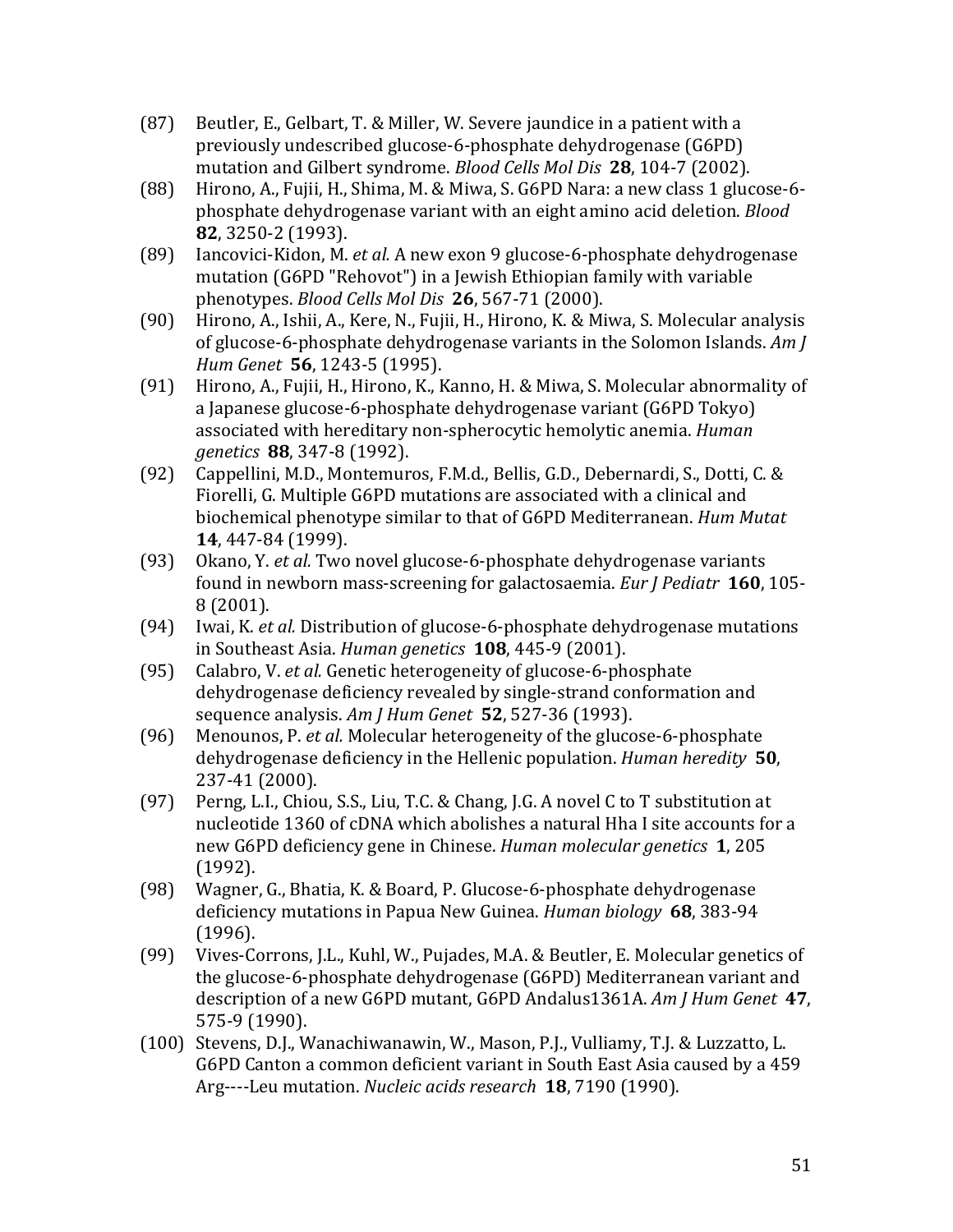(87) Beutler, E., Gelbart, T. & Miller, W. Severe jaundice in a patient with a previously undescribed glucose-6-phosphate dehydrogenase (G6PD) mutation and Gilbert syndrome. *Blood Cells Mol Dis* **28**, 104-7 (2002).

(88) Hirono, A., Fujii, H., Shima, M. & Miwa, S. G6PD Nara: a new class 1 glucose-6-phosphate dehydrogenase variant with an eight amino acid deletion. *Blood* **82**, 3250-2 (1993).

(89) Iancovici-Kidon, M. *et al.* A new exon 9 glucose-6-phosphate dehydrogenase mutation (G6PD "Rehovot") in a Jewish Ethiopian family with variable phenotypes. *Blood Cells Mol Dis* **26**, 567-71 (2000).

(90) Hirono, A., Ishii, A., Kere, N., Fujii, H., Hirono, K. & Miwa, S. Molecular analysis of glucose-6-phosphate dehydrogenase variants in the Solomon Islands. *Am J Hum Genet* **56**, 1243-5 (1995).

(91) Hirono, A., Fujii, H., Hirono, K., Kanno, H. & Miwa, S. Molecular abnormality of a Japanese glucose-6-phosphate dehydrogenase variant (G6PD Tokyo) associated with hereditary non-spherocytic hemolytic anemia. *Human genetics* **88**, 347-8 (1992).

(92) Cappellini, M.D., Montemuros, F.M.d., Bellis, G.D., Debernardi, S., Dotti, C. & Fiorelli, G. Multiple G6PD mutations are associated with a clinical and biochemical phenotype similar to that of G6PD Mediterranean. *Hum Mutat* **14**, 447-84 (1999).

(93) Okano, Y. *et al.* Two novel glucose-6-phosphate dehydrogenase variants found in newborn mass-screening for galactosaemia. *Eur J Pediatr* **160**, 105-8 (2001).

(94) Iwai, K. *et al.* Distribution of glucose-6-phosphate dehydrogenase mutations in Southeast Asia. *Human genetics* **108**, 445-9 (2001).

(95) Calabro, V. *et al.* Genetic heterogeneity of glucose-6-phosphate dehydrogenase deficiency revealed by single-strand conformation and sequence analysis. *Am J Hum Genet* **52**, 527-36 (1993).

(96) Menounos, P. *et al.* Molecular heterogeneity of the glucose-6-phosphate dehydrogenase deficiency in the Hellenic population. *Human heredity* **50**, 237-41 (2000).

(97) Perng, L.I., Chiou, S.S., Liu, T.C. & Chang, J.G. A novel C to T substitution at nucleotide 1360 of cDNA which abolishes a natural Hha I site accounts for a new G6PD deficiency gene in Chinese. *Human molecular genetics* **1**, 205 (1992).

(98) Wagner, G., Bhatia, K. & Board, P. Glucose-6-phosphate dehydrogenase deficiency mutations in Papua New Guinea. *Human biology* **68**, 383-94 (1996).

(99) Vives-Corrons, J.L., Kuhl, W., Pujades, M.A. & Beutler, E. Molecular genetics of the glucose-6-phosphate dehydrogenase (G6PD) Mediterranean variant and description of a new G6PD mutant, G6PD Andalus1361A. *Am J Hum Genet* **47**, 575-9 (1990).

(100) Stevens, D.J., Wanachiwanawin, W., Mason, P.J., Vulliamy, T.J. & Luzzatto, L. G6PD Canton a common deficient variant in South East Asia caused by a 459 Arg----Leu mutation. *Nucleic acids research* **18**, 7190 (1990).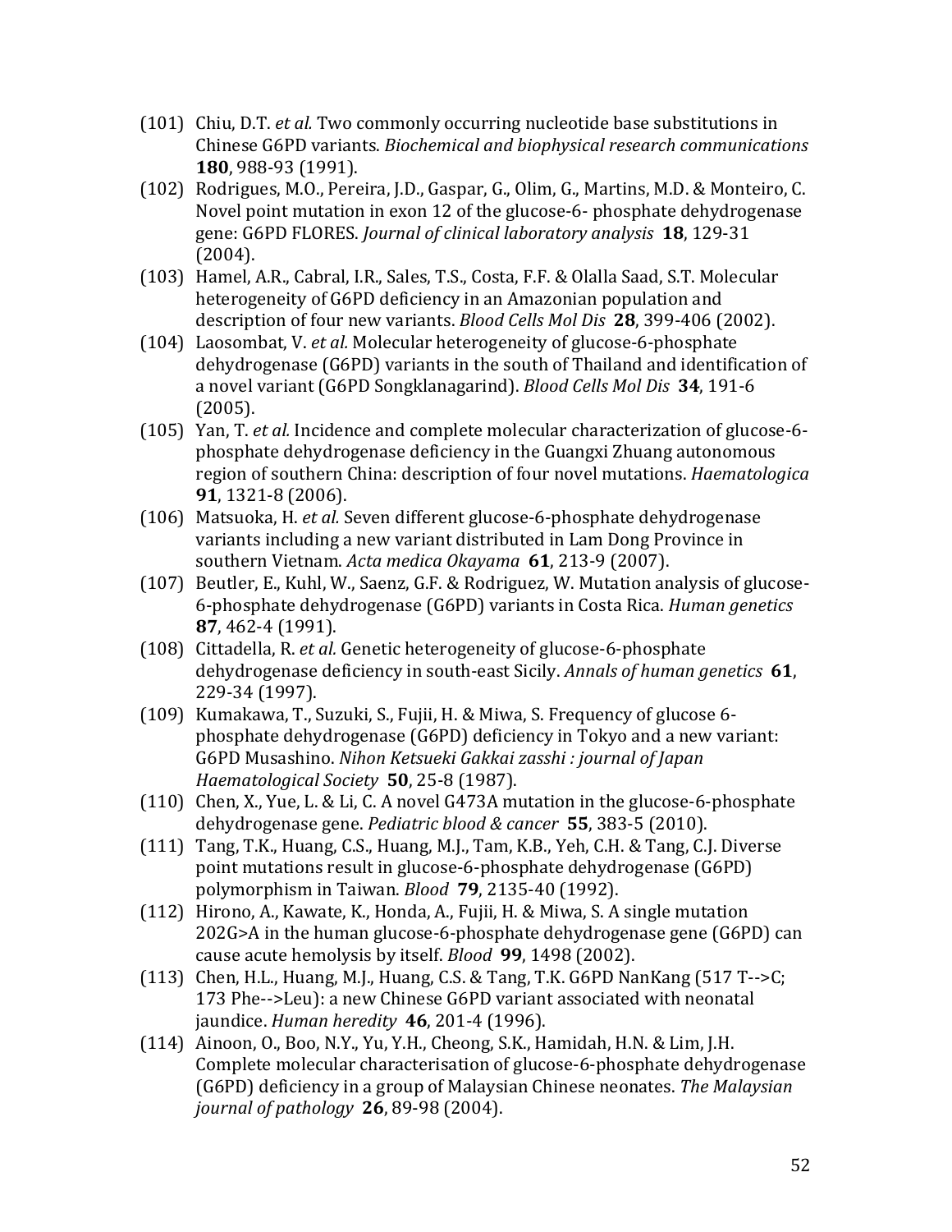(101) Chiu, D.T. *et al.* Two commonly occurring nucleotide base substitutions in Chinese G6PD variants. *Biochemical and biophysical research communications* **180**, 988-93 (1991).

(102) Rodrigues, M.O., Pereira, J.D., Gaspar, G., Olim, G., Martins, M.D. & Monteiro, C. Novel point mutation in exon 12 of the glucose-6- phosphate dehydrogenase gene: G6PD FLORES. *Journal of clinical laboratory analysis* **18**, 129-31 (2004).

(103) Hamel, A.R., Cabral, I.R., Sales, T.S., Costa, F.F. & Olalla Saad, S.T. Molecular heterogeneity of G6PD deficiency in an Amazonian population and description of four new variants. *Blood Cells Mol Dis* **28**, 399-406 (2002).

(104) Laosombat, V. *et al.* Molecular heterogeneity of glucose-6-phosphate dehydrogenase (G6PD) variants in the south of Thailand and identification of a novel variant (G6PD Songklanagarind). *Blood Cells Mol Dis* **34**, 191-6 (2005).

(105) Yan, T. *et al.* Incidence and complete molecular characterization of glucose-6-phosphate dehydrogenase deficiency in the Guangxi Zhuang autonomous region of southern China: description of four novel mutations. *Haematologica* **91**, 1321-8 (2006).

(106) Matsuoka, H. *et al.* Seven different glucose-6-phosphate dehydrogenase variants including a new variant distributed in Lam Dong Province in southern Vietnam. *Acta medica Okayama* **61**, 213-9 (2007).

(107) Beutler, E., Kuhl, W., Saenz, G.F. & Rodriguez, W. Mutation analysis of glucose-6-phosphate dehydrogenase (G6PD) variants in Costa Rica. *Human genetics* **87**, 462-4 (1991).

(108) Cittadella, R. *et al.* Genetic heterogeneity of glucose-6-phosphate dehydrogenase deficiency in south-east Sicily. *Annals of human genetics* **61**, 229-34 (1997).

(109) Kumakawa, T., Suzuki, S., Fujii, H. & Miwa, S. Frequency of glucose 6-phosphate dehydrogenase (G6PD) deficiency in Tokyo and a new variant: G6PD Musashino. *Nihon Ketsueki Gakkai zasshi : journal of Japan Haematological Society* **50**, 25-8 (1987).

(110) Chen, X., Yue, L. & Li, C. A novel G473A mutation in the glucose-6-phosphate dehydrogenase gene. *Pediatric blood & cancer* **55**, 383-5 (2010).

(111) Tang, T.K., Huang, C.S., Huang, M.J., Tam, K.B., Yeh, C.H. & Tang, C.J. Diverse point mutations result in glucose-6-phosphate dehydrogenase (G6PD) polymorphism in Taiwan. *Blood* **79**, 2135-40 (1992).

(112) Hirono, A., Kawate, K., Honda, A., Fujii, H. & Miwa, S. A single mutation 202G>A in the human glucose-6-phosphate dehydrogenase gene (G6PD) can cause acute hemolysis by itself. *Blood* **99**, 1498 (2002).

(113) Chen, H.L., Huang, M.J., Huang, C.S. & Tang, T.K. G6PD NanKang (517 T-->C; 173 Phe-->Leu): a new Chinese G6PD variant associated with neonatal jaundice. *Human heredity* **46**, 201-4 (1996).

(114) Ainoon, O., Boo, N.Y., Yu, Y.H., Cheong, S.K., Hamidah, H.N. & Lim, J.H. Complete molecular characterisation of glucose-6-phosphate dehydrogenase (G6PD) deficiency in a group of Malaysian Chinese neonates. *The Malaysian journal of pathology* **26**, 89-98 (2004).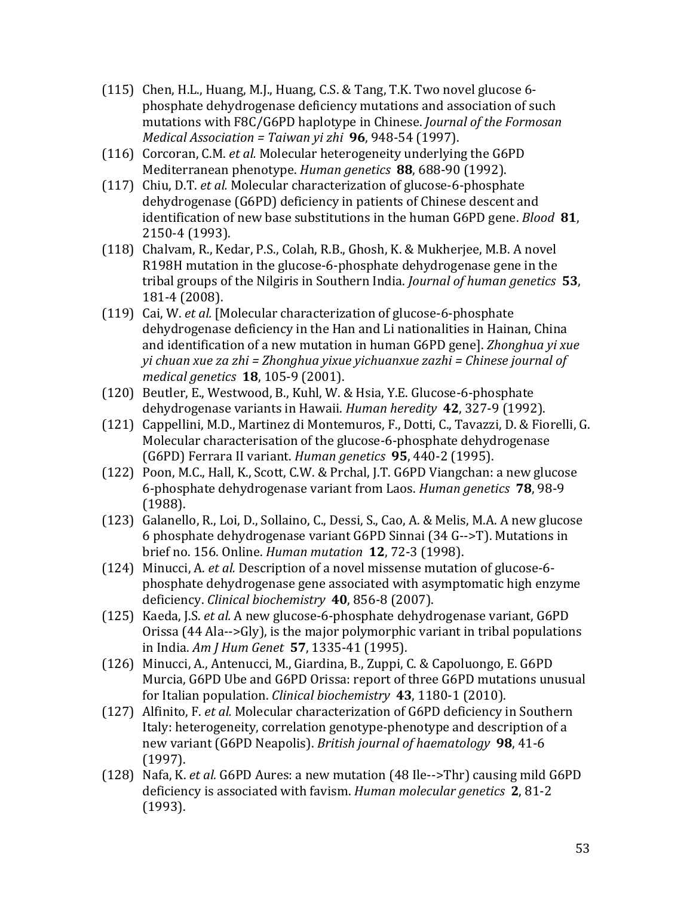(115) Chen, H.L., Huang, M.J., Huang, C.S. & Tang, T.K. Two novel glucose 6-phosphate dehydrogenase deficiency mutations and association of such mutations with F8C/G6PD haplotype in Chinese. *Journal of the Formosan Medical Association = Taiwan yi zhi* **96**, 948-54 (1997).

(116) Corcoran, C.M. *et al.* Molecular heterogeneity underlying the G6PD Mediterranean phenotype. *Human genetics* **88**, 688-90 (1992).

(117) Chiu, D.T. *et al.* Molecular characterization of glucose-6-phosphate dehydrogenase (G6PD) deficiency in patients of Chinese descent and identification of new base substitutions in the human G6PD gene. *Blood* **81**, 2150-4 (1993).

(118) Chalvam, R., Kedar, P.S., Colah, R.B., Ghosh, K. & Mukherjee, M.B. A novel R198H mutation in the glucose-6-phosphate dehydrogenase gene in the tribal groups of the Nilgiris in Southern India. *Journal of human genetics* **53**, 181-4 (2008).

(119) Cai, W. *et al.* [Molecular characterization of glucose-6-phosphate dehydrogenase deficiency in the Han and Li nationalities in Hainan, China and identification of a new mutation in human G6PD gene]. *Zhonghua yi xue yi chuan xue za zhi = Zhonghua yixue yichuanxue zazhi = Chinese journal of medical genetics* **18**, 105-9 (2001).

(120) Beutler, E., Westwood, B., Kuhl, W. & Hsia, Y.E. Glucose-6-phosphate dehydrogenase variants in Hawaii. *Human heredity* **42**, 327-9 (1992).

(121) Cappellini, M.D., Martinez di Montemuros, F., Dotti, C., Tavazzi, D. & Fiorelli, G. Molecular characterisation of the glucose-6-phosphate dehydrogenase (G6PD) Ferrara II variant. *Human genetics* **95**, 440-2 (1995).

(122) Poon, M.C., Hall, K., Scott, C.W. & Prchal, J.T. G6PD Viangchan: a new glucose 6-phosphate dehydrogenase variant from Laos. *Human genetics* **78**, 98-9 (1988).

(123) Galanello, R., Loi, D., Sollaino, C., Dessi, S., Cao, A. & Melis, M.A. A new glucose 6 phosphate dehydrogenase variant G6PD Sinnai (34 G-->T). Mutations in brief no. 156. Online. *Human mutation* **12**, 72-3 (1998).

(124) Minucci, A. *et al.* Description of a novel missense mutation of glucose-6-phosphate dehydrogenase gene associated with asymptomatic high enzyme deficiency. *Clinical biochemistry* **40**, 856-8 (2007).

(125) Kaeda, J.S. *et al.* A new glucose-6-phosphate dehydrogenase variant, G6PD Orissa (44 Ala-->Gly), is the major polymorphic variant in tribal populations in India. *Am J Hum Genet* **57**, 1335-41 (1995).

(126) Minucci, A., Antenucci, M., Giardina, B., Zuppi, C. & Capoluongo, E. G6PD Murcia, G6PD Ube and G6PD Orissa: report of three G6PD mutations unusual for Italian population. *Clinical biochemistry* **43**, 1180-1 (2010).

(127) Alfinito, F. *et al.* Molecular characterization of G6PD deficiency in Southern Italy: heterogeneity, correlation genotype-phenotype and description of a new variant (G6PD Neapolis). *British journal of haematology* **98**, 41-6 (1997).

(128) Nafa, K. *et al.* G6PD Aures: a new mutation (48 Ile-->Thr) causing mild G6PD deficiency is associated with favism. *Human molecular genetics* **2**, 81-2 (1993).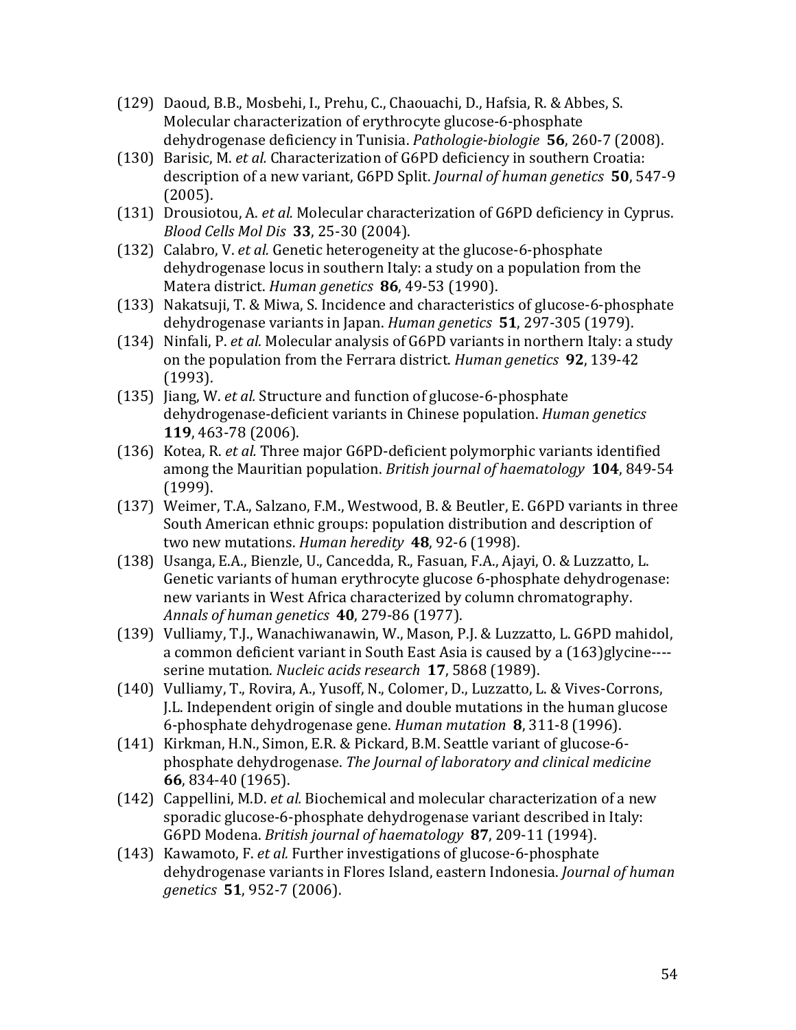(129) Daoud, B.B., Mosbehi, I., Prehu, C., Chaouachi, D., Hafsia, R. & Abbes, S. Molecular characterization of erythrocyte glucose-6-phosphate dehydrogenase deficiency in Tunisia. *Pathologie-biologie* **56**, 260-7 (2008).

(130) Barisic, M. *et al.* Characterization of G6PD deficiency in southern Croatia: description of a new variant, G6PD Split. *Journal of human genetics* **50**, 547-9 (2005).

(131) Drousiotou, A. *et al.* Molecular characterization of G6PD deficiency in Cyprus. *Blood Cells Mol Dis* **33**, 25-30 (2004).

(132) Calabro, V. *et al.* Genetic heterogeneity at the glucose-6-phosphate dehydrogenase locus in southern Italy: a study on a population from the Matera district. *Human genetics* **86**, 49-53 (1990).

(133) Nakatsuji, T. & Miwa, S. Incidence and characteristics of glucose-6-phosphate dehydrogenase variants in Japan. *Human genetics* **51**, 297-305 (1979).

(134) Ninfali, P. *et al.* Molecular analysis of G6PD variants in northern Italy: a study on the population from the Ferrara district. *Human genetics* **92**, 139-42 (1993).

(135) Jiang, W. *et al.* Structure and function of glucose-6-phosphate dehydrogenase-deficient variants in Chinese population. *Human genetics* **119**, 463-78 (2006).

(136) Kotea, R. *et al.* Three major G6PD-deficient polymorphic variants identified among the Mauritian population. *British journal of haematology* **104**, 849-54 (1999).

(137) Weimer, T.A., Salzano, F.M., Westwood, B. & Beutler, E. G6PD variants in three South American ethnic groups: population distribution and description of two new mutations. *Human heredity* **48**, 92-6 (1998).

(138) Usanga, E.A., Bienzle, U., Cancedda, R., Fasuan, F.A., Ajayi, O. & Luzzatto, L. Genetic variants of human erythrocyte glucose 6-phosphate dehydrogenase: new variants in West Africa characterized by column chromatography. *Annals of human genetics* **40**, 279-86 (1977).

(139) Vulliamy, T.J., Wanachiwanawin, W., Mason, P.J. & Luzzatto, L. G6PD mahidol, a common deficient variant in South East Asia is caused by a (163)glycine----serine mutation. *Nucleic acids research* **17**, 5868 (1989).

(140) Vulliamy, T., Rovira, A., Yusoff, N., Colomer, D., Luzzatto, L. & Vives-Corrons, J.L. Independent origin of single and double mutations in the human glucose 6-phosphate dehydrogenase gene. *Human mutation* **8**, 311-8 (1996).

(141) Kirkman, H.N., Simon, E.R. & Pickard, B.M. Seattle variant of glucose-6-phosphate dehydrogenase. *The Journal of laboratory and clinical medicine* **66**, 834-40 (1965).

(142) Cappellini, M.D. *et al.* Biochemical and molecular characterization of a new sporadic glucose-6-phosphate dehydrogenase variant described in Italy: G6PD Modena. *British journal of haematology* **87**, 209-11 (1994).

(143) Kawamoto, F. *et al.* Further investigations of glucose-6-phosphate dehydrogenase variants in Flores Island, eastern Indonesia. *Journal of human genetics* **51**, 952-7 (2006).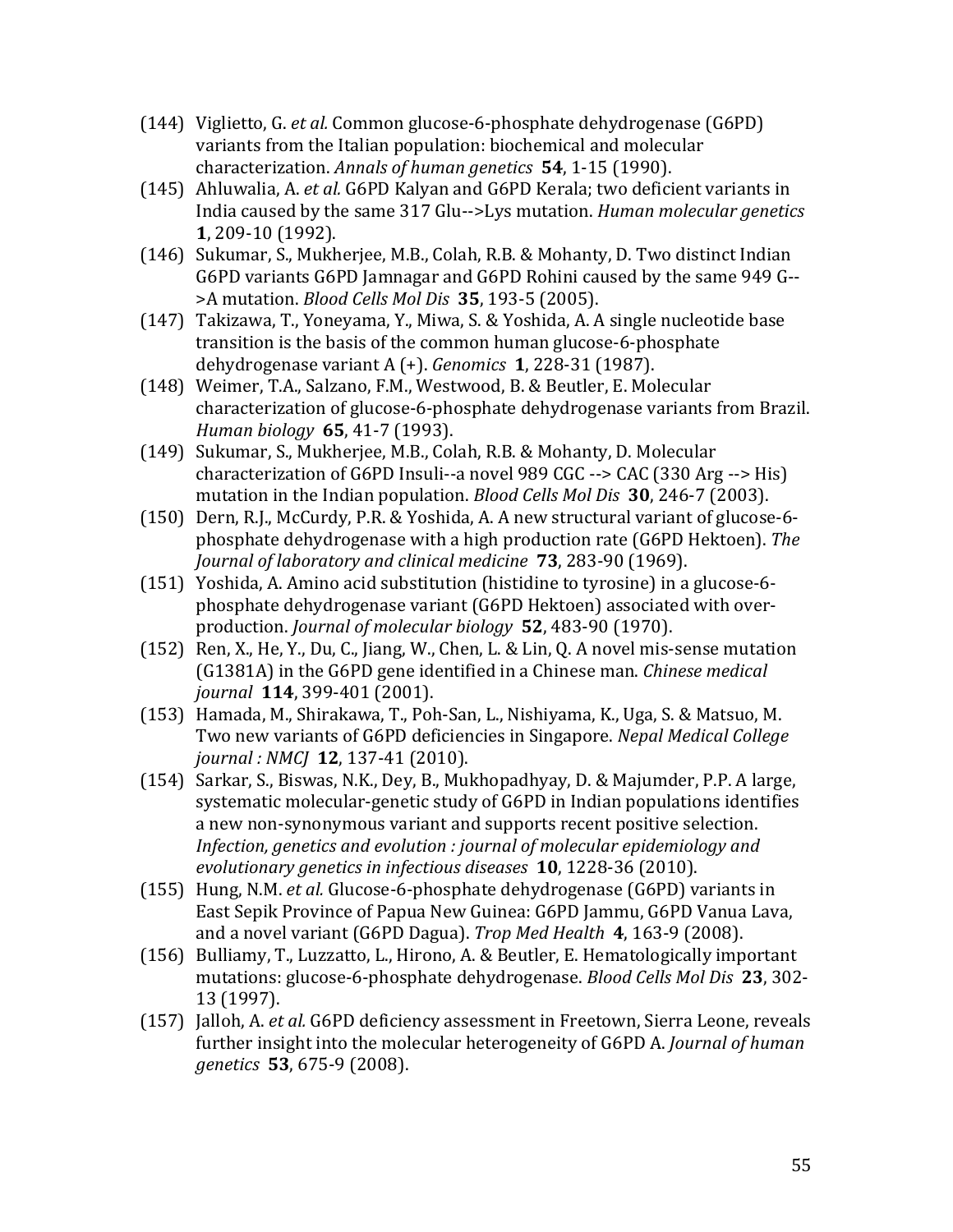(144) Viglietto, G. *et al.* Common glucose-6-phosphate dehydrogenase (G6PD) variants from the Italian population: biochemical and molecular characterization. *Annals of human genetics* **54**, 1-15 (1990).

(145) Ahluwalia, A. *et al.* G6PD Kalyan and G6PD Kerala; two deficient variants in India caused by the same 317 Glu-->Lys mutation. *Human molecular genetics* **1**, 209-10 (1992).

(146) Sukumar, S., Mukherjee, M.B., Colah, R.B. & Mohanty, D. Two distinct Indian G6PD variants G6PD Jamnagar and G6PD Rohini caused by the same 949 G-->A mutation. *Blood Cells Mol Dis* **35**, 193-5 (2005).

(147) Takizawa, T., Yoneyama, Y., Miwa, S. & Yoshida, A. A single nucleotide base transition is the basis of the common human glucose-6-phosphate dehydrogenase variant A (+). *Genomics* **1**, 228-31 (1987).

(148) Weimer, T.A., Salzano, F.M., Westwood, B. & Beutler, E. Molecular characterization of glucose-6-phosphate dehydrogenase variants from Brazil. *Human biology* **65**, 41-7 (1993).

(149) Sukumar, S., Mukherjee, M.B., Colah, R.B. & Mohanty, D. Molecular characterization of G6PD Insuli--a novel 989 CGC --> CAC (330 Arg --> His) mutation in the Indian population. *Blood Cells Mol Dis* **30**, 246-7 (2003).

(150) Dern, R.J., McCurdy, P.R. & Yoshida, A. A new structural variant of glucose-6-phosphate dehydrogenase with a high production rate (G6PD Hektoen). *The Journal of laboratory and clinical medicine* **73**, 283-90 (1969).

(151) Yoshida, A. Amino acid substitution (histidine to tyrosine) in a glucose-6-phosphate dehydrogenase variant (G6PD Hektoen) associated with over-production. *Journal of molecular biology* **52**, 483-90 (1970).

(152) Ren, X., He, Y., Du, C., Jiang, W., Chen, L. & Lin, Q. A novel mis-sense mutation (G1381A) in the G6PD gene identified in a Chinese man. *Chinese medical journal* **114**, 399-401 (2001).

(153) Hamada, M., Shirakawa, T., Poh-San, L., Nishiyama, K., Uga, S. & Matsuo, M. Two new variants of G6PD deficiencies in Singapore. *Nepal Medical College journal : NMCJ* **12**, 137-41 (2010).

(154) Sarkar, S., Biswas, N.K., Dey, B., Mukhopadhyay, D. & Majumder, P.P. A large, systematic molecular-genetic study of G6PD in Indian populations identifies a new non-synonymous variant and supports recent positive selection. *Infection, genetics and evolution : journal of molecular epidemiology and evolutionary genetics in infectious diseases* **10**, 1228-36 (2010).

(155) Hung, N.M. *et al.* Glucose-6-phosphate dehydrogenase (G6PD) variants in East Sepik Province of Papua New Guinea: G6PD Jammu, G6PD Vanua Lava, and a novel variant (G6PD Dagua). *Trop Med Health* **4**, 163-9 (2008).

(156) Bulliamy, T., Luzzatto, L., Hirono, A. & Beutler, E. Hematologically important mutations: glucose-6-phosphate dehydrogenase. *Blood Cells Mol Dis* **23**, 302-13 (1997).

(157) Jalloh, A. *et al.* G6PD deficiency assessment in Freetown, Sierra Leone, reveals further insight into the molecular heterogeneity of G6PD A. *Journal of human genetics* **53**, 675-9 (2008).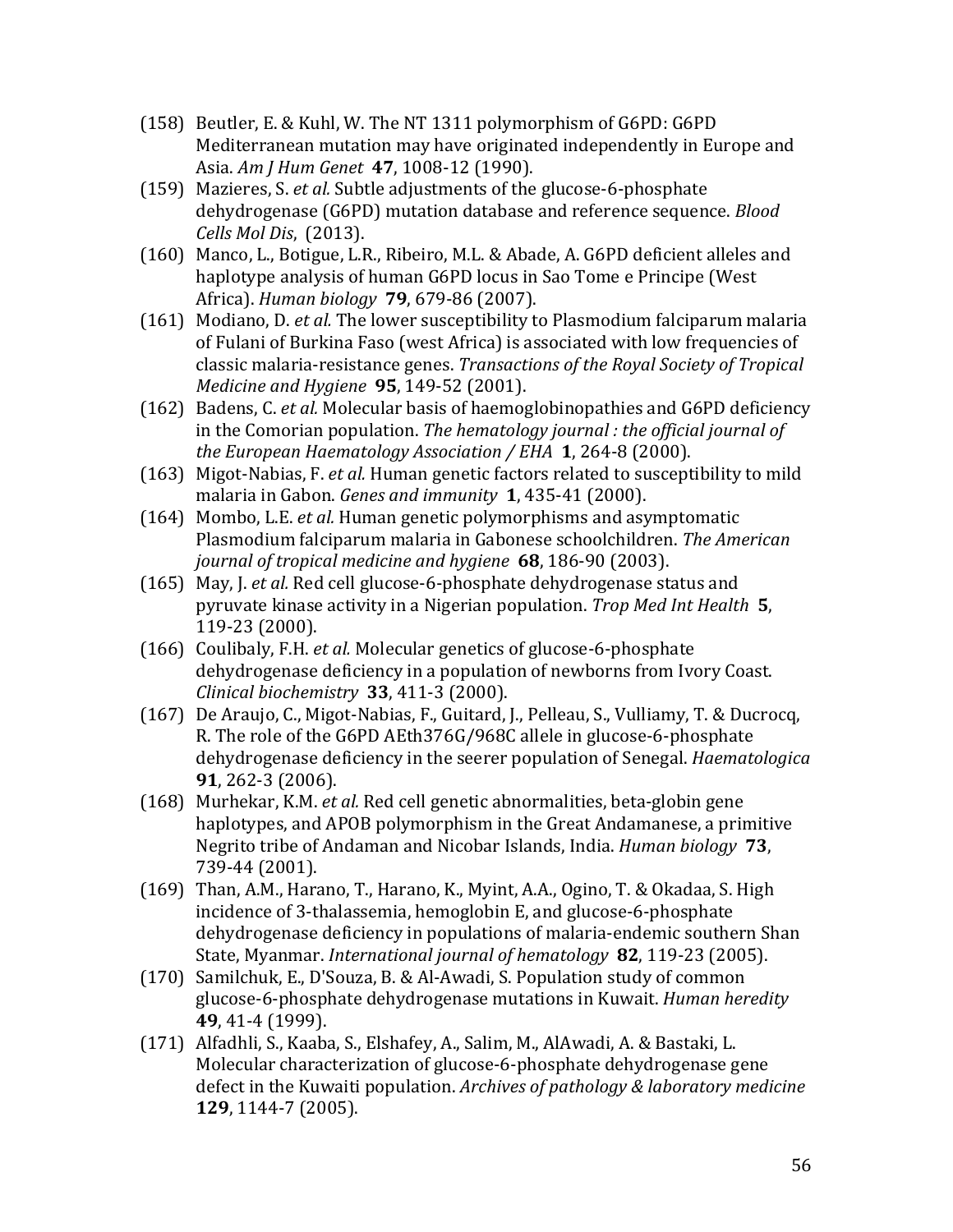(158) Beutler, E. & Kuhl, W. The NT 1311 polymorphism of G6PD: G6PD Mediterranean mutation may have originated independently in Europe and Asia. *Am J Hum Genet* **47**, 1008-12 (1990).

(159) Mazieres, S. *et al.* Subtle adjustments of the glucose-6-phosphate dehydrogenase (G6PD) mutation database and reference sequence. *Blood Cells Mol Dis*, (2013).

(160) Manco, L., Botigue, L.R., Ribeiro, M.L. & Abade, A. G6PD deficient alleles and haplotype analysis of human G6PD locus in Sao Tome e Principe (West Africa). *Human biology* **79**, 679-86 (2007).

(161) Modiano, D. *et al.* The lower susceptibility to Plasmodium falciparum malaria of Fulani of Burkina Faso (west Africa) is associated with low frequencies of classic malaria-resistance genes. *Transactions of the Royal Society of Tropical Medicine and Hygiene* **95**, 149-52 (2001).

(162) Badens, C. *et al.* Molecular basis of haemoglobinopathies and G6PD deficiency in the Comorian population. *The hematology journal : the official journal of the European Haematology Association / EHA* **1**, 264-8 (2000).

(163) Migot-Nabias, F. *et al.* Human genetic factors related to susceptibility to mild malaria in Gabon. *Genes and immunity* **1**, 435-41 (2000).

(164) Mombo, L.E. *et al.* Human genetic polymorphisms and asymptomatic Plasmodium falciparum malaria in Gabonese schoolchildren. *The American journal of tropical medicine and hygiene* **68**, 186-90 (2003).

(165) May, J. *et al.* Red cell glucose-6-phosphate dehydrogenase status and pyruvate kinase activity in a Nigerian population. *Trop Med Int Health* **5**, 119-23 (2000).

(166) Coulibaly, F.H. *et al.* Molecular genetics of glucose-6-phosphate dehydrogenase deficiency in a population of newborns from Ivory Coast. *Clinical biochemistry* **33**, 411-3 (2000).

(167) De Araujo, C., Migot-Nabias, F., Guitard, J., Pelleau, S., Vulliamy, T. & Ducrocq, R. The role of the G6PD AEth376G/968C allele in glucose-6-phosphate dehydrogenase deficiency in the seerer population of Senegal. *Haematologica* **91**, 262-3 (2006).

(168) Murhekar, K.M. *et al.* Red cell genetic abnormalities, beta-globin gene haplotypes, and APOB polymorphism in the Great Andamanese, a primitive Negrito tribe of Andaman and Nicobar Islands, India. *Human biology* **73**, 739-44 (2001).

(169) Than, A.M., Harano, T., Harano, K., Myint, A.A., Ogino, T. & Okadaa, S. High incidence of 3-thalassemia, hemoglobin E, and glucose-6-phosphate dehydrogenase deficiency in populations of malaria-endemic southern Shan State, Myanmar. *International journal of hematology* **82**, 119-23 (2005).

(170) Samilchuk, E., D'Souza, B. & Al-Awadi, S. Population study of common glucose-6-phosphate dehydrogenase mutations in Kuwait. *Human heredity* **49**, 41-4 (1999).

(171) Alfadhli, S., Kaaba, S., Elshafey, A., Salim, M., AlAwadi, A. & Bastaki, L. Molecular characterization of glucose-6-phosphate dehydrogenase gene defect in the Kuwaiti population. *Archives of pathology & laboratory medicine* **129**, 1144-7 (2005).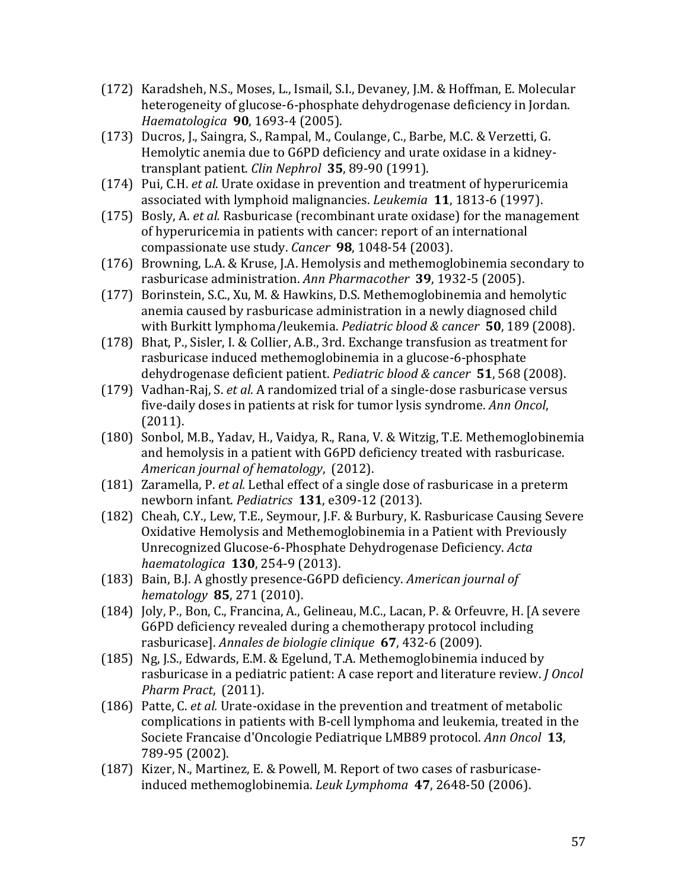(172) Karadsheh, N.S., Moses, L., Ismail, S.I., Devaney, J.M. & Hoffman, E. Molecular heterogeneity of glucose-6-phosphate dehydrogenase deficiency in Jordan. *Haematologica* **90**, 1693-4 (2005).

(173) Ducros, J., Saingra, S., Rampal, M., Coulange, C., Barbe, M.C. & Verzetti, G. Hemolytic anemia due to G6PD deficiency and urate oxidase in a kidney-transplant patient. *Clin Nephrol* **35**, 89-90 (1991).

(174) Pui, C.H. *et al.* Urate oxidase in prevention and treatment of hyperuricemia associated with lymphoid malignancies. *Leukemia* **11**, 1813-6 (1997).

(175) Bosly, A. *et al.* Rasburicase (recombinant urate oxidase) for the management of hyperuricemia in patients with cancer: report of an international compassionate use study. *Cancer* **98**, 1048-54 (2003).

(176) Browning, L.A. & Kruse, J.A. Hemolysis and methemoglobinemia secondary to rasburicase administration. *Ann Pharmacother* **39**, 1932-5 (2005).

(177) Borinstein, S.C., Xu, M. & Hawkins, D.S. Methemoglobinemia and hemolytic anemia caused by rasburicase administration in a newly diagnosed child with Burkitt lymphoma/leukemia. *Pediatric blood & cancer* **50**, 189 (2008).

(178) Bhat, P., Sisler, I. & Collier, A.B., 3rd. Exchange transfusion as treatment for rasburicase induced methemoglobinemia in a glucose-6-phosphate dehydrogenase deficient patient. *Pediatric blood & cancer* **51**, 568 (2008).

(179) Vadhan-Raj, S. *et al.* A randomized trial of a single-dose rasburicase versus five-daily doses in patients at risk for tumor lysis syndrome. *Ann Oncol*, (2011).

(180) Sonbol, M.B., Yadav, H., Vaidya, R., Rana, V. & Witzig, T.E. Methemoglobinemia and hemolysis in a patient with G6PD deficiency treated with rasburicase. *American journal of hematology*, (2012).

(181) Zaramella, P. *et al.* Lethal effect of a single dose of rasburicase in a preterm newborn infant. *Pediatrics* **131**, e309-12 (2013).

(182) Cheah, C.Y., Lew, T.E., Seymour, J.F. & Burbury, K. Rasburicase Causing Severe Oxidative Hemolysis and Methemoglobinemia in a Patient with Previously Unrecognized Glucose-6-Phosphate Dehydrogenase Deficiency. *Acta haematologica* **130**, 254-9 (2013).

(183) Bain, B.J. A ghostly presence-G6PD deficiency. *American journal of hematology* **85**, 271 (2010).

(184) Joly, P., Bon, C., Francina, A., Gelineau, M.C., Lacan, P. & Orfeuvre, H. [A severe G6PD deficiency revealed during a chemotherapy protocol including rasburicase]. *Annales de biologie clinique* **67**, 432-6 (2009).

(185) Ng, J.S., Edwards, E.M. & Egelund, T.A. Methemoglobinemia induced by rasburicase in a pediatric patient: A case report and literature review. *J Oncol Pharm Pract*, (2011).

(186) Patte, C. *et al.* Urate-oxidase in the prevention and treatment of metabolic complications in patients with B-cell lymphoma and leukemia, treated in the Societe Francaise d'Oncologie Pediatrique LMB89 protocol. *Ann Oncol* **13**, 789-95 (2002).

(187) Kizer, N., Martinez, E. & Powell, M. Report of two cases of rasburicase-induced methemoglobinemia. *Leuk Lymphoma* **47**, 2648-50 (2006).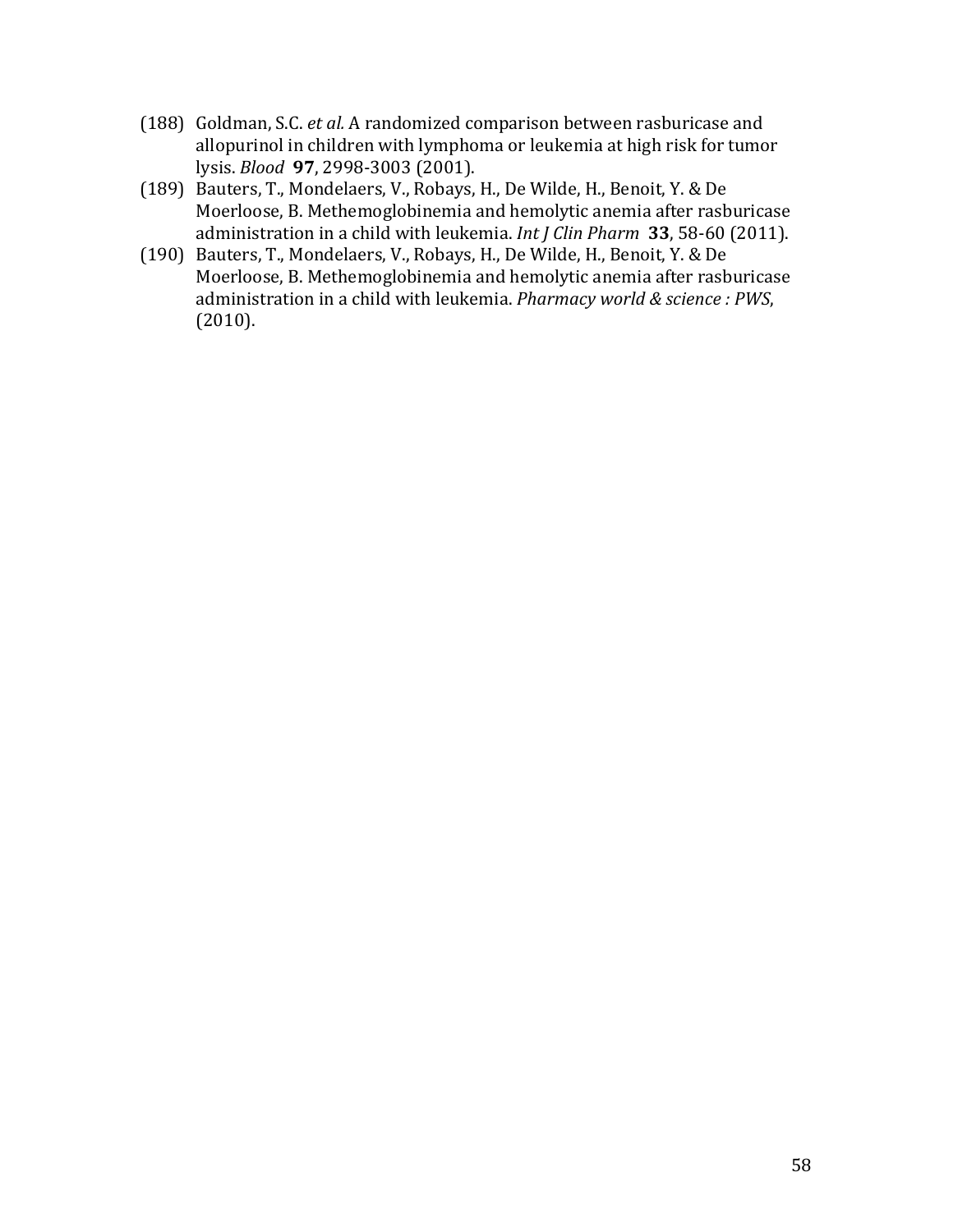(188) Goldman, S.C. *et al.* A randomized comparison between rasburicase and allopurinol in children with lymphoma or leukemia at high risk for tumor lysis. *Blood* **97**, 2998-3003 (2001).

(189) Bauters, T., Mondelaers, V., Robays, H., De Wilde, H., Benoit, Y. & De Moerloose, B. Methemoglobinemia and hemolytic anemia after rasburicase administration in a child with leukemia. *Int J Clin Pharm* **33**, 58-60 (2011).

(190) Bauters, T., Mondelaers, V., Robays, H., De Wilde, H., Benoit, Y. & De Moerloose, B. Methemoglobinemia and hemolytic anemia after rasburicase administration in a child with leukemia. *Pharmacy world & science : PWS*, (2010).